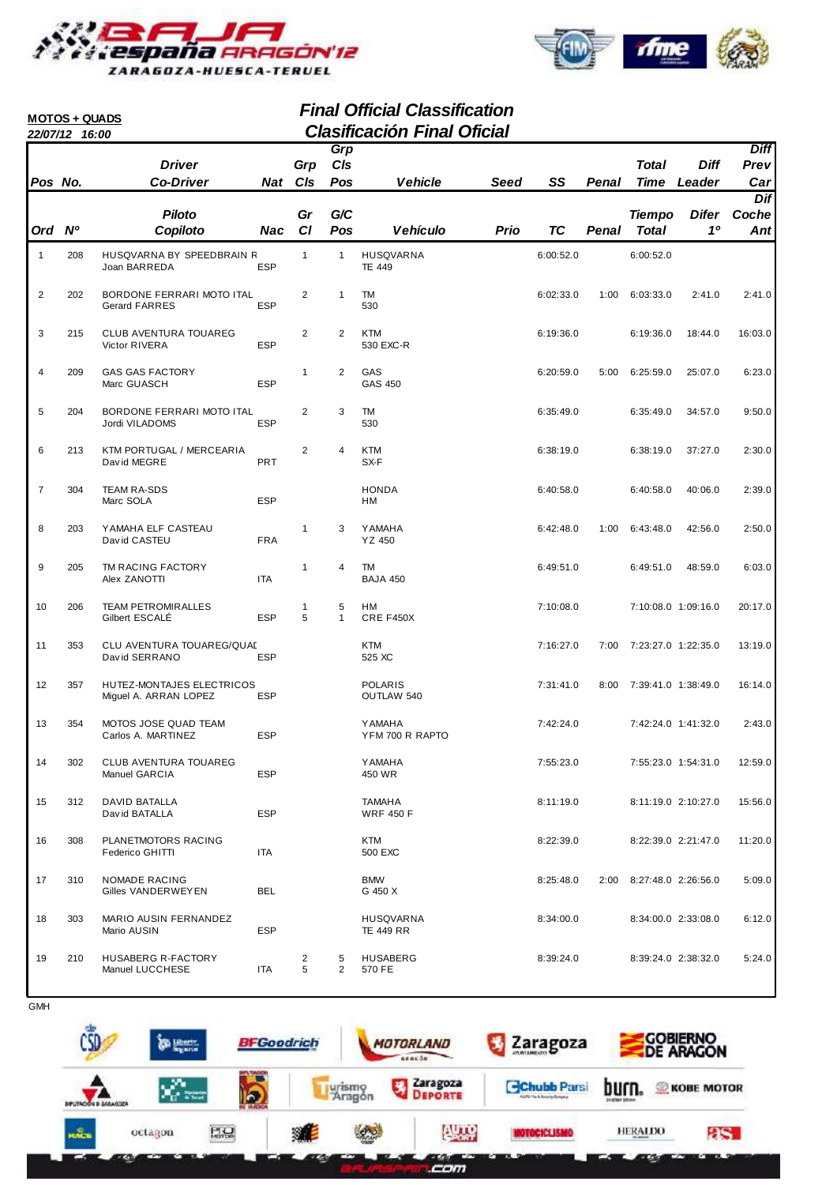**MOTOS + QUADS**

*22/07/12 16:00*

## *Final Official Classification*

## *Clasificación Final Oficial*

| Pos / Ord | No. / Nº | Driver / Piloto — Co-Driver / Copiloto | Nat / Nac | Grp Cls / Gr Cl | Grp Cls Pos / G/C Pos | Vehicle / Vehículo | Seed / Prio | SS / TC | Penal | Total Time / Tiempo Total | Diff Leader / Difer 1º | Diff Prev Car / Dif Coche Ant |
|---|---|---|---|---|---|---|---|---|---|---|---|---|
| 1 | 208 | HUSQVARNA BY SPEEDBRAIN R<br>Joan BARREDA | ESP | 1 | 1 | HUSQVARNA<br>TE 449 | | 6:00:52.0 | | 6:00:52.0 | | |
| 2 | 202 | BORDONE FERRARI MOTO ITAL<br>Gerard FARRES | ESP | 2 | 1 | TM<br>530 | | 6:02:33.0 | 1:00 | 6:03:33.0 | 2:41.0 | 2:41.0 |
| 3 | 215 | CLUB AVENTURA TOUAREG<br>Victor RIVERA | ESP | 2 | 2 | KTM<br>530 EXC-R | | 6:19:36.0 | | 6:19:36.0 | 18:44.0 | 16:03.0 |
| 4 | 209 | GAS GAS FACTORY<br>Marc GUASCH | ESP | 1 | 2 | GAS<br>GAS 450 | | 6:20:59.0 | 5:00 | 6:25:59.0 | 25:07.0 | 6:23.0 |
| 5 | 204 | BORDONE FERRARI MOTO ITAL<br>Jordi VILADOMS | ESP | 2 | 3 | TM<br>530 | | 6:35:49.0 | | 6:35:49.0 | 34:57.0 | 9:50.0 |
| 6 | 213 | KTM PORTUGAL / MERCEARIA<br>David MEGRE | PRT | 2 | 4 | KTM<br>SX-F | | 6:38:19.0 | | 6:38:19.0 | 37:27.0 | 2:30.0 |
| 7 | 304 | TEAM RA-SDS<br>Marc SOLA | ESP | | | HONDA<br>HM | | 6:40:58.0 | | 6:40:58.0 | 40:06.0 | 2:39.0 |
| 8 | 203 | YAMAHA ELF CASTEAU<br>David CASTEU | FRA | 1 | 3 | YAMAHA<br>YZ 450 | | 6:42:48.0 | 1:00 | 6:43:48.0 | 42:56.0 | 2:50.0 |
| 9 | 205 | TM RACING FACTORY<br>Alex ZANOTTI | ITA | 1 | 4 | TM<br>BAJA 450 | | 6:49:51.0 | | 6:49:51.0 | 48:59.0 | 6:03.0 |
| 10 | 206 | TEAM PETROMIRALLES<br>Gilbert ESCALÉ | ESP | 1<br>5 | 5<br>1 | HM<br>CRE F450X | | 7:10:08.0 | | 7:10:08.0 | 1:09:16.0 | 20:17.0 |
| 11 | 353 | CLU AVENTURA TOUAREG/QUAI<br>David SERRANO | ESP | | | KTM<br>525 XC | | 7:16:27.0 | 7:00 | 7:23:27.0 | 1:22:35.0 | 13:19.0 |
| 12 | 357 | HUTEZ-MONTAJES ELECTRICOS<br>Miguel A. ARRAN LOPEZ | ESP | | | POLARIS<br>OUTLAW 540 | | 7:31:41.0 | 8:00 | 7:39:41.0 | 1:38:49.0 | 16:14.0 |
| 13 | 354 | MOTOS JOSE QUAD TEAM<br>Carlos A. MARTINEZ | ESP | | | YAMAHA<br>YFM 700 R RAPTO | | 7:42:24.0 | | 7:42:24.0 | 1:41:32.0 | 2:43.0 |
| 14 | 302 | CLUB AVENTURA TOUAREG<br>Manuel GARCIA | ESP | | | YAMAHA<br>450 WR | | 7:55:23.0 | | 7:55:23.0 | 1:54:31.0 | 12:59.0 |
| 15 | 312 | DAVID BATALLA<br>David BATALLA | ESP | | | TAMAHA<br>WRF 450 F | | 8:11:19.0 | | 8:11:19.0 | 2:10:27.0 | 15:56.0 |
| 16 | 308 | PLANETMOTORS RACING<br>Federico GHITTI | ITA | | | KTM<br>500 EXC | | 8:22:39.0 | | 8:22:39.0 | 2:21:47.0 | 11:20.0 |
| 17 | 310 | NOMADE RACING<br>Gilles VANDERWEYEN | BEL | | | BMW<br>G 450 X | | 8:25:48.0 | 2:00 | 8:27:48.0 | 2:26:56.0 | 5:09.0 |
| 18 | 303 | MARIO AUSIN FERNANDEZ<br>Mario AUSIN | ESP | | | HUSQVARNA<br>TE 449 RR | | 8:34:00.0 | | 8:34:00.0 | 2:33:08.0 | 6:12.0 |
| 19 | 210 | HUSABERG R-FACTORY<br>Manuel LUCCHESE | ITA | 2<br>5 | 5<br>2 | HUSABERG<br>570 FE | | 8:39:24.0 | | 8:39:24.0 | 2:38:32.0 | 5:24.0 |

GMH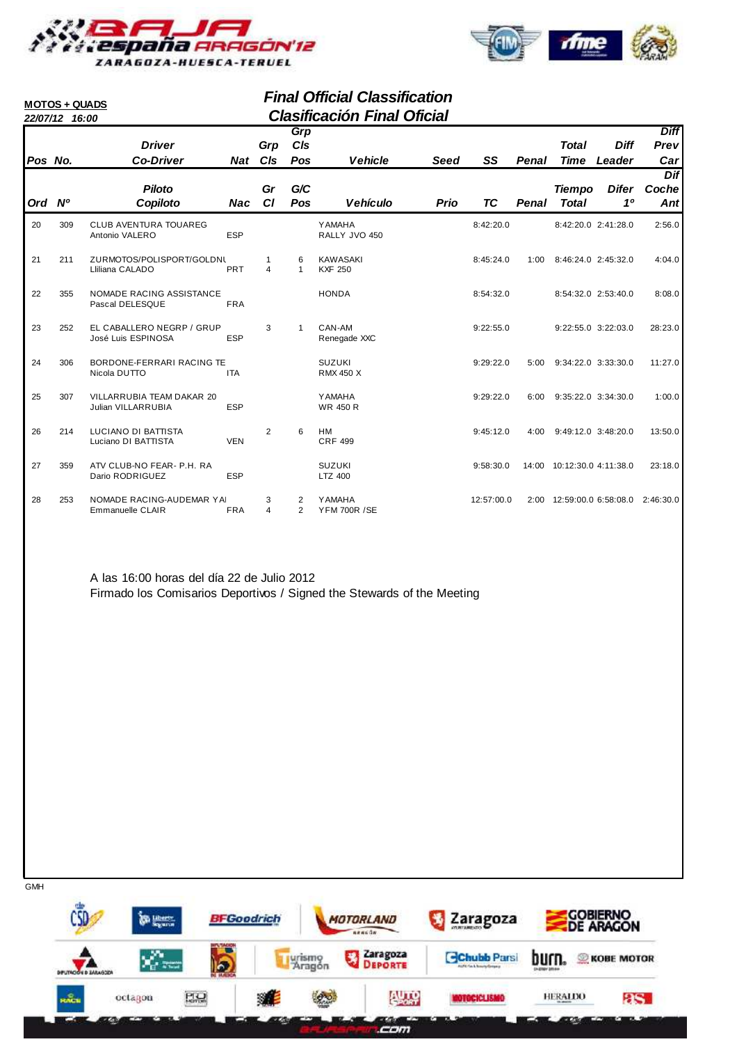**MOTOS + QUADS**

*22/07/12 16:00*

## *Final Official Classification*
## *Clasificación Final Oficial*

| Pos / Ord | No. / Nº | Driver / Co-Driver — Piloto / Copiloto | Nat / Nac | Grp Cls / Gr Cl | Grp Cls Pos / G/C Pos | Vehicle / Vehículo | Seed / Prio | SS / TC | Penal | Total Time / Tiempo Total | Diff Leader / Difer 1º | Diff Prev Car / Dif Coche Ant |
|---|---|---|---|---|---|---|---|---|---|---|---|---|
| 20 | 309 | CLUB AVENTURA TOUAREG<br>Antonio VALERO | ESP | | | YAMAHA<br>RALLY JVO 450 | | 8:42:20.0 | | 8:42:20.0 | 2:41:28.0 | 2:56.0 |
| 21 | 211 | ZURMOTOS/POLISPORT/GOLDNU<br>Lliliana CALADO | PRT | 1<br>4 | 6<br>1 | KAWASAKI<br>KXF 250 | | 8:45:24.0 | 1:00 | 8:46:24.0 | 2:45:32.0 | 4:04.0 |
| 22 | 355 | NOMADE RACING ASSISTANCE<br>Pascal DELESQUE | FRA | | | HONDA | | 8:54:32.0 | | 8:54:32.0 | 2:53:40.0 | 8:08.0 |
| 23 | 252 | EL CABALLERO NEGRP / GRUP<br>José Luis ESPINOSA | ESP | 3 | 1 | CAN-AM<br>Renegade XXC | | 9:22:55.0 | | 9:22:55.0 | 3:22:03.0 | 28:23.0 |
| 24 | 306 | BORDONE-FERRARI RACING TE<br>Nicola DUTTO | ITA | | | SUZUKI<br>RMX 450 X | | 9:29:22.0 | 5:00 | 9:34:22.0 | 3:33:30.0 | 11:27.0 |
| 25 | 307 | VILLARRUBIA TEAM DAKAR 20<br>Julian VILLARRUBIA | ESP | | | YAMAHA<br>WR 450 R | | 9:29:22.0 | 6:00 | 9:35:22.0 | 3:34:30.0 | 1:00.0 |
| 26 | 214 | LUCIANO DI BATTISTA<br>Luciano DI BATTISTA | VEN | 2 | 6 | HM<br>CRF 499 | | 9:45:12.0 | 4:00 | 9:49:12.0 | 3:48:20.0 | 13:50.0 |
| 27 | 359 | ATV CLUB-NO FEAR- P.H. RA<br>Dario RODRIGUEZ | ESP | | | SUZUKI<br>LTZ 400 | | 9:58:30.0 | 14:00 | 10:12:30.0 | 4:11:38.0 | 23:18.0 |
| 28 | 253 | NOMADE RACING-AUDEMAR YAI<br>Emmanuelle CLAIR | FRA | 3<br>4 | 2<br>2 | YAMAHA<br>YFM 700R /SE | | 12:57:00.0 | 2:00 | 12:59:00.0 | 6:58:08.0 | 2:46:30.0 |

A las 16:00 horas del día 22 de Julio 2012
Firmado los Comisarios Deportivos / Signed the Stewards of the Meeting

GMH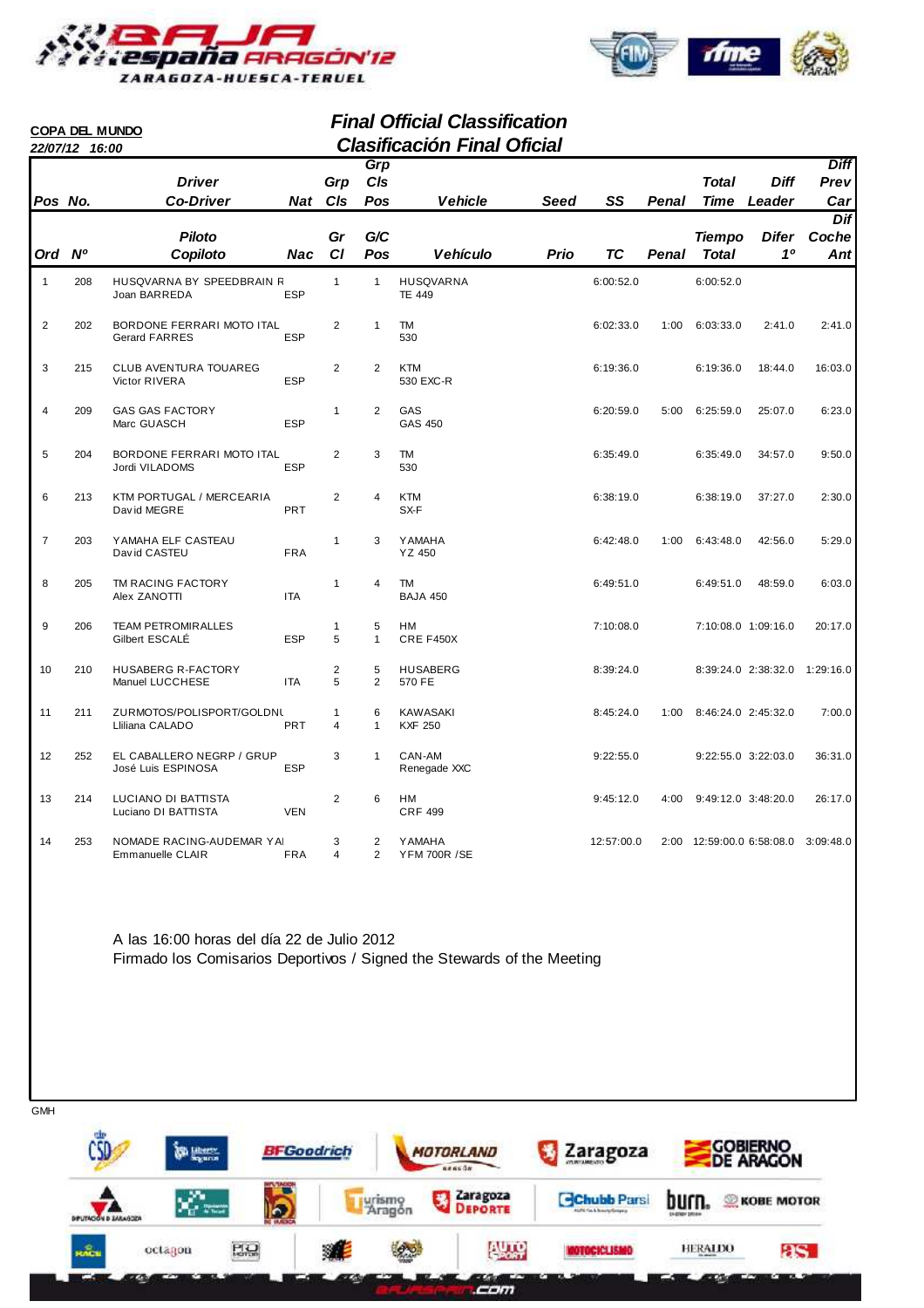**COPA DEL MUNDO**

*22/07/12 16:00*

## *Final Official Classification*

## *Clasificación Final Oficial*

| Pos / Ord | No. / Nº | Driver / Co-Driver (Piloto / Copiloto) | Nat / Nac | Grp Cls / Gr Cl | Grp Cls Pos / G/C Pos | Vehicle / Vehículo | Seed / Prio | SS / TC | Penal | Total Time / Tiempo Total | Diff Leader / Difer 1º | Diff Prev Car / Dif Coche Ant |
|---|---|---|---|---|---|---|---|---|---|---|---|---|
| 1 | 208 | HUSQVARNA BY SPEEDBRAIN R<br>Joan BARREDA | ESP | 1 | 1 | HUSQVARNA<br>TE 449 | | 6:00:52.0 | | 6:00:52.0 | | |
| 2 | 202 | BORDONE FERRARI MOTO ITAL<br>Gerard FARRES | ESP | 2 | 1 | TM<br>530 | | 6:02:33.0 | 1:00 | 6:03:33.0 | 2:41.0 | 2:41.0 |
| 3 | 215 | CLUB AVENTURA TOUAREG<br>Victor RIVERA | ESP | 2 | 2 | KTM<br>530 EXC-R | | 6:19:36.0 | | 6:19:36.0 | 18:44.0 | 16:03.0 |
| 4 | 209 | GAS GAS FACTORY<br>Marc GUASCH | ESP | 1 | 2 | GAS<br>GAS 450 | | 6:20:59.0 | 5:00 | 6:25:59.0 | 25:07.0 | 6:23.0 |
| 5 | 204 | BORDONE FERRARI MOTO ITAL<br>Jordi VILADOMS | ESP | 2 | 3 | TM<br>530 | | 6:35:49.0 | | 6:35:49.0 | 34:57.0 | 9:50.0 |
| 6 | 213 | KTM PORTUGAL / MERCEARIA<br>David MEGRE | PRT | 2 | 4 | KTM<br>SX-F | | 6:38:19.0 | | 6:38:19.0 | 37:27.0 | 2:30.0 |
| 7 | 203 | YAMAHA ELF CASTEAU<br>David CASTEU | FRA | 1 | 3 | YAMAHA<br>YZ 450 | | 6:42:48.0 | 1:00 | 6:43:48.0 | 42:56.0 | 5:29.0 |
| 8 | 205 | TM RACING FACTORY<br>Alex ZANOTTI | ITA | 1 | 4 | TM<br>BAJA 450 | | 6:49:51.0 | | 6:49:51.0 | 48:59.0 | 6:03.0 |
| 9 | 206 | TEAM PETROMIRALLES<br>Gilbert ESCALÉ | ESP | 1<br>5 | 5<br>1 | HM<br>CRE F450X | | 7:10:08.0 | | 7:10:08.0 | 1:09:16.0 | 20:17.0 |
| 10 | 210 | HUSABERG R-FACTORY<br>Manuel LUCCHESE | ITA | 2<br>5 | 5<br>2 | HUSABERG<br>570 FE | | 8:39:24.0 | | 8:39:24.0 | 2:38:32.0 | 1:29:16.0 |
| 11 | 211 | ZURMOTOS/POLISPORT/GOLDNU<br>Lliliana CALADO | PRT | 1<br>4 | 6<br>1 | KAWASAKI<br>KXF 250 | | 8:45:24.0 | 1:00 | 8:46:24.0 | 2:45:32.0 | 7:00.0 |
| 12 | 252 | EL CABALLERO NEGRP / GRUP<br>José Luis ESPINOSA | ESP | 3 | 1 | CAN-AM<br>Renegade XXC | | 9:22:55.0 | | 9:22:55.0 | 3:22:03.0 | 36:31.0 |
| 13 | 214 | LUCIANO DI BATTISTA<br>Luciano DI BATTISTA | VEN | 2 | 6 | HM<br>CRF 499 | | 9:45:12.0 | 4:00 | 9:49:12.0 | 3:48:20.0 | 26:17.0 |
| 14 | 253 | NOMADE RACING-AUDEMAR YAI<br>Emmanuelle CLAIR | FRA | 3<br>4 | 2<br>2 | YAMAHA<br>YFM 700R /SE | | 12:57:00.0 | 2:00 | 12:59:00.0 | 6:58:08.0 | 3:09:48.0 |

A las 16:00 horas del día 22 de Julio 2012

Firmado los Comisarios Deportivos / Signed the Stewards of the Meeting

GMH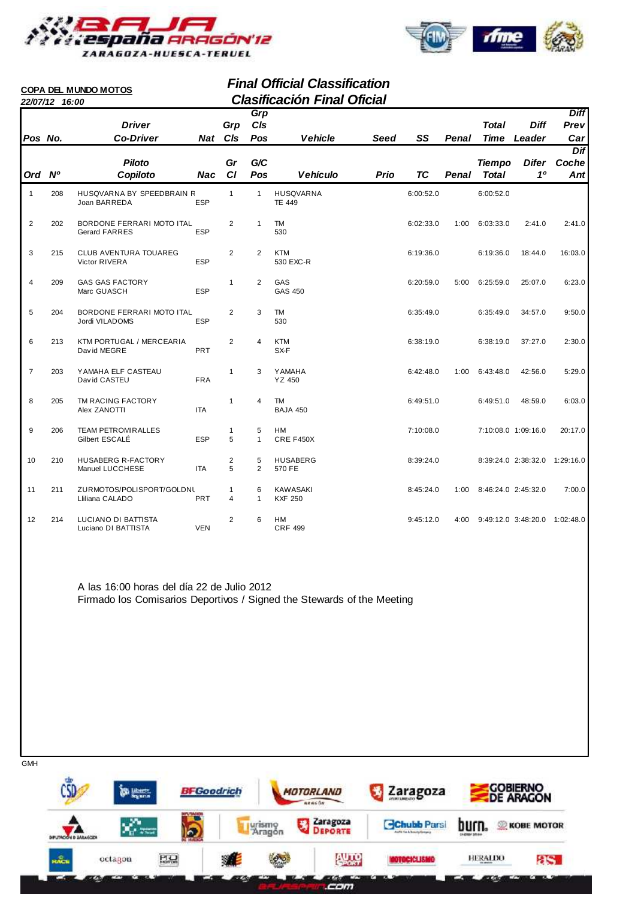**COPA DEL MUNDO MOTOS**

*22/07/12 16:00*

## *Final Official Classification*
## *Clasificación Final Oficial*

| Pos / Ord | No. / Nº | Driver / Co-Driver (Piloto / Copiloto) | Nat / Nac | Grp Cls / Gr Cl | Grp Cls Pos / G/C Pos | Vehicle / Vehículo | Seed / Prio | SS / TC | Penal | Total Time / Tiempo Total | Diff Leader / Difer 1º | Diff Prev Car / Dif Coche Ant |
|---|---|---|---|---|---|---|---|---|---|---|---|---|
| 1 | 208 | HUSQVARNA BY SPEEDBRAIN R<br>Joan BARREDA | ESP | 1 | 1 | HUSQVARNA<br>TE 449 | | 6:00:52.0 | | 6:00:52.0 | | |
| 2 | 202 | BORDONE FERRARI MOTO ITAL<br>Gerard FARRES | ESP | 2 | 1 | TM<br>530 | | 6:02:33.0 | 1:00 | 6:03:33.0 | 2:41.0 | 2:41.0 |
| 3 | 215 | CLUB AVENTURA TOUAREG<br>Victor RIVERA | ESP | 2 | 2 | KTM<br>530 EXC-R | | 6:19:36.0 | | 6:19:36.0 | 18:44.0 | 16:03.0 |
| 4 | 209 | GAS GAS FACTORY<br>Marc GUASCH | ESP | 1 | 2 | GAS<br>GAS 450 | | 6:20:59.0 | 5:00 | 6:25:59.0 | 25:07.0 | 6:23.0 |
| 5 | 204 | BORDONE FERRARI MOTO ITAL<br>Jordi VILADOMS | ESP | 2 | 3 | TM<br>530 | | 6:35:49.0 | | 6:35:49.0 | 34:57.0 | 9:50.0 |
| 6 | 213 | KTM PORTUGAL / MERCEARIA<br>David MEGRE | PRT | 2 | 4 | KTM<br>SX-F | | 6:38:19.0 | | 6:38:19.0 | 37:27.0 | 2:30.0 |
| 7 | 203 | YAMAHA ELF CASTEAU<br>David CASTEU | FRA | 1 | 3 | YAMAHA<br>YZ 450 | | 6:42:48.0 | 1:00 | 6:43:48.0 | 42:56.0 | 5:29.0 |
| 8 | 205 | TM RACING FACTORY<br>Alex ZANOTTI | ITA | 1 | 4 | TM<br>BAJA 450 | | 6:49:51.0 | | 6:49:51.0 | 48:59.0 | 6:03.0 |
| 9 | 206 | TEAM PETROMIRALLES<br>Gilbert ESCALÉ | ESP | 1<br>5 | 5<br>1 | HM<br>CRE F450X | | 7:10:08.0 | | 7:10:08.0 | 1:09:16.0 | 20:17.0 |
| 10 | 210 | HUSABERG R-FACTORY<br>Manuel LUCCHESE | ITA | 2<br>5 | 5<br>2 | HUSABERG<br>570 FE | | 8:39:24.0 | | 8:39:24.0 | 2:38:32.0 | 1:29:16.0 |
| 11 | 211 | ZURMOTOS/POLISPORT/GOLDNU<br>Lliliana CALADO | PRT | 1<br>4 | 6<br>1 | KAWASAKI<br>KXF 250 | | 8:45:24.0 | 1:00 | 8:46:24.0 | 2:45:32.0 | 7:00.0 |
| 12 | 214 | LUCIANO DI BATTISTA<br>Luciano DI BATTISTA | VEN | 2 | 6 | HM<br>CRF 499 | | 9:45:12.0 | 4:00 | 9:49:12.0 | 3:48:20.0 | 1:02:48.0 |

A las 16:00 horas del día 22 de Julio 2012

Firmado los Comisarios Deportivos / Signed the Stewards of the Meeting

GMH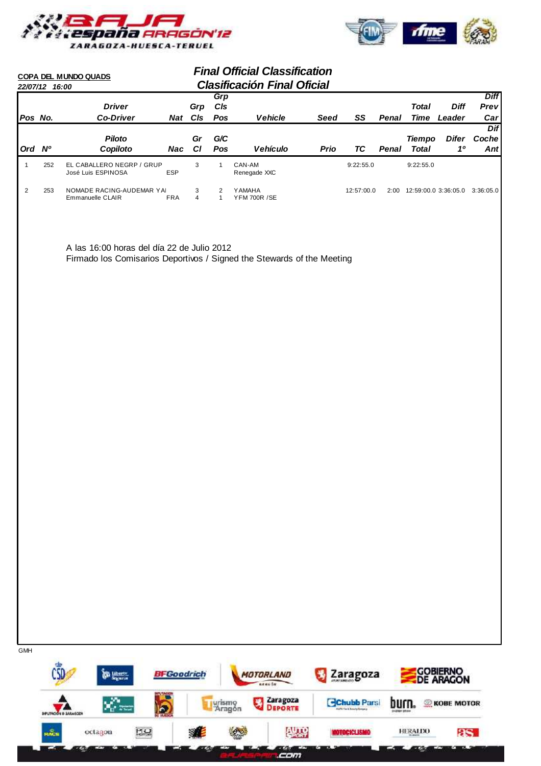**COPA DEL MUNDO QUADS**

*22/07/12 16:00*

## *Final Official Classification*
## *Clasificación Final Oficial*

| Pos No. / Ord Nº | | Driver / Co-Driver — Piloto / Copiloto | Nat / Nac | Grp Cls / Gr Cl | Grp Cls Pos / G/C Pos | Vehicle / Vehículo | Seed / Prio | SS / TC | Penal / Penal | Total Time / Tiempo Total | Diff Leader / Difer 1º | Diff Prev Car / Dif Coche Ant |
|---|---|---|---|---|---|---|---|---|---|---|---|---|
| 1 | 252 | EL CABALLERO NEGRP / GRUP<br>José Luis ESPINOSA | ESP | 3 | 1 | CAN-AM<br>Renegade XXC | | 9:22:55.0 | | 9:22:55.0 | | |
| 2 | 253 | NOMADE RACING-AUDEMAR YAI<br>Emmanuelle CLAIR | FRA | 3<br>4 | 2<br>1 | YAMAHA<br>YFM 700R /SE | | 12:57:00.0 | 2:00 | 12:59:00.0 | 3:36:05.0 | 3:36:05.0 |

A las 16:00 horas del día 22 de Julio 2012
Firmado los Comisarios Deportivos / Signed the Stewards of the Meeting

GMH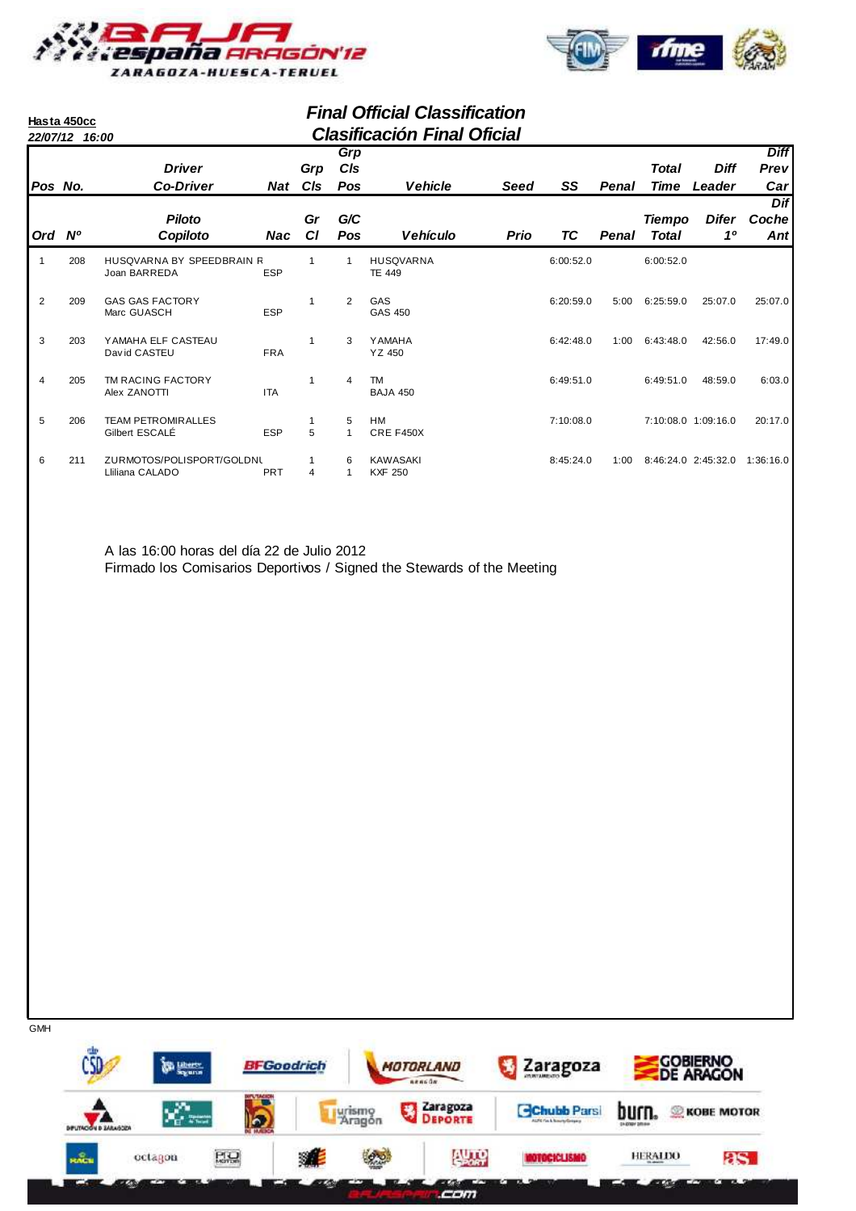**Hasta 450cc**

*22/07/12 16:00*

## *Final Official Classification*
## *Clasificación Final Oficial*

| Pos No. | | Driver / Co-Driver | Nat | Grp Cls | Grp Cls Pos | Vehicle | Seed | SS | Penal | Total Time | Diff Leader | Diff Prev Car |
|---|---|---|---|---|---|---|---|---|---|---|---|---|
| Ord | Nº | Piloto / Copiloto | Nac | Gr Cl | G/C Pos | Vehículo | Prio | TC | Penal | Tiempo Total | Difer 1º | Dif Coche Ant |
| 1 | 208 | HUSQVARNA BY SPEEDBRAIN R / Joan BARREDA | ESP | 1 | 1 | HUSQVARNA / TE 449 | | 6:00:52.0 | | 6:00:52.0 | | |
| 2 | 209 | GAS GAS FACTORY / Marc GUASCH | ESP | 1 | 2 | GAS / GAS 450 | | 6:20:59.0 | 5:00 | 6:25:59.0 | 25:07.0 | 25:07.0 |
| 3 | 203 | YAMAHA ELF CASTEAU / David CASTEU | FRA | 1 | 3 | YAMAHA / YZ 450 | | 6:42:48.0 | 1:00 | 6:43:48.0 | 42:56.0 | 17:49.0 |
| 4 | 205 | TM RACING FACTORY / Alex ZANOTTI | ITA | 1 | 4 | TM / BAJA 450 | | 6:49:51.0 | | 6:49:51.0 | 48:59.0 | 6:03.0 |
| 5 | 206 | TEAM PETROMIRALLES / Gilbert ESCALÉ | ESP | 1 / 5 | 5 / 1 | HM / CRE F450X | | 7:10:08.0 | | 7:10:08.0 | 1:09:16.0 | 20:17.0 |
| 6 | 211 | ZURMOTOS/POLISPORT/GOLDNU / Lliliana CALADO | PRT | 1 / 4 | 6 / 1 | KAWASAKI / KXF 250 | | 8:45:24.0 | 1:00 | 8:46:24.0 | 2:45:32.0 | 1:36:16.0 |

A las 16:00 horas del día 22 de Julio 2012
Firmado los Comisarios Deportivos / Signed the Stewards of the Meeting

GMH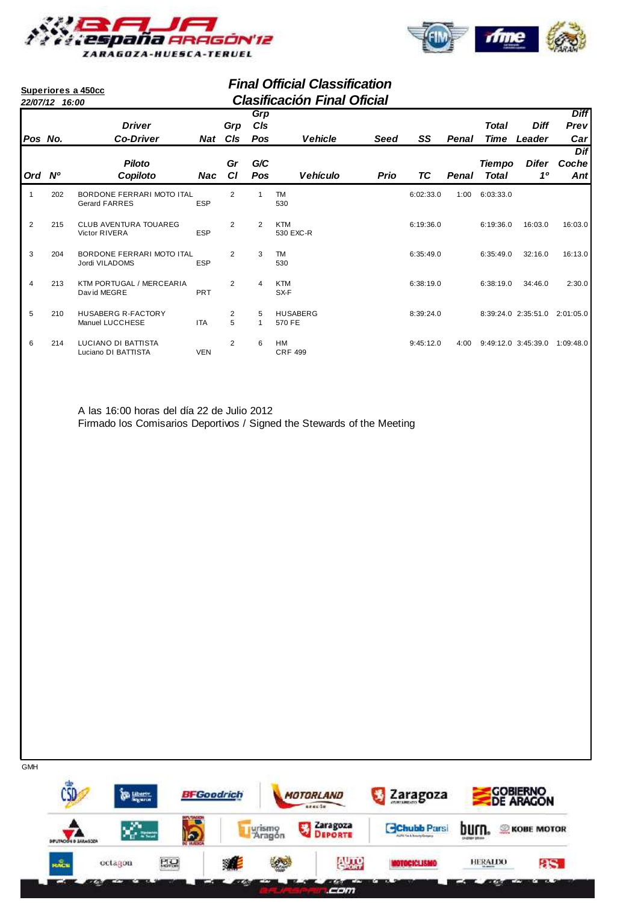**Superiores a 450cc**

*22/07/12 16:00*

## *Final Official Classification*
## *Clasificación Final Oficial*

| Pos No. / Ord Nº | | Driver / Co-Driver / Piloto / Copiloto | Nat / Nac | Grp Cls / Gr Cl | Grp Cls Pos / G/C Pos | Vehicle / Vehículo | Seed / Prio | SS / TC | Penal | Total Time / Tiempo Total | Diff Leader / Difer 1º | Diff Prev Car / Dif Coche Ant |
|---|---|---|---|---|---|---|---|---|---|---|---|---|
| 1 | 202 | BORDONE FERRARI MOTO ITAL<br>Gerard FARRES | ESP | 2 | 1 | TM<br>530 | | 6:02:33.0 | 1:00 | 6:03:33.0 | | |
| 2 | 215 | CLUB AVENTURA TOUAREG<br>Victor RIVERA | ESP | 2 | 2 | KTM<br>530 EXC-R | | 6:19:36.0 | | 6:19:36.0 | 16:03.0 | 16:03.0 |
| 3 | 204 | BORDONE FERRARI MOTO ITAL<br>Jordi VILADOMS | ESP | 2 | 3 | TM<br>530 | | 6:35:49.0 | | 6:35:49.0 | 32:16.0 | 16:13.0 |
| 4 | 213 | KTM PORTUGAL / MERCEARIA<br>David MEGRE | PRT | 2 | 4 | KTM<br>SX-F | | 6:38:19.0 | | 6:38:19.0 | 34:46.0 | 2:30.0 |
| 5 | 210 | HUSABERG R-FACTORY<br>Manuel LUCCHESE | ITA | 2<br>5 | 5<br>1 | HUSABERG<br>570 FE | | 8:39:24.0 | | 8:39:24.0 | 2:35:51.0 | 2:01:05.0 |
| 6 | 214 | LUCIANO DI BATTISTA<br>Luciano DI BATTISTA | VEN | 2 | 6 | HM<br>CRF 499 | | 9:45:12.0 | 4:00 | 9:49:12.0 | 3:45:39.0 | 1:09:48.0 |

A las 16:00 horas del día 22 de Julio 2012
Firmado los Comisarios Deportivos / Signed the Stewards of the Meeting

GMH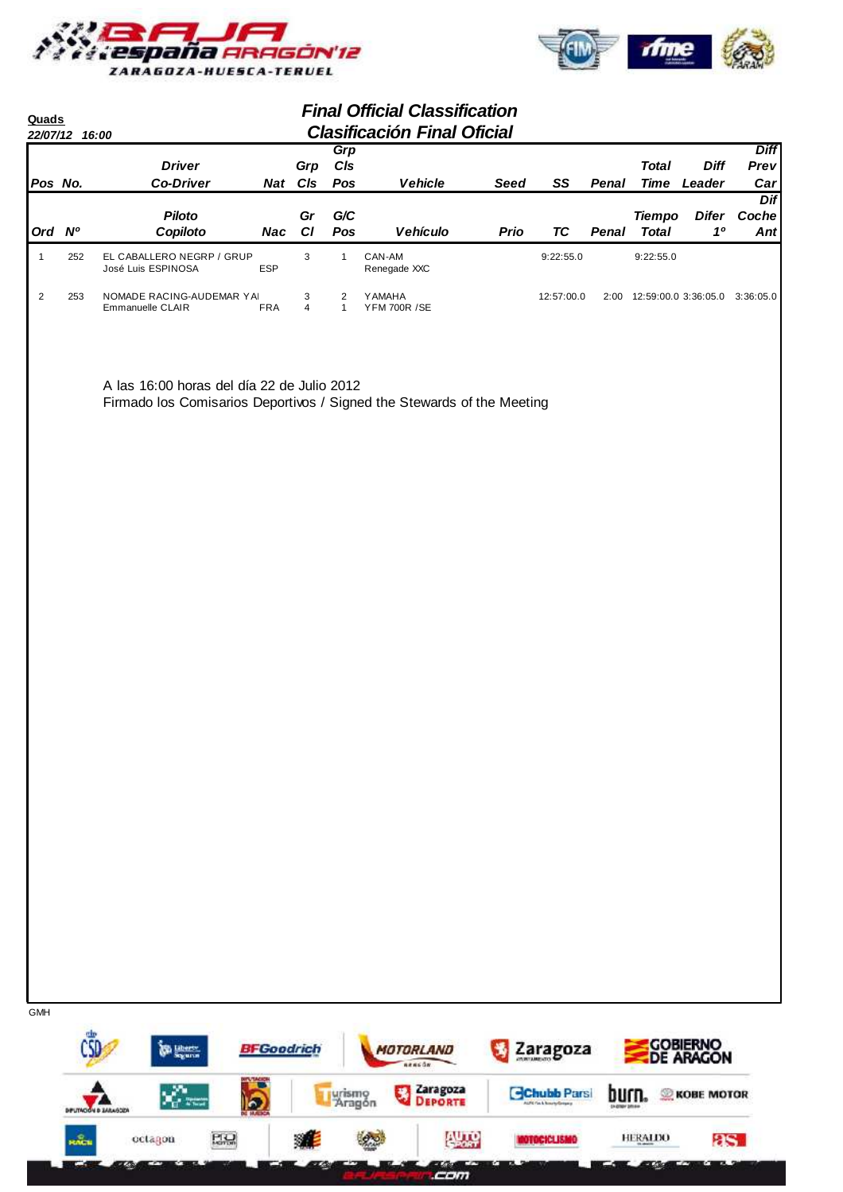**Quads**

*22/07/12 16:00*

## *Final Official Classification*
## *Clasificación Final Oficial*

| Pos / Ord | No. / Nº | Driver / Co-Driver (Piloto / Copiloto) | Nat / Nac | Grp Cls / Gr Cl | Grp Cls Pos / G/C Pos | Vehicle / Vehículo | Seed / Prio | SS / TC | Penal | Total Time / Tiempo Total | Diff Leader / Difer 1º | Diff Prev Car / Dif Coche Ant |
|---|---|---|---|---|---|---|---|---|---|---|---|---|
| 1 | 252 | EL CABALLERO NEGRP / GRUP<br>José Luis ESPINOSA | <br>ESP | 3 | 1 | CAN-AM<br>Renegade XXC | | 9:22:55.0 | | 9:22:55.0 | | |
| 2 | 253 | NOMADE RACING-AUDEMAR YAI<br>Emmanuelle CLAIR | <br>FRA | 3<br>4 | 2<br>1 | YAMAHA<br>YFM 700R /SE | | 12:57:00.0 | 2:00 | 12:59:00.0 | 3:36:05.0 | 3:36:05.0 |

A las 16:00 horas del día 22 de Julio 2012
Firmado los Comisarios Deportivos / Signed the Stewards of the Meeting

GMH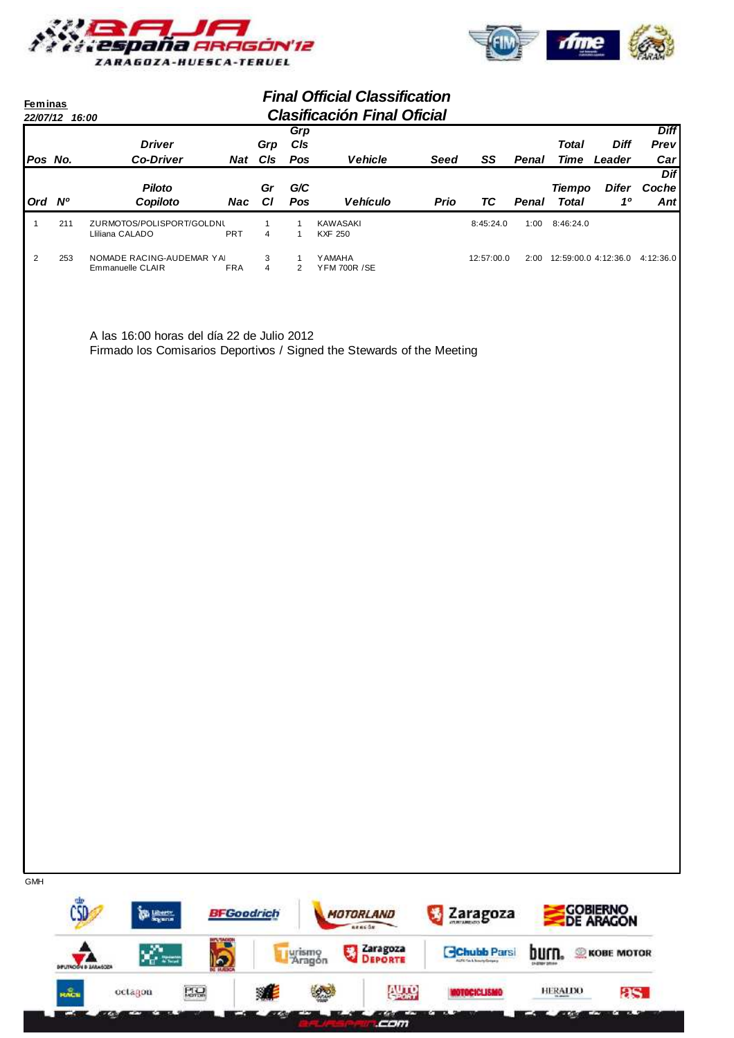**Feminas**

*22/07/12 16:00*

## *Final Official Classification*
## *Clasificación Final Oficial*

| Pos / Ord | No. / Nº | Driver / Co-Driver — Piloto / Copiloto | Nat / Nac | Grp Cls / Gr Cl | Grp Cls Pos / G/C Pos | Vehicle / Vehículo | Seed / Prio | SS / TC | Penal | Total Time / Tiempo Total | Diff Leader / Difer 1º | Diff Prev Car / Dif Coche Ant |
|---|---|---|---|---|---|---|---|---|---|---|---|---|
| 1 | 211 | ZURMOTOS/POLISPORT/GOLDNI<br>Lliliana CALADO | PRT | 1<br>4 | 1<br>1 | KAWASAKI<br>KXF 250 | | 8:45:24.0 | 1:00 | 8:46:24.0 | | |
| 2 | 253 | NOMADE RACING-AUDEMAR YAI<br>Emmanuelle CLAIR | FRA | 3<br>4 | 1<br>2 | YAMAHA<br>YFM 700R /SE | | 12:57:00.0 | 2:00 | 12:59:00.0 | 4:12:36.0 | 4:12:36.0 |

A las 16:00 horas del día 22 de Julio 2012
Firmado los Comisarios Deportivos / Signed the Stewards of the Meeting

GMH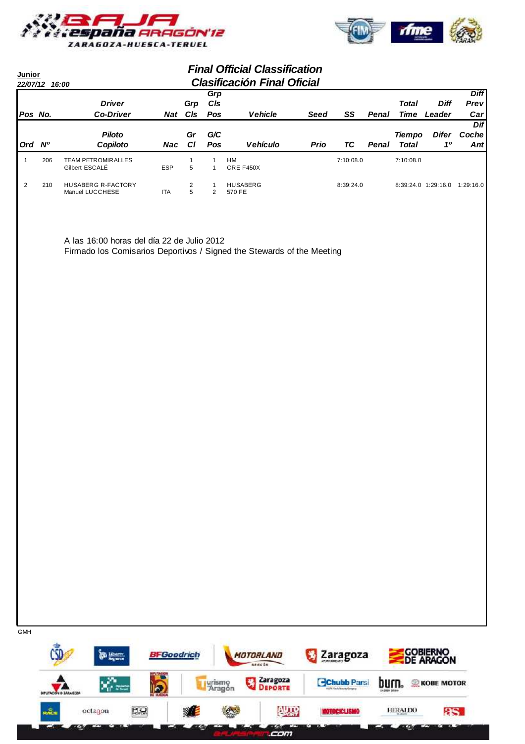**Junior**

*22/07/12 16:00*

## *Final Official Classification*
## *Clasificación Final Oficial*

| Pos / Ord | No. / Nº | Driver / Co-Driver (Piloto / Copiloto) | Nat / Nac | Grp Cls / Gr Cl | Grp Cls Pos / G/C Pos | Vehicle / Vehículo | Seed / Prio | SS / TC | Penal | Total Time / Tiempo Total | Diff Leader / Difer 1º | Diff Prev Car / Dif Coche Ant |
|---|---|---|---|---|---|---|---|---|---|---|---|---|
| 1 | 206 | TEAM PETROMIRALLES<br>Gilbert ESCALÉ | ESP | 1<br>5 | 1<br>1 | HM<br>CRE F450X | | 7:10:08.0 | | 7:10:08.0 | | |
| 2 | 210 | HUSABERG R-FACTORY<br>Manuel LUCCHESE | ITA | 2<br>5 | 1<br>2 | HUSABERG<br>570 FE | | 8:39:24.0 | | 8:39:24.0 | 1:29:16.0 | 1:29:16.0 |

A las 16:00 horas del día 22 de Julio 2012

Firmado los Comisarios Deportivos / Signed the Stewards of the Meeting

GMH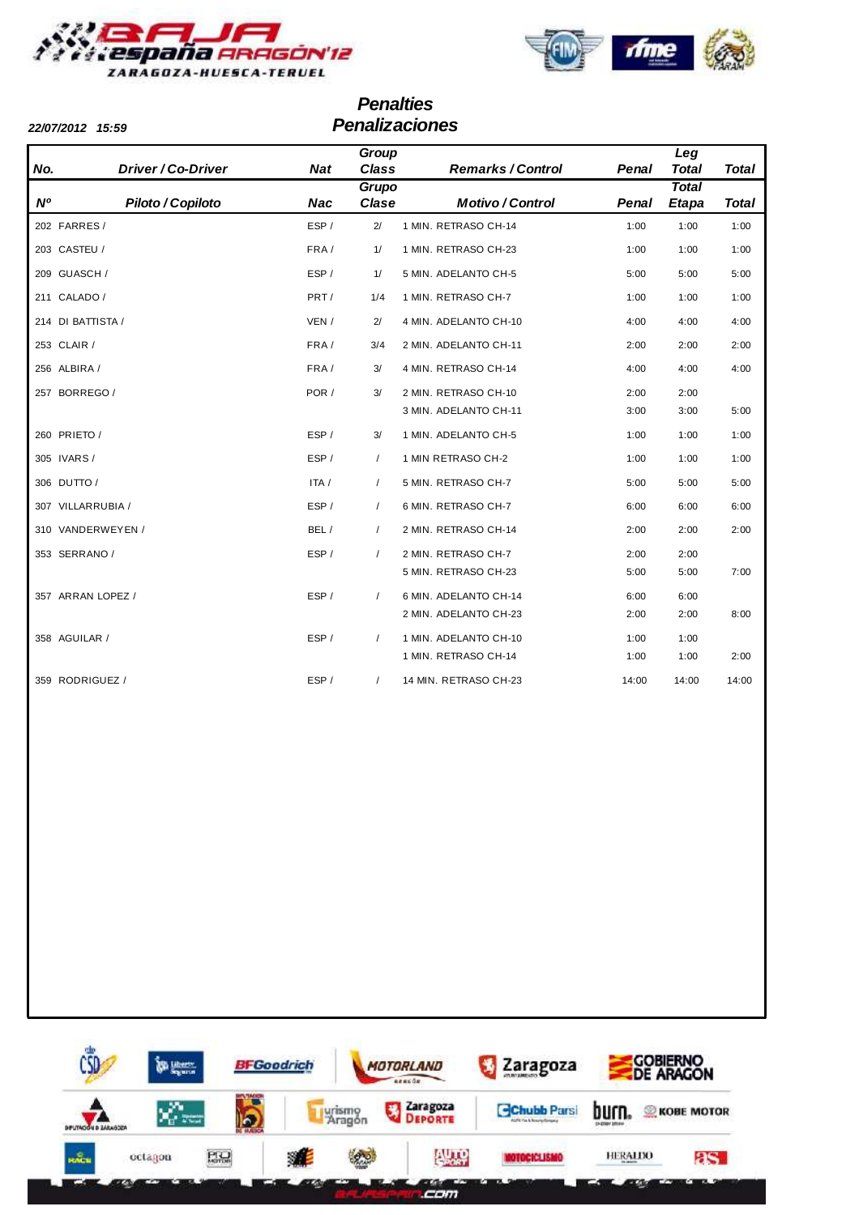# Penalties
# Penalizaciones

**22/07/2012 15:59**

| No. / Nº | Driver / Co-Driver / Piloto / Copiloto | Nat / Nac | Group Class / Grupo Clase | Remarks / Control / Motivo / Control | Penal / Penal | Leg Total / Total Etapa | Total / Total |
|---|---|---|---|---|---|---|---|
| 202 | FARRES / | ESP / | 2/ | 1 MIN. RETRASO CH-14 | 1:00 | 1:00 | 1:00 |
| 203 | CASTEU / | FRA / | 1/ | 1 MIN. RETRASO CH-23 | 1:00 | 1:00 | 1:00 |
| 209 | GUASCH / | ESP / | 1/ | 5 MIN. ADELANTO CH-5 | 5:00 | 5:00 | 5:00 |
| 211 | CALADO / | PRT / | 1/4 | 1 MIN. RETRASO CH-7 | 1:00 | 1:00 | 1:00 |
| 214 | DI BATTISTA / | VEN / | 2/ | 4 MIN. ADELANTO CH-10 | 4:00 | 4:00 | 4:00 |
| 253 | CLAIR / | FRA / | 3/4 | 2 MIN. ADELANTO CH-11 | 2:00 | 2:00 | 2:00 |
| 256 | ALBIRA / | FRA / | 3/ | 4 MIN. RETRASO CH-14 | 4:00 | 4:00 | 4:00 |
| 257 | BORREGO / | POR / | 3/ | 2 MIN. RETRASO CH-10 | 2:00 | 2:00 | |
| | | | | 3 MIN. ADELANTO CH-11 | 3:00 | 3:00 | 5:00 |
| 260 | PRIETO / | ESP / | 3/ | 1 MIN. ADELANTO CH-5 | 1:00 | 1:00 | 1:00 |
| 305 | IVARS / | ESP / | / | 1 MIN RETRASO CH-2 | 1:00 | 1:00 | 1:00 |
| 306 | DUTTO / | ITA / | / | 5 MIN. RETRASO CH-7 | 5:00 | 5:00 | 5:00 |
| 307 | VILLARRUBIA / | ESP / | / | 6 MIN. RETRASO CH-7 | 6:00 | 6:00 | 6:00 |
| 310 | VANDERWEYEN / | BEL / | / | 2 MIN. RETRASO CH-14 | 2:00 | 2:00 | 2:00 |
| 353 | SERRANO / | ESP / | / | 2 MIN. RETRASO CH-7 | 2:00 | 2:00 | |
| | | | | 5 MIN. RETRASO CH-23 | 5:00 | 5:00 | 7:00 |
| 357 | ARRAN LOPEZ / | ESP / | / | 6 MIN. ADELANTO CH-14 | 6:00 | 6:00 | |
| | | | | 2 MIN. ADELANTO CH-23 | 2:00 | 2:00 | 8:00 |
| 358 | AGUILAR / | ESP / | / | 1 MIN. ADELANTO CH-10 | 1:00 | 1:00 | |
| | | | | 1 MIN. RETRASO CH-14 | 1:00 | 1:00 | 2:00 |
| 359 | RODRIGUEZ / | ESP / | / | 14 MIN. RETRASO CH-23 | 14:00 | 14:00 | 14:00 |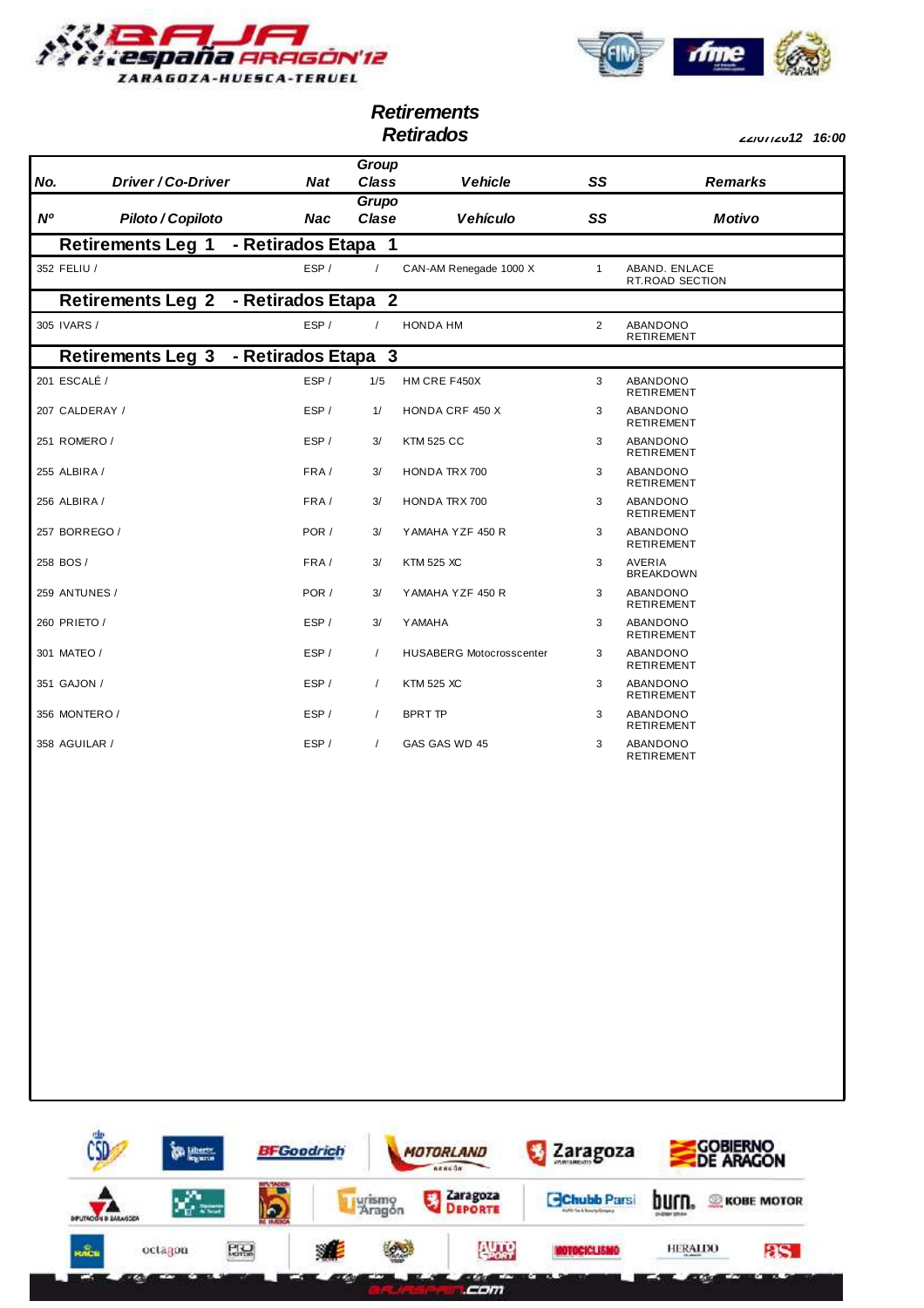# Retirements
# Retirados

22/07/2012 16:00

| No. | Driver / Co-Driver | Nat | Group Class | Vehicle | SS | Remarks |
|---|---|---|---|---|---|---|
| Nº | Piloto / Copiloto | Nac | Grupo Clase | Vehículo | SS | Motivo |
| **Retirements Leg 1 - Retirados Etapa 1** | | | | | | |
| 352 | FELIU / | ESP / | / | CAN-AM Renegade 1000 X | 1 | ABAND. ENLACE RT.ROAD SECTION |
| **Retirements Leg 2 - Retirados Etapa 2** | | | | | | |
| 305 | IVARS / | ESP / | / | HONDA HM | 2 | ABANDONO RETIREMENT |
| **Retirements Leg 3 - Retirados Etapa 3** | | | | | | |
| 201 | ESCALÉ / | ESP / | 1/5 | HM CRE F450X | 3 | ABANDONO RETIREMENT |
| 207 | CALDERAY / | ESP / | 1/ | HONDA CRF 450 X | 3 | ABANDONO RETIREMENT |
| 251 | ROMERO / | ESP / | 3/ | KTM 525 CC | 3 | ABANDONO RETIREMENT |
| 255 | ALBIRA / | FRA / | 3/ | HONDA TRX 700 | 3 | ABANDONO RETIREMENT |
| 256 | ALBIRA / | FRA / | 3/ | HONDA TRX 700 | 3 | ABANDONO RETIREMENT |
| 257 | BORREGO / | POR / | 3/ | YAMAHA YZF 450 R | 3 | ABANDONO RETIREMENT |
| 258 | BOS / | FRA / | 3/ | KTM 525 XC | 3 | AVERIA BREAKDOWN |
| 259 | ANTUNES / | POR / | 3/ | YAMAHA YZF 450 R | 3 | ABANDONO RETIREMENT |
| 260 | PRIETO / | ESP / | 3/ | YAMAHA | 3 | ABANDONO RETIREMENT |
| 301 | MATEO / | ESP / | / | HUSABERG Motocrosscenter | 3 | ABANDONO RETIREMENT |
| 351 | GAJON / | ESP / | / | KTM 525 XC | 3 | ABANDONO RETIREMENT |
| 356 | MONTERO / | ESP / | / | BPRT TP | 3 | ABANDONO RETIREMENT |
| 358 | AGUILAR / | ESP / | / | GAS GAS WD 45 | 3 | ABANDONO RETIREMENT |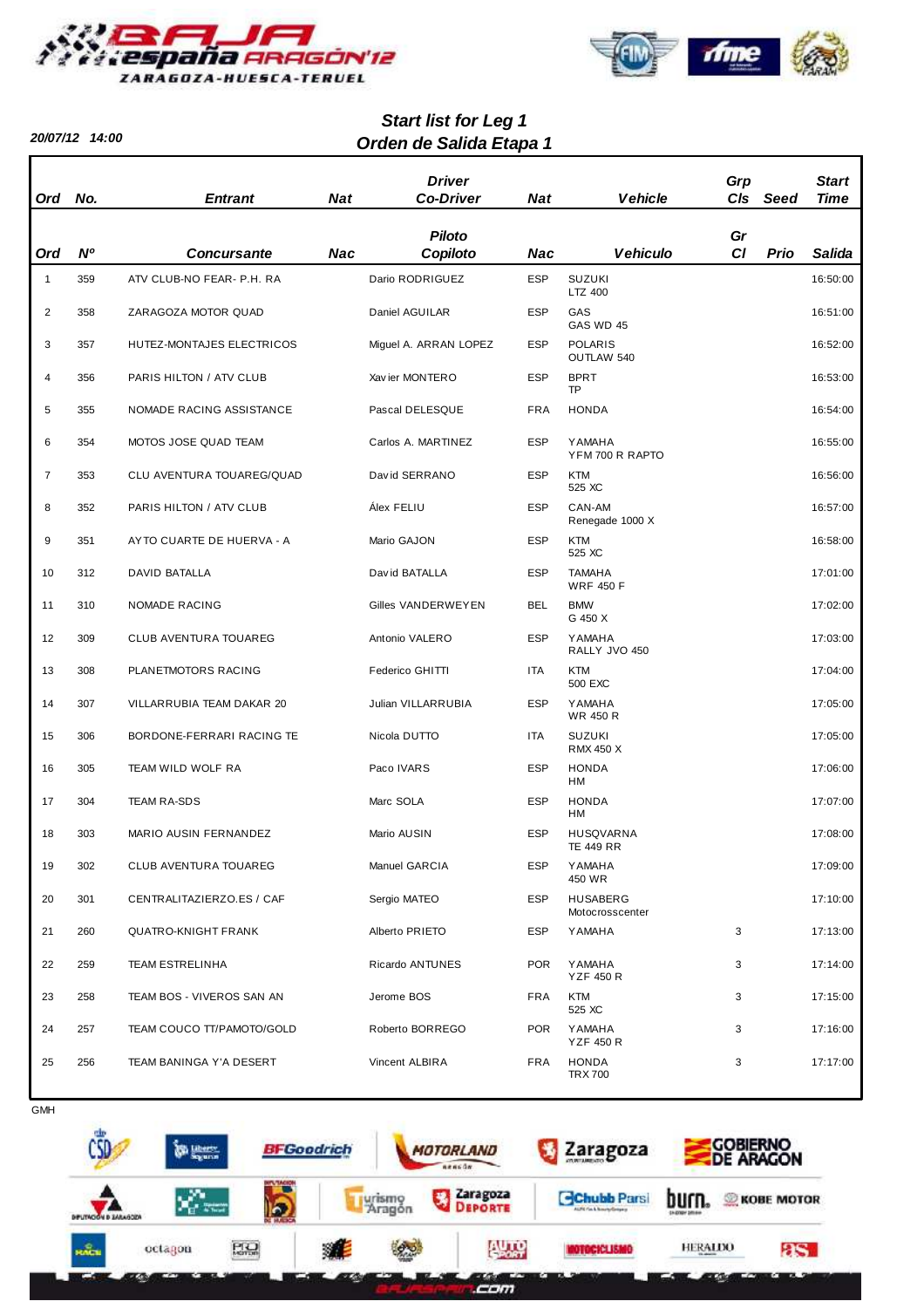**20/07/12 14:00**

## Start list for Leg 1
## Orden de Salida Etapa 1

| Ord | No. | Entrant | Nat | Driver Co-Driver | Nat | Vehicle | Grp Cls | Seed | Start Time |
|---|---|---|---|---|---|---|---|---|---|
| Ord | Nº | Concursante | Nac | Piloto Copiloto | Nac | Vehiculo | Gr Cl | Prio | Salida |
| 1 | 359 | ATV CLUB-NO FEAR- P.H. RA | | Dario RODRIGUEZ | ESP | SUZUKI LTZ 400 | | | 16:50:00 |
| 2 | 358 | ZARAGOZA MOTOR QUAD | | Daniel AGUILAR | ESP | GAS GAS WD 45 | | | 16:51:00 |
| 3 | 357 | HUTEZ-MONTAJES ELECTRICOS | | Miguel A. ARRAN LOPEZ | ESP | POLARIS OUTLAW 540 | | | 16:52:00 |
| 4 | 356 | PARIS HILTON / ATV CLUB | | Xavier MONTERO | ESP | BPRT TP | | | 16:53:00 |
| 5 | 355 | NOMADE RACING ASSISTANCE | | Pascal DELESQUE | FRA | HONDA | | | 16:54:00 |
| 6 | 354 | MOTOS JOSE QUAD TEAM | | Carlos A. MARTINEZ | ESP | YAMAHA YFM 700 R RAPTO | | | 16:55:00 |
| 7 | 353 | CLU AVENTURA TOUAREG/QUAD | | David SERRANO | ESP | KTM 525 XC | | | 16:56:00 |
| 8 | 352 | PARIS HILTON / ATV CLUB | | Álex FELIU | ESP | CAN-AM Renegade 1000 X | | | 16:57:00 |
| 9 | 351 | AYTO CUARTE DE HUERVA - A | | Mario GAJON | ESP | KTM 525 XC | | | 16:58:00 |
| 10 | 312 | DAVID BATALLA | | David BATALLA | ESP | TAMAHA WRF 450 F | | | 17:01:00 |
| 11 | 310 | NOMADE RACING | | Gilles VANDERWEYEN | BEL | BMW G 450 X | | | 17:02:00 |
| 12 | 309 | CLUB AVENTURA TOUAREG | | Antonio VALERO | ESP | YAMAHA RALLY JVO 450 | | | 17:03:00 |
| 13 | 308 | PLANETMOTORS RACING | | Federico GHITTI | ITA | KTM 500 EXC | | | 17:04:00 |
| 14 | 307 | VILLARRUBIA TEAM DAKAR 20 | | Julian VILLARRUBIA | ESP | YAMAHA WR 450 R | | | 17:05:00 |
| 15 | 306 | BORDONE-FERRARI RACING TE | | Nicola DUTTO | ITA | SUZUKI RMX 450 X | | | 17:05:00 |
| 16 | 305 | TEAM WILD WOLF RA | | Paco IVARS | ESP | HONDA HM | | | 17:06:00 |
| 17 | 304 | TEAM RA-SDS | | Marc SOLA | ESP | HONDA HM | | | 17:07:00 |
| 18 | 303 | MARIO AUSIN FERNANDEZ | | Mario AUSIN | ESP | HUSQVARNA TE 449 RR | | | 17:08:00 |
| 19 | 302 | CLUB AVENTURA TOUAREG | | Manuel GARCIA | ESP | YAMAHA 450 WR | | | 17:09:00 |
| 20 | 301 | CENTRALITAZIERZO.ES / CAF | | Sergio MATEO | ESP | HUSABERG Motocrosscenter | | | 17:10:00 |
| 21 | 260 | QUATRO-KNIGHT FRANK | | Alberto PRIETO | ESP | YAMAHA | 3 | | 17:13:00 |
| 22 | 259 | TEAM ESTRELINHA | | Ricardo ANTUNES | POR | YAMAHA YZF 450 R | 3 | | 17:14:00 |
| 23 | 258 | TEAM BOS - VIVEROS SAN AN | | Jerome BOS | FRA | KTM 525 XC | 3 | | 17:15:00 |
| 24 | 257 | TEAM COUCO TT/PAMOTO/GOLD | | Roberto BORREGO | POR | YAMAHA YZF 450 R | 3 | | 17:16:00 |
| 25 | 256 | TEAM BANINGA Y'A DESERT | | Vincent ALBIRA | FRA | HONDA TRX 700 | 3 | | 17:17:00 |

GMH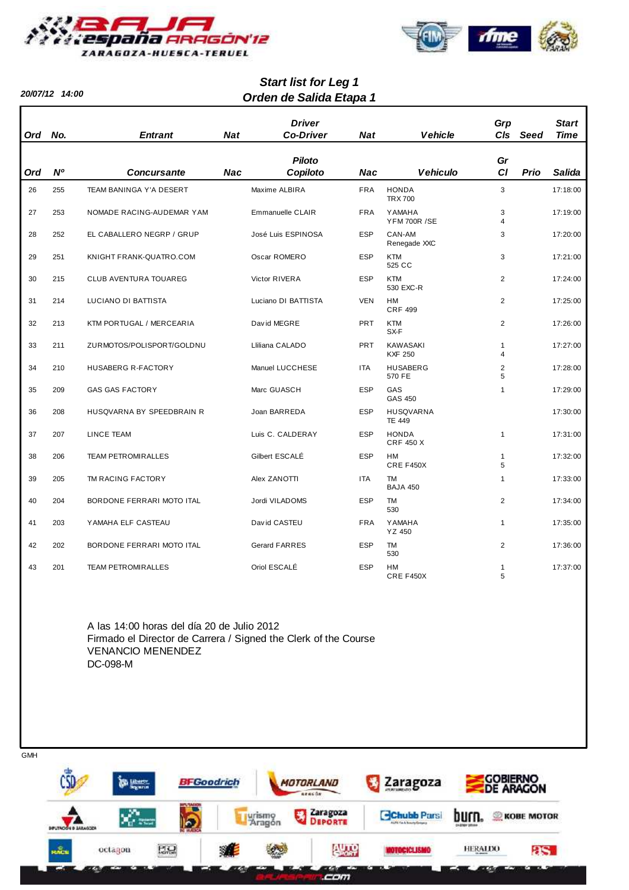20/07/12 14:00

## Start list for Leg 1
## Orden de Salida Etapa 1

| Ord | No. | Entrant | Nat | Driver Co-Driver | Nat | Vehicle | Grp Cls | Seed | Start Time |
|---|---|---|---|---|---|---|---|---|---|
| Ord | Nº | Concursante | Nac | Piloto Copiloto | Nac | Vehiculo | Gr Cl | Prio | Salida |
| 26 | 255 | TEAM BANINGA Y'A DESERT | | Maxime ALBIRA | FRA | HONDA TRX 700 | 3 | | 17:18:00 |
| 27 | 253 | NOMADE RACING-AUDEMAR YAM | | Emmanuelle CLAIR | FRA | YAMAHA YFM 700R /SE | 3 4 | | 17:19:00 |
| 28 | 252 | EL CABALLERO NEGRP / GRUP | | José Luis ESPINOSA | ESP | CAN-AM Renegade XXC | 3 | | 17:20:00 |
| 29 | 251 | KNIGHT FRANK-QUATRO.COM | | Oscar ROMERO | ESP | KTM 525 CC | 3 | | 17:21:00 |
| 30 | 215 | CLUB AVENTURA TOUAREG | | Victor RIVERA | ESP | KTM 530 EXC-R | 2 | | 17:24:00 |
| 31 | 214 | LUCIANO DI BATTISTA | | Luciano DI BATTISTA | VEN | HM CRF 499 | 2 | | 17:25:00 |
| 32 | 213 | KTM PORTUGAL / MERCEARIA | | David MEGRE | PRT | KTM SX-F | 2 | | 17:26:00 |
| 33 | 211 | ZURMOTOS/POLISPORT/GOLDNU | | Lliliana CALADO | PRT | KAWASAKI KXF 250 | 1 4 | | 17:27:00 |
| 34 | 210 | HUSABERG R-FACTORY | | Manuel LUCCHESE | ITA | HUSABERG 570 FE | 2 5 | | 17:28:00 |
| 35 | 209 | GAS GAS FACTORY | | Marc GUASCH | ESP | GAS GAS 450 | 1 | | 17:29:00 |
| 36 | 208 | HUSQVARNA BY SPEEDBRAIN R | | Joan BARREDA | ESP | HUSQVARNA TE 449 | | | 17:30:00 |
| 37 | 207 | LINCE TEAM | | Luis C. CALDERAY | ESP | HONDA CRF 450 X | 1 | | 17:31:00 |
| 38 | 206 | TEAM PETROMIRALLES | | Gilbert ESCALÉ | ESP | HM CRE F450X | 1 5 | | 17:32:00 |
| 39 | 205 | TM RACING FACTORY | | Alex ZANOTTI | ITA | TM BAJA 450 | 1 | | 17:33:00 |
| 40 | 204 | BORDONE FERRARI MOTO ITAL | | Jordi VILADOMS | ESP | TM 530 | 2 | | 17:34:00 |
| 41 | 203 | YAMAHA ELF CASTEAU | | David CASTEU | FRA | YAMAHA YZ 450 | 1 | | 17:35:00 |
| 42 | 202 | BORDONE FERRARI MOTO ITAL | | Gerard FARRES | ESP | TM 530 | 2 | | 17:36:00 |
| 43 | 201 | TEAM PETROMIRALLES | | Oriol ESCALÉ | ESP | HM CRE F450X | 1 5 | | 17:37:00 |

A las 14:00 horas del día 20 de Julio 2012
Firmado el Director de Carrera / Signed the Clerk of the Course
VENANCIO MENENDEZ
DC-098-M

GMH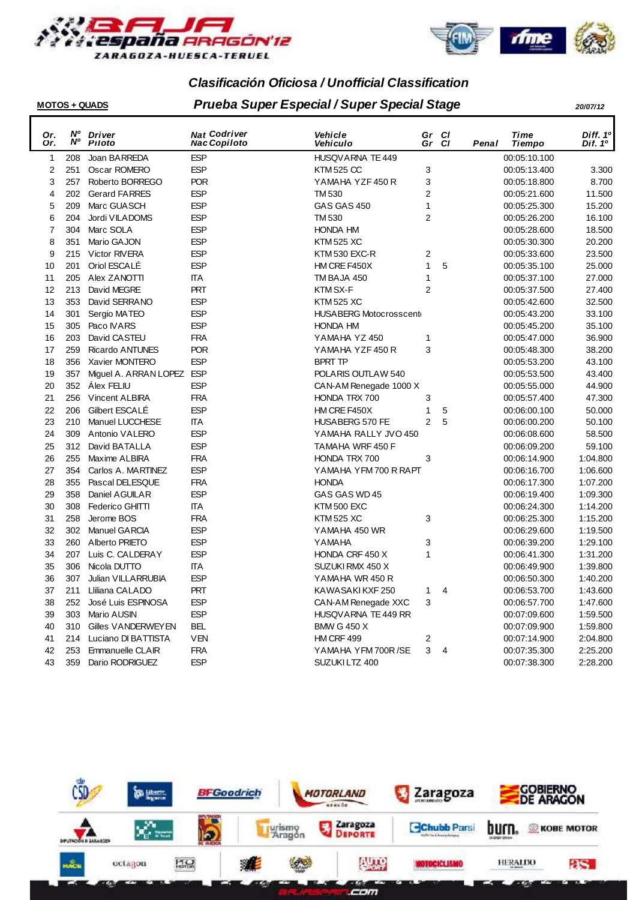## Clasificación Oficiosa / Unofficial Classification

**MOTOS + QUADS**

### Prueba Super Especial / Super Special Stage

*20/07/12*

| Or. Or. | Nº Nº | Driver Piloto | Nat Codriver Nac Copiloto | Vehicle Vehiculo | Gr Gr | Cl Cl | Penal | Time Tiempo | Diff. 1º Dif. 1º |
|---|---|---|---|---|---|---|---|---|---|
| 1 | 208 | Joan BARREDA | ESP | HUSQVARNA TE 449 | | | | 00:05:10.100 | |
| 2 | 251 | Oscar ROMERO | ESP | KTM 525 CC | 3 | | | 00:05:13.400 | 3.300 |
| 3 | 257 | Roberto BORREGO | POR | YAMAHA YZF 450 R | 3 | | | 00:05:18.800 | 8.700 |
| 4 | 202 | Gerard FARRES | ESP | TM 530 | 2 | | | 00:05:21.600 | 11.500 |
| 5 | 209 | Marc GUASCH | ESP | GAS GAS 450 | 1 | | | 00:05:25.300 | 15.200 |
| 6 | 204 | Jordi VILADOMS | ESP | TM 530 | 2 | | | 00:05:26.200 | 16.100 |
| 7 | 304 | Marc SOLA | ESP | HONDA HM | | | | 00:05:28.600 | 18.500 |
| 8 | 351 | Mario GAJON | ESP | KTM 525 XC | | | | 00:05:30.300 | 20.200 |
| 9 | 215 | Victor RIVERA | ESP | KTM 530 EXC-R | 2 | | | 00:05:33.600 | 23.500 |
| 10 | 201 | Oriol ESCALÉ | ESP | HM CRE F450X | 1 | 5 | | 00:05:35.100 | 25.000 |
| 11 | 205 | Alex ZANOTTI | ITA | TM BAJA 450 | 1 | | | 00:05:37.100 | 27.000 |
| 12 | 213 | David MEGRE | PRT | KTM SX-F | 2 | | | 00:05:37.500 | 27.400 |
| 13 | 353 | David SERRANO | ESP | KTM 525 XC | | | | 00:05:42.600 | 32.500 |
| 14 | 301 | Sergio MATEO | ESP | HUSABERG Motocrosscent | | | | 00:05:43.200 | 33.100 |
| 15 | 305 | Paco IVARS | ESP | HONDA HM | | | | 00:05:45.200 | 35.100 |
| 16 | 203 | David CASTEU | FRA | YAMAHA YZ 450 | 1 | | | 00:05:47.000 | 36.900 |
| 17 | 259 | Ricardo ANTUNES | POR | YAMAHA YZF 450 R | 3 | | | 00:05:48.300 | 38.200 |
| 18 | 356 | Xavier MONTERO | ESP | BPRT TP | | | | 00:05:53.200 | 43.100 |
| 19 | 357 | Miguel A. ARRAN LOPEZ | ESP | POLARIS OUTLAW 540 | | | | 00:05:53.500 | 43.400 |
| 20 | 352 | Álex FELIU | ESP | CAN-AM Renegade 1000 X | | | | 00:05:55.000 | 44.900 |
| 21 | 256 | Vincent ALBIRA | FRA | HONDA TRX 700 | 3 | | | 00:05:57.400 | 47.300 |
| 22 | 206 | Gilbert ESCALÉ | ESP | HM CRE F450X | 1 | 5 | | 00:06:00.100 | 50.000 |
| 23 | 210 | Manuel LUCCHESE | ITA | HUSABERG 570 FE | 2 | 5 | | 00:06:00.200 | 50.100 |
| 24 | 309 | Antonio VALERO | ESP | YAMAHA RALLY JVO 450 | | | | 00:06:08.600 | 58.500 |
| 25 | 312 | David BATALLA | ESP | TAMAHA WRF 450 F | | | | 00:06:09.200 | 59.100 |
| 26 | 255 | Maxime ALBIRA | FRA | HONDA TRX 700 | 3 | | | 00:06:14.900 | 1:04.800 |
| 27 | 354 | Carlos A. MARTINEZ | ESP | YAMAHA YFM 700 R RAPT | | | | 00:06:16.700 | 1:06.600 |
| 28 | 355 | Pascal DELESQUE | FRA | HONDA | | | | 00:06:17.300 | 1:07.200 |
| 29 | 358 | Daniel AGUILAR | ESP | GAS GAS WD 45 | | | | 00:06:19.400 | 1:09.300 |
| 30 | 308 | Federico GHITTI | ITA | KTM 500 EXC | | | | 00:06:24.300 | 1:14.200 |
| 31 | 258 | Jerome BOS | FRA | KTM 525 XC | 3 | | | 00:06:25.300 | 1:15.200 |
| 32 | 302 | Manuel GARCIA | ESP | YAMAHA 450 WR | | | | 00:06:29.600 | 1:19.500 |
| 33 | 260 | Alberto PRIETO | ESP | YAMAHA | 3 | | | 00:06:39.200 | 1:29.100 |
| 34 | 207 | Luis C. CALDERAY | ESP | HONDA CRF 450 X | 1 | | | 00:06:41.300 | 1:31.200 |
| 35 | 306 | Nicola DUTTO | ITA | SUZUKI RMX 450 X | | | | 00:06:49.900 | 1:39.800 |
| 36 | 307 | Julian VILLARRUBIA | ESP | YAMAHA WR 450 R | | | | 00:06:50.300 | 1:40.200 |
| 37 | 211 | Lliliana CALADO | PRT | KAWASAKI KXF 250 | 1 | 4 | | 00:06:53.700 | 1:43.600 |
| 38 | 252 | José Luis ESPINOSA | ESP | CAN-AM Renegade XXC | 3 | | | 00:06:57.700 | 1:47.600 |
| 39 | 303 | Mario AUSIN | ESP | HUSQVARNA TE 449 RR | | | | 00:07:09.600 | 1:59.500 |
| 40 | 310 | Gilles VANDERWEYEN | BEL | BMW G 450 X | | | | 00:07:09.900 | 1:59.800 |
| 41 | 214 | Luciano DI BATTISTA | VEN | HM CRF 499 | 2 | | | 00:07:14.900 | 2:04.800 |
| 42 | 253 | Emmanuelle CLAIR | FRA | YAMAHA YFM 700R /SE | 3 | 4 | | 00:07:35.300 | 2:25.200 |
| 43 | 359 | Dario RODRIGUEZ | ESP | SUZUKI LTZ 400 | | | | 00:07:38.300 | 2:28.200 |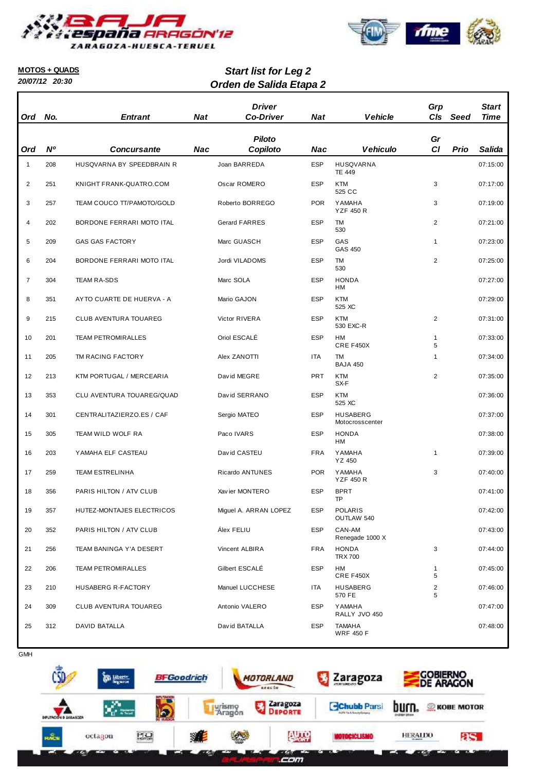**MOTOS + QUADS**

*20/07/12 20:30*

## *Start list for Leg 2*
## *Orden de Salida Etapa 2*

| Ord | No. | Entrant | Nat | Driver Co-Driver | Nat | Vehicle | Grp Cls | Seed | Start Time |
|---|---|---|---|---|---|---|---|---|---|
| Ord | Nº | Concursante | Nac | Piloto Copiloto | Nac | Vehiculo | Gr Cl | Prio | Salida |
| 1 | 208 | HUSQVARNA BY SPEEDBRAIN R | | Joan BARREDA | ESP | HUSQVARNA TE 449 | | | 07:15:00 |
| 2 | 251 | KNIGHT FRANK-QUATRO.COM | | Oscar ROMERO | ESP | KTM 525 CC | 3 | | 07:17:00 |
| 3 | 257 | TEAM COUCO TT/PAMOTO/GOLD | | Roberto BORREGO | POR | YAMAHA YZF 450 R | 3 | | 07:19:00 |
| 4 | 202 | BORDONE FERRARI MOTO ITAL | | Gerard FARRES | ESP | TM 530 | 2 | | 07:21:00 |
| 5 | 209 | GAS GAS FACTORY | | Marc GUASCH | ESP | GAS GAS 450 | 1 | | 07:23:00 |
| 6 | 204 | BORDONE FERRARI MOTO ITAL | | Jordi VILADOMS | ESP | TM 530 | 2 | | 07:25:00 |
| 7 | 304 | TEAM RA-SDS | | Marc SOLA | ESP | HONDA HM | | | 07:27:00 |
| 8 | 351 | AYTO CUARTE DE HUERVA - A | | Mario GAJON | ESP | KTM 525 XC | | | 07:29:00 |
| 9 | 215 | CLUB AVENTURA TOUAREG | | Victor RIVERA | ESP | KTM 530 EXC-R | 2 | | 07:31:00 |
| 10 | 201 | TEAM PETROMIRALLES | | Oriol ESCALÉ | ESP | HM CRE F450X | 1 5 | | 07:33:00 |
| 11 | 205 | TM RACING FACTORY | | Alex ZANOTTI | ITA | TM BAJA 450 | 1 | | 07:34:00 |
| 12 | 213 | KTM PORTUGAL / MERCEARIA | | David MEGRE | PRT | KTM SX-F | 2 | | 07:35:00 |
| 13 | 353 | CLU AVENTURA TOUAREG/QUAD | | David SERRANO | ESP | KTM 525 XC | | | 07:36:00 |
| 14 | 301 | CENTRALITAZIERZO.ES / CAF | | Sergio MATEO | ESP | HUSABERG Motocrosscenter | | | 07:37:00 |
| 15 | 305 | TEAM WILD WOLF RA | | Paco IVARS | ESP | HONDA HM | | | 07:38:00 |
| 16 | 203 | YAMAHA ELF CASTEAU | | David CASTEU | FRA | YAMAHA YZ 450 | 1 | | 07:39:00 |
| 17 | 259 | TEAM ESTRELINHA | | Ricardo ANTUNES | POR | YAMAHA YZF 450 R | 3 | | 07:40:00 |
| 18 | 356 | PARIS HILTON / ATV CLUB | | Xavier MONTERO | ESP | BPRT TP | | | 07:41:00 |
| 19 | 357 | HUTEZ-MONTAJES ELECTRICOS | | Miguel A. ARRAN LOPEZ | ESP | POLARIS OUTLAW 540 | | | 07:42:00 |
| 20 | 352 | PARIS HILTON / ATV CLUB | | Álex FELIU | ESP | CAN-AM Renegade 1000 X | | | 07:43:00 |
| 21 | 256 | TEAM BANINGA Y'A DESERT | | Vincent ALBIRA | FRA | HONDA TRX 700 | 3 | | 07:44:00 |
| 22 | 206 | TEAM PETROMIRALLES | | Gilbert ESCALÉ | ESP | HM CRE F450X | 1 5 | | 07:45:00 |
| 23 | 210 | HUSABERG R-FACTORY | | Manuel LUCCHESE | ITA | HUSABERG 570 FE | 2 5 | | 07:46:00 |
| 24 | 309 | CLUB AVENTURA TOUAREG | | Antonio VALERO | ESP | YAMAHA RALLY JVO 450 | | | 07:47:00 |
| 25 | 312 | DAVID BATALLA | | David BATALLA | ESP | TAMAHA WRF 450 F | | | 07:48:00 |

GMH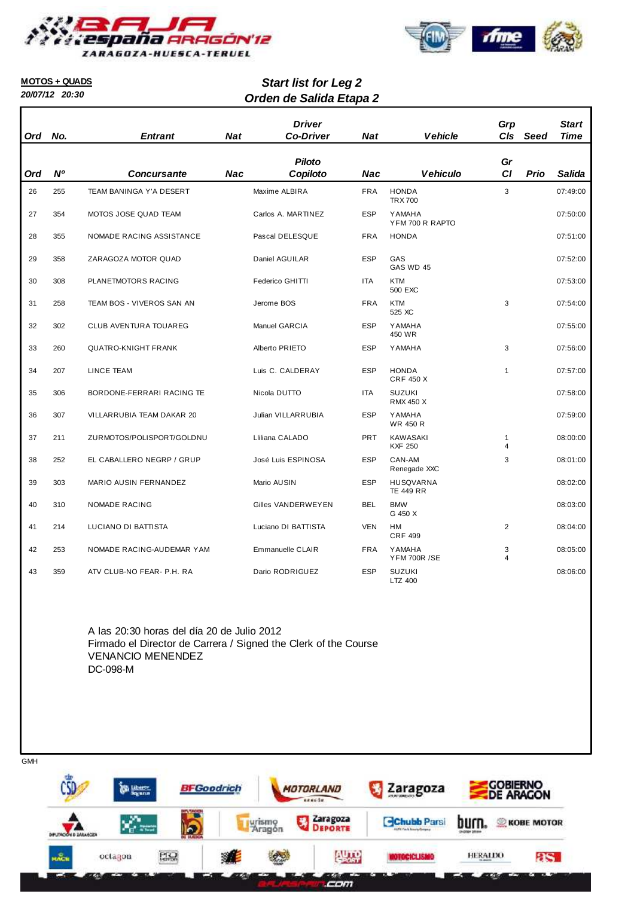**MOTOS + QUADS**

*20/07/12 20:30*

## *Start list for Leg 2*
## *Orden de Salida Etapa 2*

| Ord | No. | Entrant | Nat | Driver Co-Driver | Nat | Vehicle | Grp Cls | Seed | Start Time |
|---|---|---|---|---|---|---|---|---|---|
| Ord | Nº | Concursante | Nac | Piloto Copiloto | Nac | Vehiculo | Gr Cl | Prio | Salida |
| 26 | 255 | TEAM BANINGA Y'A DESERT | | Maxime ALBIRA | FRA | HONDA TRX 700 | 3 | | 07:49:00 |
| 27 | 354 | MOTOS JOSE QUAD TEAM | | Carlos A. MARTINEZ | ESP | YAMAHA YFM 700 R RAPTO | | | 07:50:00 |
| 28 | 355 | NOMADE RACING ASSISTANCE | | Pascal DELESQUE | FRA | HONDA | | | 07:51:00 |
| 29 | 358 | ZARAGOZA MOTOR QUAD | | Daniel AGUILAR | ESP | GAS GAS WD 45 | | | 07:52:00 |
| 30 | 308 | PLANETMOTORS RACING | | Federico GHITTI | ITA | KTM 500 EXC | | | 07:53:00 |
| 31 | 258 | TEAM BOS - VIVEROS SAN AN | | Jerome BOS | FRA | KTM 525 XC | 3 | | 07:54:00 |
| 32 | 302 | CLUB AVENTURA TOUAREG | | Manuel GARCIA | ESP | YAMAHA 450 WR | | | 07:55:00 |
| 33 | 260 | QUATRO-KNIGHT FRANK | | Alberto PRIETO | ESP | YAMAHA | 3 | | 07:56:00 |
| 34 | 207 | LINCE TEAM | | Luis C. CALDERAY | ESP | HONDA CRF 450 X | 1 | | 07:57:00 |
| 35 | 306 | BORDONE-FERRARI RACING TE | | Nicola DUTTO | ITA | SUZUKI RMX 450 X | | | 07:58:00 |
| 36 | 307 | VILLARRUBIA TEAM DAKAR 20 | | Julian VILLARRUBIA | ESP | YAMAHA WR 450 R | | | 07:59:00 |
| 37 | 211 | ZURMOTOS/POLISPORT/GOLDNU | | Lliliana CALADO | PRT | KAWASAKI KXF 250 | 1 4 | | 08:00:00 |
| 38 | 252 | EL CABALLERO NEGRP / GRUP | | José Luis ESPINOSA | ESP | CAN-AM Renegade XXC | 3 | | 08:01:00 |
| 39 | 303 | MARIO AUSIN FERNANDEZ | | Mario AUSIN | ESP | HUSQVARNA TE 449 RR | | | 08:02:00 |
| 40 | 310 | NOMADE RACING | | Gilles VANDERWEYEN | BEL | BMW G 450 X | | | 08:03:00 |
| 41 | 214 | LUCIANO DI BATTISTA | | Luciano DI BATTISTA | VEN | HM CRF 499 | 2 | | 08:04:00 |
| 42 | 253 | NOMADE RACING-AUDEMAR YAM | | Emmanuelle CLAIR | FRA | YAMAHA YFM 700R /SE | 3 4 | | 08:05:00 |
| 43 | 359 | ATV CLUB-NO FEAR- P.H. RA | | Dario RODRIGUEZ | ESP | SUZUKI LTZ 400 | | | 08:06:00 |

A las 20:30 horas del día 20 de Julio 2012
Firmado el Director de Carrera / Signed the Clerk of the Course
VENANCIO MENENDEZ
DC-098-M

GMH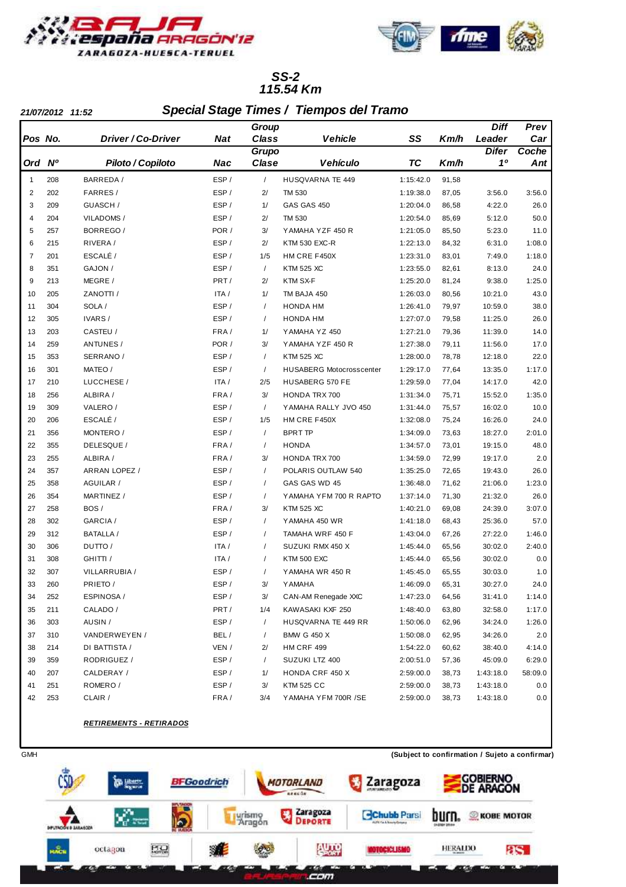# SS-2
## 115.54 Km

21/07/2012 11:52

## Special Stage Times / Tiempos del Tramo

| Pos / Ord | No. / Nº | Driver / Co-Driver / Piloto / Copiloto | Nat / Nac | Group Class / Grupo Clase | Vehicle / Vehículo | SS / TC | Km/h | Diff Leader / Difer 1º | Prev Car / Coche Ant |
|---|---|---|---|---|---|---|---|---|---|
| 1 | 208 | BARREDA / | ESP / | / | HUSQVARNA TE 449 | 1:15:42.0 | 91,58 | | |
| 2 | 202 | FARRES / | ESP / | 2/ | TM 530 | 1:19:38.0 | 87,05 | 3:56.0 | 3:56.0 |
| 3 | 209 | GUASCH / | ESP / | 1/ | GAS GAS 450 | 1:20:04.0 | 86,58 | 4:22.0 | 26.0 |
| 4 | 204 | VILADOMS / | ESP / | 2/ | TM 530 | 1:20:54.0 | 85,69 | 5:12.0 | 50.0 |
| 5 | 257 | BORREGO / | POR / | 3/ | YAMAHA YZF 450 R | 1:21:05.0 | 85,50 | 5:23.0 | 11.0 |
| 6 | 215 | RIVERA / | ESP / | 2/ | KTM 530 EXC-R | 1:22:13.0 | 84,32 | 6:31.0 | 1:08.0 |
| 7 | 201 | ESCALÉ / | ESP / | 1/5 | HM CRE F450X | 1:23:31.0 | 83,01 | 7:49.0 | 1:18.0 |
| 8 | 351 | GAJON / | ESP / | / | KTM 525 XC | 1:23:55.0 | 82,61 | 8:13.0 | 24.0 |
| 9 | 213 | MEGRE / | PRT / | 2/ | KTM SX-F | 1:25:20.0 | 81,24 | 9:38.0 | 1:25.0 |
| 10 | 205 | ZANOTTI / | ITA / | 1/ | TM BAJA 450 | 1:26:03.0 | 80,56 | 10:21.0 | 43.0 |
| 11 | 304 | SOLA / | ESP / | / | HONDA HM | 1:26:41.0 | 79,97 | 10:59.0 | 38.0 |
| 12 | 305 | IVARS / | ESP / | / | HONDA HM | 1:27:07.0 | 79,58 | 11:25.0 | 26.0 |
| 13 | 203 | CASTEU / | FRA / | 1/ | YAMAHA YZ 450 | 1:27:21.0 | 79,36 | 11:39.0 | 14.0 |
| 14 | 259 | ANTUNES / | POR / | 3/ | YAMAHA YZF 450 R | 1:27:38.0 | 79,11 | 11:56.0 | 17.0 |
| 15 | 353 | SERRANO / | ESP / | / | KTM 525 XC | 1:28:00.0 | 78,78 | 12:18.0 | 22.0 |
| 16 | 301 | MATEO / | ESP / | / | HUSABERG Motocrosscenter | 1:29:17.0 | 77,64 | 13:35.0 | 1:17.0 |
| 17 | 210 | LUCCHESE / | ITA / | 2/5 | HUSABERG 570 FE | 1:29:59.0 | 77,04 | 14:17.0 | 42.0 |
| 18 | 256 | ALBIRA / | FRA / | 3/ | HONDA TRX 700 | 1:31:34.0 | 75,71 | 15:52.0 | 1:35.0 |
| 19 | 309 | VALERO / | ESP / | / | YAMAHA RALLY JVO 450 | 1:31:44.0 | 75,57 | 16:02.0 | 10.0 |
| 20 | 206 | ESCALÉ / | ESP / | 1/5 | HM CRE F450X | 1:32:08.0 | 75,24 | 16:26.0 | 24.0 |
| 21 | 356 | MONTERO / | ESP / | / | BPRT TP | 1:34:09.0 | 73,63 | 18:27.0 | 2:01.0 |
| 22 | 355 | DELESQUE / | FRA / | / | HONDA | 1:34:57.0 | 73,01 | 19:15.0 | 48.0 |
| 23 | 255 | ALBIRA / | FRA / | 3/ | HONDA TRX 700 | 1:34:59.0 | 72,99 | 19:17.0 | 2.0 |
| 24 | 357 | ARRAN LOPEZ / | ESP / | / | POLARIS OUTLAW 540 | 1:35:25.0 | 72,65 | 19:43.0 | 26.0 |
| 25 | 358 | AGUILAR / | ESP / | / | GAS GAS WD 45 | 1:36:48.0 | 71,62 | 21:06.0 | 1:23.0 |
| 26 | 354 | MARTINEZ / | ESP / | / | YAMAHA YFM 700 R RAPTO | 1:37:14.0 | 71,30 | 21:32.0 | 26.0 |
| 27 | 258 | BOS / | FRA / | 3/ | KTM 525 XC | 1:40:21.0 | 69,08 | 24:39.0 | 3:07.0 |
| 28 | 302 | GARCIA / | ESP / | / | YAMAHA 450 WR | 1:41:18.0 | 68,43 | 25:36.0 | 57.0 |
| 29 | 312 | BATALLA / | ESP / | / | TAMAHA WRF 450 F | 1:43:04.0 | 67,26 | 27:22.0 | 1:46.0 |
| 30 | 306 | DUTTO / | ITA / | / | SUZUKI RMX 450 X | 1:45:44.0 | 65,56 | 30:02.0 | 2:40.0 |
| 31 | 308 | GHITTI / | ITA / | / | KTM 500 EXC | 1:45:44.0 | 65,56 | 30:02.0 | 0.0 |
| 32 | 307 | VILLARRUBIA / | ESP / | / | YAMAHA WR 450 R | 1:45:45.0 | 65,55 | 30:03.0 | 1.0 |
| 33 | 260 | PRIETO / | ESP / | 3/ | YAMAHA | 1:46:09.0 | 65,31 | 30:27.0 | 24.0 |
| 34 | 252 | ESPINOSA / | ESP / | 3/ | CAN-AM Renegade XXC | 1:47:23.0 | 64,56 | 31:41.0 | 1:14.0 |
| 35 | 211 | CALADO / | PRT / | 1/4 | KAWASAKI KXF 250 | 1:48:40.0 | 63,80 | 32:58.0 | 1:17.0 |
| 36 | 303 | AUSIN / | ESP / | / | HUSQVARNA TE 449 RR | 1:50:06.0 | 62,96 | 34:24.0 | 1:26.0 |
| 37 | 310 | VANDERWEYEN / | BEL / | / | BMW G 450 X | 1:50:08.0 | 62,95 | 34:26.0 | 2.0 |
| 38 | 214 | DI BATTISTA / | VEN / | 2/ | HM CRF 499 | 1:54:22.0 | 60,62 | 38:40.0 | 4:14.0 |
| 39 | 359 | RODRIGUEZ / | ESP / | / | SUZUKI LTZ 400 | 2:00:51.0 | 57,36 | 45:09.0 | 6:29.0 |
| 40 | 207 | CALDERAY / | ESP / | 1/ | HONDA CRF 450 X | 2:59:00.0 | 38,73 | 1:43:18.0 | 58:09.0 |
| 41 | 251 | ROMERO / | ESP / | 3/ | KTM 525 CC | 2:59:00.0 | 38,73 | 1:43:18.0 | 0.0 |
| 42 | 253 | CLAIR / | FRA / | 3/4 | YAMAHA YFM 700R /SE | 2:59:00.0 | 38,73 | 1:43:18.0 | 0.0 |

**RETIREMENTS - RETIRADOS**

GMH

(Subject to confirmation / Sujeto a confirmar)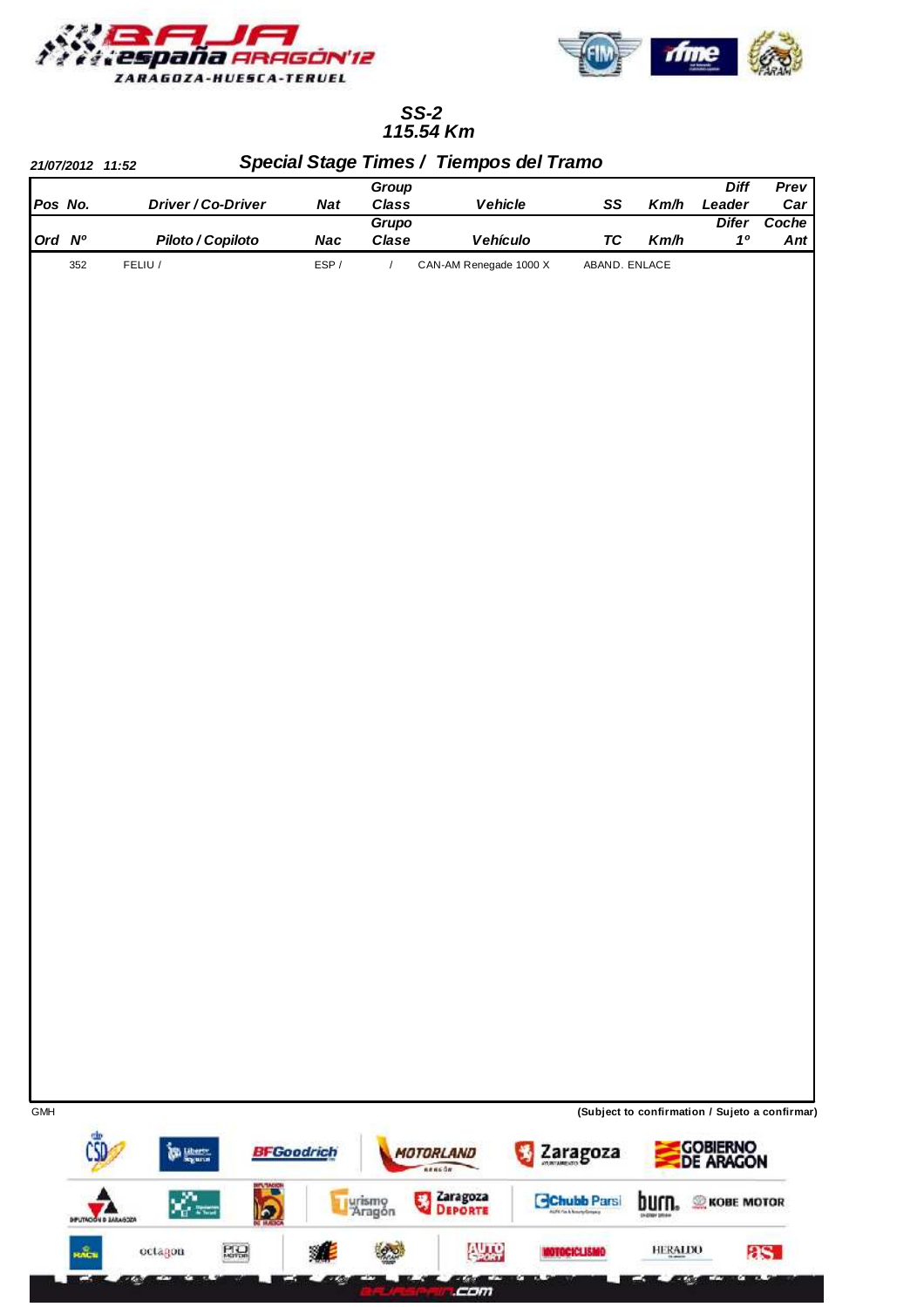# SS-2
## 115.54 Km

*21/07/2012 11:52*

## *Special Stage Times / Tiempos del Tramo*

| Pos | No. | Driver / Co-Driver | Nat | Group Class | Vehicle | SS | Km/h | Diff Leader | Prev Car |
|---|---|---|---|---|---|---|---|---|---|
| Ord | Nº | Piloto / Copiloto | Nac | Grupo Clase | Vehículo | TC | Km/h | Difer 1º | Coche Ant |
| | 352 | FELIU / | ESP / | / | CAN-AM Renegade 1000 X | ABAND. ENLACE | | | |

GMH

**(Subject to confirmation / Sujeto a confirmar)**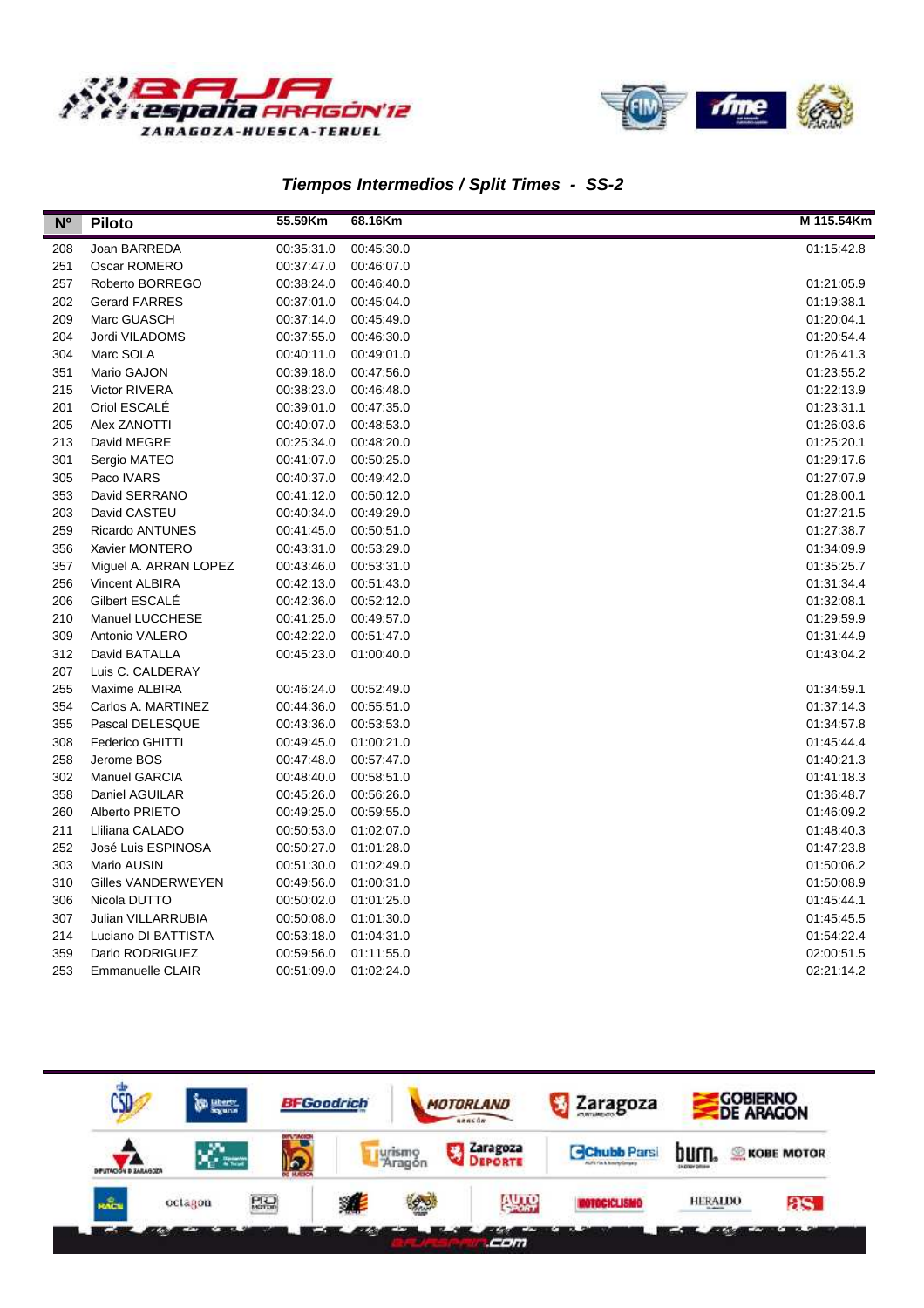## Tiempos Intermedios / Split Times - SS-2

| Nº | Piloto | 55.59Km | 68.16Km | M 115.54Km |
|---|---|---|---|---|
| 208 | Joan BARREDA | 00:35:31.0 | 00:45:30.0 | 01:15:42.8 |
| 251 | Oscar ROMERO | 00:37:47.0 | 00:46:07.0 | |
| 257 | Roberto BORREGO | 00:38:24.0 | 00:46:40.0 | 01:21:05.9 |
| 202 | Gerard FARRES | 00:37:01.0 | 00:45:04.0 | 01:19:38.1 |
| 209 | Marc GUASCH | 00:37:14.0 | 00:45:49.0 | 01:20:04.1 |
| 204 | Jordi VILADOMS | 00:37:55.0 | 00:46:30.0 | 01:20:54.4 |
| 304 | Marc SOLA | 00:40:11.0 | 00:49:01.0 | 01:26:41.3 |
| 351 | Mario GAJON | 00:39:18.0 | 00:47:56.0 | 01:23:55.2 |
| 215 | Victor RIVERA | 00:38:23.0 | 00:46:48.0 | 01:22:13.9 |
| 201 | Oriol ESCALÉ | 00:39:01.0 | 00:47:35.0 | 01:23:31.1 |
| 205 | Alex ZANOTTI | 00:40:07.0 | 00:48:53.0 | 01:26:03.6 |
| 213 | David MEGRE | 00:25:34.0 | 00:48:20.0 | 01:25:20.1 |
| 301 | Sergio MATEO | 00:41:07.0 | 00:50:25.0 | 01:29:17.6 |
| 305 | Paco IVARS | 00:40:37.0 | 00:49:42.0 | 01:27:07.9 |
| 353 | David SERRANO | 00:41:12.0 | 00:50:12.0 | 01:28:00.1 |
| 203 | David CASTEU | 00:40:34.0 | 00:49:29.0 | 01:27:21.5 |
| 259 | Ricardo ANTUNES | 00:41:45.0 | 00:50:51.0 | 01:27:38.7 |
| 356 | Xavier MONTERO | 00:43:31.0 | 00:53:29.0 | 01:34:09.9 |
| 357 | Miguel A. ARRAN LOPEZ | 00:43:46.0 | 00:53:31.0 | 01:35:25.7 |
| 256 | Vincent ALBIRA | 00:42:13.0 | 00:51:43.0 | 01:31:34.4 |
| 206 | Gilbert ESCALÉ | 00:42:36.0 | 00:52:12.0 | 01:32:08.1 |
| 210 | Manuel LUCCHESE | 00:41:25.0 | 00:49:57.0 | 01:29:59.9 |
| 309 | Antonio VALERO | 00:42:22.0 | 00:51:47.0 | 01:31:44.9 |
| 312 | David BATALLA | 00:45:23.0 | 01:00:40.0 | 01:43:04.2 |
| 207 | Luis C. CALDERAY | | | |
| 255 | Maxime ALBIRA | 00:46:24.0 | 00:52:49.0 | 01:34:59.1 |
| 354 | Carlos A. MARTINEZ | 00:44:36.0 | 00:55:51.0 | 01:37:14.3 |
| 355 | Pascal DELESQUE | 00:43:36.0 | 00:53:53.0 | 01:34:57.8 |
| 308 | Federico GHITTI | 00:49:45.0 | 01:00:21.0 | 01:45:44.4 |
| 258 | Jerome BOS | 00:47:48.0 | 00:57:47.0 | 01:40:21.3 |
| 302 | Manuel GARCIA | 00:48:40.0 | 00:58:51.0 | 01:41:18.3 |
| 358 | Daniel AGUILAR | 00:45:26.0 | 00:56:26.0 | 01:36:48.7 |
| 260 | Alberto PRIETO | 00:49:25.0 | 00:59:55.0 | 01:46:09.2 |
| 211 | Lliliana CALADO | 00:50:53.0 | 01:02:07.0 | 01:48:40.3 |
| 252 | José Luis ESPINOSA | 00:50:27.0 | 01:01:28.0 | 01:47:23.8 |
| 303 | Mario AUSIN | 00:51:30.0 | 01:02:49.0 | 01:50:06.2 |
| 310 | Gilles VANDERWEYEN | 00:49:56.0 | 01:00:31.0 | 01:50:08.9 |
| 306 | Nicola DUTTO | 00:50:02.0 | 01:01:25.0 | 01:45:44.1 |
| 307 | Julian VILLARRUBIA | 00:50:08.0 | 01:01:30.0 | 01:45:45.5 |
| 214 | Luciano DI BATTISTA | 00:53:18.0 | 01:04:31.0 | 01:54:22.4 |
| 359 | Dario RODRIGUEZ | 00:59:56.0 | 01:11:55.0 | 02:00:51.5 |
| 253 | Emmanuelle CLAIR | 00:51:09.0 | 01:02:24.0 | 02:21:14.2 |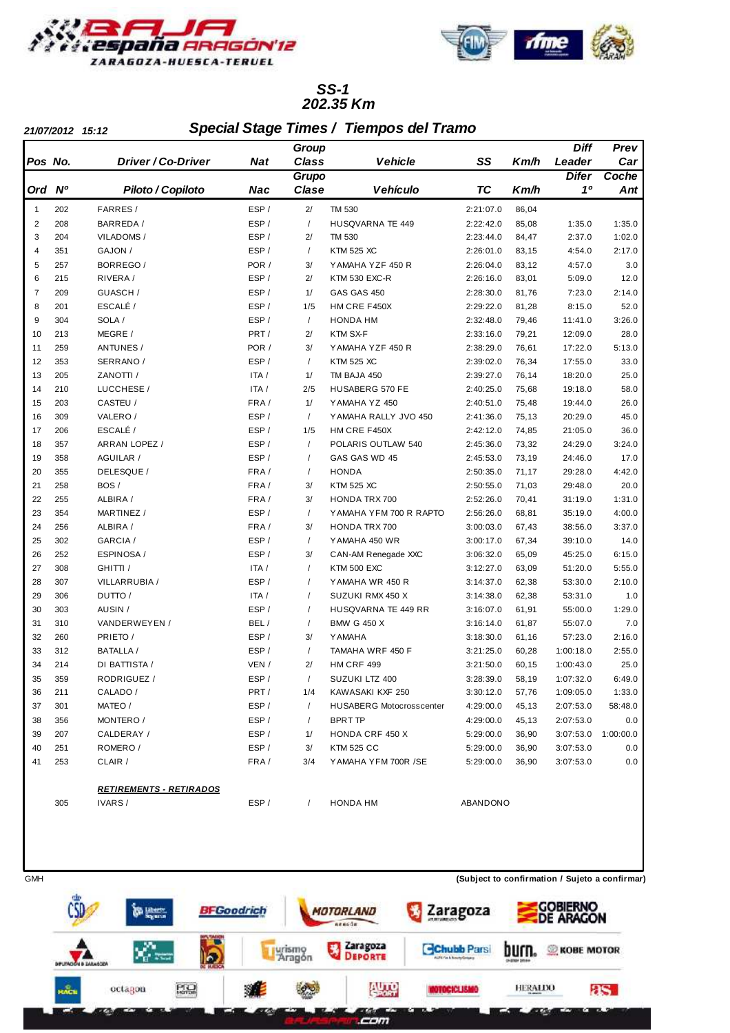## SS-1
## 202.35 Km

**21/07/2012 15:12**

## *Special Stage Times / Tiempos del Tramo*

| Pos | No. | Driver / Co-Driver | Nat | Group Class | Vehicle | SS | Km/h | Diff Leader | Prev Car |
|---|---|---|---|---|---|---|---|---|---|
| Ord | Nº | Piloto / Copiloto | Nac | Grupo Clase | Vehículo | TC | Km/h | Difer 1º | Coche Ant |
| 1 | 202 | FARRES / | ESP / | 2/ | TM 530 | 2:21:07.0 | 86,04 | | |
| 2 | 208 | BARREDA / | ESP / | / | HUSQVARNA TE 449 | 2:22:42.0 | 85,08 | 1:35.0 | 1:35.0 |
| 3 | 204 | VILADOMS / | ESP / | 2/ | TM 530 | 2:23:44.0 | 84,47 | 2:37.0 | 1:02.0 |
| 4 | 351 | GAJON / | ESP / | / | KTM 525 XC | 2:26:01.0 | 83,15 | 4:54.0 | 2:17.0 |
| 5 | 257 | BORREGO / | POR / | 3/ | YAMAHA YZF 450 R | 2:26:04.0 | 83,12 | 4:57.0 | 3.0 |
| 6 | 215 | RIVERA / | ESP / | 2/ | KTM 530 EXC-R | 2:26:16.0 | 83,01 | 5:09.0 | 12.0 |
| 7 | 209 | GUASCH / | ESP / | 1/ | GAS GAS 450 | 2:28:30.0 | 81,76 | 7:23.0 | 2:14.0 |
| 8 | 201 | ESCALÉ / | ESP / | 1/5 | HM CRE F450X | 2:29:22.0 | 81,28 | 8:15.0 | 52.0 |
| 9 | 304 | SOLA / | ESP / | / | HONDA HM | 2:32:48.0 | 79,46 | 11:41.0 | 3:26.0 |
| 10 | 213 | MEGRE / | PRT / | 2/ | KTM SX-F | 2:33:16.0 | 79,21 | 12:09.0 | 28.0 |
| 11 | 259 | ANTUNES / | POR / | 3/ | YAMAHA YZF 450 R | 2:38:29.0 | 76,61 | 17:22.0 | 5:13.0 |
| 12 | 353 | SERRANO / | ESP / | / | KTM 525 XC | 2:39:02.0 | 76,34 | 17:55.0 | 33.0 |
| 13 | 205 | ZANOTTI / | ITA / | 1/ | TM BAJA 450 | 2:39:27.0 | 76,14 | 18:20.0 | 25.0 |
| 14 | 210 | LUCCHESE / | ITA / | 2/5 | HUSABERG 570 FE | 2:40:25.0 | 75,68 | 19:18.0 | 58.0 |
| 15 | 203 | CASTEU / | FRA / | 1/ | YAMAHA YZ 450 | 2:40:51.0 | 75,48 | 19:44.0 | 26.0 |
| 16 | 309 | VALERO / | ESP / | / | YAMAHA RALLY JVO 450 | 2:41:36.0 | 75,13 | 20:29.0 | 45.0 |
| 17 | 206 | ESCALÉ / | ESP / | 1/5 | HM CRE F450X | 2:42:12.0 | 74,85 | 21:05.0 | 36.0 |
| 18 | 357 | ARRAN LOPEZ / | ESP / | / | POLARIS OUTLAW 540 | 2:45:36.0 | 73,32 | 24:29.0 | 3:24.0 |
| 19 | 358 | AGUILAR / | ESP / | / | GAS GAS WD 45 | 2:45:53.0 | 73,19 | 24:46.0 | 17.0 |
| 20 | 355 | DELESQUE / | FRA / | / | HONDA | 2:50:35.0 | 71,17 | 29:28.0 | 4:42.0 |
| 21 | 258 | BOS / | FRA / | 3/ | KTM 525 XC | 2:50:55.0 | 71,03 | 29:48.0 | 20.0 |
| 22 | 255 | ALBIRA / | FRA / | 3/ | HONDA TRX 700 | 2:52:26.0 | 70,41 | 31:19.0 | 1:31.0 |
| 23 | 354 | MARTINEZ / | ESP / | / | YAMAHA YFM 700 R RAPTO | 2:56:26.0 | 68,81 | 35:19.0 | 4:00.0 |
| 24 | 256 | ALBIRA / | FRA / | 3/ | HONDA TRX 700 | 3:00:03.0 | 67,43 | 38:56.0 | 3:37.0 |
| 25 | 302 | GARCIA / | ESP / | / | YAMAHA 450 WR | 3:00:17.0 | 67,34 | 39:10.0 | 14.0 |
| 26 | 252 | ESPINOSA / | ESP / | 3/ | CAN-AM Renegade XXC | 3:06:32.0 | 65,09 | 45:25.0 | 6:15.0 |
| 27 | 308 | GHITTI / | ITA / | / | KTM 500 EXC | 3:12:27.0 | 63,09 | 51:20.0 | 5:55.0 |
| 28 | 307 | VILLARRUBIA / | ESP / | / | YAMAHA WR 450 R | 3:14:37.0 | 62,38 | 53:30.0 | 2:10.0 |
| 29 | 306 | DUTTO / | ITA / | / | SUZUKI RMX 450 X | 3:14:38.0 | 62,38 | 53:31.0 | 1.0 |
| 30 | 303 | AUSIN / | ESP / | / | HUSQVARNA TE 449 RR | 3:16:07.0 | 61,91 | 55:00.0 | 1:29.0 |
| 31 | 310 | VANDERWEYEN / | BEL / | / | BMW G 450 X | 3:16:14.0 | 61,87 | 55:07.0 | 7.0 |
| 32 | 260 | PRIETO / | ESP / | 3/ | YAMAHA | 3:18:30.0 | 61,16 | 57:23.0 | 2:16.0 |
| 33 | 312 | BATALLA / | ESP / | / | TAMAHA WRF 450 F | 3:21:25.0 | 60,28 | 1:00:18.0 | 2:55.0 |
| 34 | 214 | DI BATTISTA / | VEN / | 2/ | HM CRF 499 | 3:21:50.0 | 60,15 | 1:00:43.0 | 25.0 |
| 35 | 359 | RODRIGUEZ / | ESP / | / | SUZUKI LTZ 400 | 3:28:39.0 | 58,19 | 1:07:32.0 | 6:49.0 |
| 36 | 211 | CALADO / | PRT / | 1/4 | KAWASAKI KXF 250 | 3:30:12.0 | 57,76 | 1:09:05.0 | 1:33.0 |
| 37 | 301 | MATEO / | ESP / | / | HUSABERG Motocrosscenter | 4:29:00.0 | 45,13 | 2:07:53.0 | 58:48.0 |
| 38 | 356 | MONTERO / | ESP / | / | BPRT TP | 4:29:00.0 | 45,13 | 2:07:53.0 | 0.0 |
| 39 | 207 | CALDERAY / | ESP / | 1/ | HONDA CRF 450 X | 5:29:00.0 | 36,90 | 3:07:53.0 | 1:00:00.0 |
| 40 | 251 | ROMERO / | ESP / | 3/ | KTM 525 CC | 5:29:00.0 | 36,90 | 3:07:53.0 | 0.0 |
| 41 | 253 | CLAIR / | FRA / | 3/4 | YAMAHA YFM 700R /SE | 5:29:00.0 | 36,90 | 3:07:53.0 | 0.0 |

***RETIREMENTS - RETIRADOS***

| No. | Driver / Co-Driver | Nat | Group Class | Vehicle | SS |
|---|---|---|---|---|---|
| 305 | IVARS / | ESP / | / | HONDA HM | ABANDONO |

GMH

**(Subject to confirmation / Sujeto a confirmar)**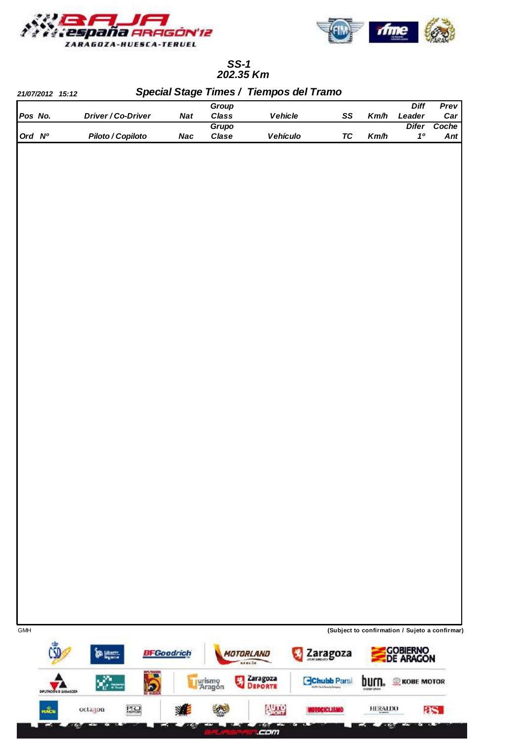**SS-1**
**202.35 Km**

*21/07/2012 15:12*

## Special Stage Times / Tiempos del Tramo

| Pos No. | Driver / Co-Driver | Nat | Group Class | Vehicle | SS | Km/h | Diff Leader | Prev Car |
|---|---|---|---|---|---|---|---|---|
| Ord Nº | Piloto / Copiloto | Nac | Grupo Clase | Vehículo | TC | Km/h | Difer 1º | Coche Ant |

GMH

(Subject to confirmation / Sujeto a confirmar)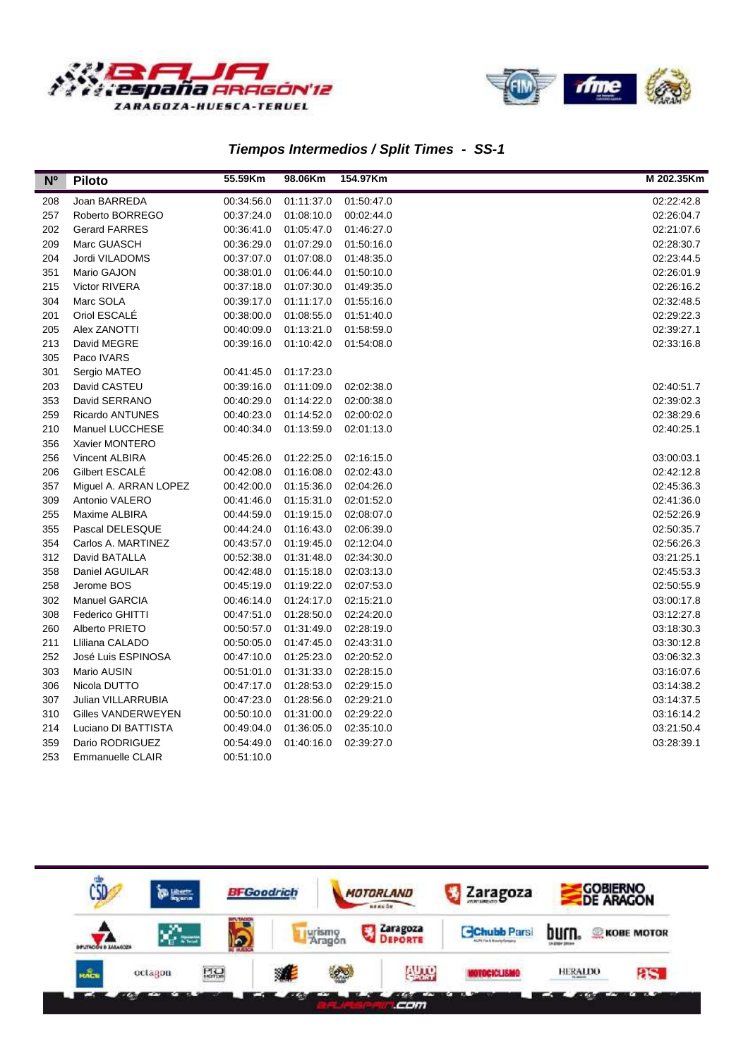## *Tiempos Intermedios / Split Times - SS-1*

| Nº | Piloto | 55.59Km | 98.06Km | 154.97Km | M 202.35Km |
|---|---|---|---|---|---|
| 208 | Joan BARREDA | 00:34:56.0 | 01:11:37.0 | 01:50:47.0 | 02:22:42.8 |
| 257 | Roberto BORREGO | 00:37:24.0 | 01:08:10.0 | 00:02:44.0 | 02:26:04.7 |
| 202 | Gerard FARRES | 00:36:41.0 | 01:05:47.0 | 01:46:27.0 | 02:21:07.6 |
| 209 | Marc GUASCH | 00:36:29.0 | 01:07:29.0 | 01:50:16.0 | 02:28:30.7 |
| 204 | Jordi VILADOMS | 00:37:07.0 | 01:07:08.0 | 01:48:35.0 | 02:23:44.5 |
| 351 | Mario GAJON | 00:38:01.0 | 01:06:44.0 | 01:50:10.0 | 02:26:01.9 |
| 215 | Victor RIVERA | 00:37:18.0 | 01:07:30.0 | 01:49:35.0 | 02:26:16.2 |
| 304 | Marc SOLA | 00:39:17.0 | 01:11:17.0 | 01:55:16.0 | 02:32:48.5 |
| 201 | Oriol ESCALÉ | 00:38:00.0 | 01:08:55.0 | 01:51:40.0 | 02:29:22.3 |
| 205 | Alex ZANOTTI | 00:40:09.0 | 01:13:21.0 | 01:58:59.0 | 02:39:27.1 |
| 213 | David MEGRE | 00:39:16.0 | 01:10:42.0 | 01:54:08.0 | 02:33:16.8 |
| 305 | Paco IVARS | | | | |
| 301 | Sergio MATEO | 00:41:45.0 | 01:17:23.0 | | |
| 203 | David CASTEU | 00:39:16.0 | 01:11:09.0 | 02:02:38.0 | 02:40:51.7 |
| 353 | David SERRANO | 00:40:29.0 | 01:14:22.0 | 02:00:38.0 | 02:39:02.3 |
| 259 | Ricardo ANTUNES | 00:40:23.0 | 01:14:52.0 | 02:00:02.0 | 02:38:29.6 |
| 210 | Manuel LUCCHESE | 00:40:34.0 | 01:13:59.0 | 02:01:13.0 | 02:40:25.1 |
| 356 | Xavier MONTERO | | | | |
| 256 | Vincent ALBIRA | 00:45:26.0 | 01:22:25.0 | 02:16:15.0 | 03:00:03.1 |
| 206 | Gilbert ESCALÉ | 00:42:08.0 | 01:16:08.0 | 02:02:43.0 | 02:42:12.8 |
| 357 | Miguel A. ARRAN LOPEZ | 00:42:00.0 | 01:15:36.0 | 02:04:26.0 | 02:45:36.3 |
| 309 | Antonio VALERO | 00:41:46.0 | 01:15:31.0 | 02:01:52.0 | 02:41:36.0 |
| 255 | Maxime ALBIRA | 00:44:59.0 | 01:19:15.0 | 02:08:07.0 | 02:52:26.9 |
| 355 | Pascal DELESQUE | 00:44:24.0 | 01:16:43.0 | 02:06:39.0 | 02:50:35.7 |
| 354 | Carlos A. MARTINEZ | 00:43:57.0 | 01:19:45.0 | 02:12:04.0 | 02:56:26.3 |
| 312 | David BATALLA | 00:52:38.0 | 01:31:48.0 | 02:34:30.0 | 03:21:25.1 |
| 358 | Daniel AGUILAR | 00:42:48.0 | 01:15:18.0 | 02:03:13.0 | 02:45:53.3 |
| 258 | Jerome BOS | 00:45:19.0 | 01:19:22.0 | 02:07:53.0 | 02:50:55.9 |
| 302 | Manuel GARCIA | 00:46:14.0 | 01:24:17.0 | 02:15:21.0 | 03:00:17.8 |
| 308 | Federico GHITTI | 00:47:51.0 | 01:28:50.0 | 02:24:20.0 | 03:12:27.8 |
| 260 | Alberto PRIETO | 00:50:57.0 | 01:31:49.0 | 02:28:19.0 | 03:18:30.3 |
| 211 | Lliliana CALADO | 00:50:05.0 | 01:47:45.0 | 02:43:31.0 | 03:30:12.8 |
| 252 | José Luis ESPINOSA | 00:47:10.0 | 01:25:23.0 | 02:20:52.0 | 03:06:32.3 |
| 303 | Mario AUSIN | 00:51:01.0 | 01:31:33.0 | 02:28:15.0 | 03:16:07.6 |
| 306 | Nicola DUTTO | 00:47:17.0 | 01:28:53.0 | 02:29:15.0 | 03:14:38.2 |
| 307 | Julian VILLARRUBIA | 00:47:23.0 | 01:28:56.0 | 02:29:21.0 | 03:14:37.5 |
| 310 | Gilles VANDERWEYEN | 00:50:10.0 | 01:31:00.0 | 02:29:22.0 | 03:16:14.2 |
| 214 | Luciano DI BATTISTA | 00:49:04.0 | 01:36:05.0 | 02:35:10.0 | 03:21:50.4 |
| 359 | Dario RODRIGUEZ | 00:54:49.0 | 01:40:16.0 | 02:39:27.0 | 03:28:39.1 |
| 253 | Emmanuelle CLAIR | 00:51:10.0 | | | |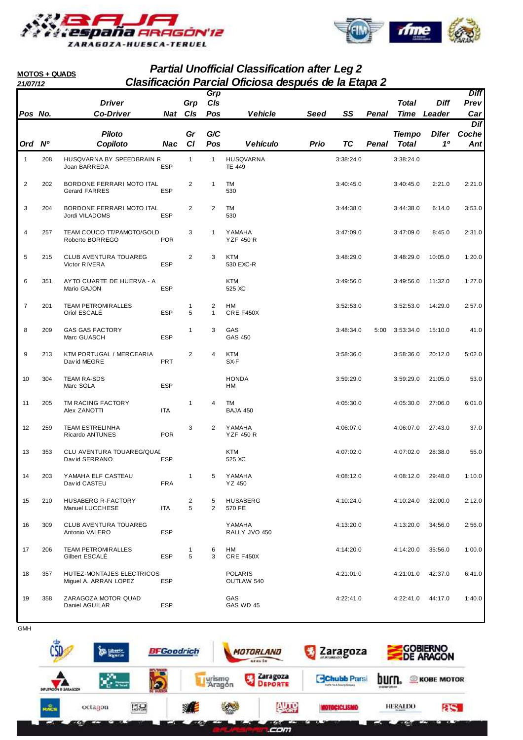**MOTOS + QUADS**

*21/07/12*

## *Partial Unofficial Classification after Leg 2*
## *Clasificación Parcial Oficiosa después de la Etapa 2*

| Pos / Ord | No. / Nº | Driver / Co-Driver — Piloto / Copiloto | Nat / Nac | Grp Cls / Gr Cl | Grp Cls Pos / G/C Pos | Vehicle / Vehículo | Seed / Prio | SS / TC | Penal | Total Time / Tiempo Total | Diff Leader / Difer 1º | Diff Prev Car / Dif Coche Ant |
|---|---|---|---|---|---|---|---|---|---|---|---|---|
| 1 | 208 | HUSQVARNA BY SPEEDBRAIN R<br>Joan BARREDA | ESP | 1 | 1 | HUSQVARNA<br>TE 449 | | 3:38:24.0 | | 3:38:24.0 | | |
| 2 | 202 | BORDONE FERRARI MOTO ITAL<br>Gerard FARRES | ESP | 2 | 1 | TM<br>530 | | 3:40:45.0 | | 3:40:45.0 | 2:21.0 | 2:21.0 |
| 3 | 204 | BORDONE FERRARI MOTO ITAL<br>Jordi VILADOMS | ESP | 2 | 2 | TM<br>530 | | 3:44:38.0 | | 3:44:38.0 | 6:14.0 | 3:53.0 |
| 4 | 257 | TEAM COUCO TT/PAMOTO/GOLD<br>Roberto BORREGO | POR | 3 | 1 | YAMAHA<br>YZF 450 R | | 3:47:09.0 | | 3:47:09.0 | 8:45.0 | 2:31.0 |
| 5 | 215 | CLUB AVENTURA TOUAREG<br>Victor RIVERA | ESP | 2 | 3 | KTM<br>530 EXC-R | | 3:48:29.0 | | 3:48:29.0 | 10:05.0 | 1:20.0 |
| 6 | 351 | AYTO CUARTE DE HUERVA - A<br>Mario GAJON | ESP | | | KTM<br>525 XC | | 3:49:56.0 | | 3:49:56.0 | 11:32.0 | 1:27.0 |
| 7 | 201 | TEAM PETROMIRALLES<br>Oriol ESCALÉ | ESP | 1<br>5 | 2<br>1 | HM<br>CRE F450X | | 3:52:53.0 | | 3:52:53.0 | 14:29.0 | 2:57.0 |
| 8 | 209 | GAS GAS FACTORY<br>Marc GUASCH | ESP | 1 | 3 | GAS<br>GAS 450 | | 3:48:34.0 | 5:00 | 3:53:34.0 | 15:10.0 | 41.0 |
| 9 | 213 | KTM PORTUGAL / MERCEARIA<br>David MEGRE | PRT | 2 | 4 | KTM<br>SX-F | | 3:58:36.0 | | 3:58:36.0 | 20:12.0 | 5:02.0 |
| 10 | 304 | TEAM RA-SDS<br>Marc SOLA | ESP | | | HONDA<br>HM | | 3:59:29.0 | | 3:59:29.0 | 21:05.0 | 53.0 |
| 11 | 205 | TM RACING FACTORY<br>Alex ZANOTTI | ITA | 1 | 4 | TM<br>BAJA 450 | | 4:05:30.0 | | 4:05:30.0 | 27:06.0 | 6:01.0 |
| 12 | 259 | TEAM ESTRELINHA<br>Ricardo ANTUNES | POR | 3 | 2 | YAMAHA<br>YZF 450 R | | 4:06:07.0 | | 4:06:07.0 | 27:43.0 | 37.0 |
| 13 | 353 | CLU AVENTURA TOUAREG/QUAD<br>David SERRANO | ESP | | | KTM<br>525 XC | | 4:07:02.0 | | 4:07:02.0 | 28:38.0 | 55.0 |
| 14 | 203 | YAMAHA ELF CASTEAU<br>David CASTEU | FRA | 1 | 5 | YAMAHA<br>YZ 450 | | 4:08:12.0 | | 4:08:12.0 | 29:48.0 | 1:10.0 |
| 15 | 210 | HUSABERG R-FACTORY<br>Manuel LUCCHESE | ITA | 2<br>5 | 5<br>2 | HUSABERG<br>570 FE | | 4:10:24.0 | | 4:10:24.0 | 32:00.0 | 2:12.0 |
| 16 | 309 | CLUB AVENTURA TOUAREG<br>Antonio VALERO | ESP | | | YAMAHA<br>RALLY JVO 450 | | 4:13:20.0 | | 4:13:20.0 | 34:56.0 | 2:56.0 |
| 17 | 206 | TEAM PETROMIRALLES<br>Gilbert ESCALÉ | ESP | 1<br>5 | 6<br>3 | HM<br>CRE F450X | | 4:14:20.0 | | 4:14:20.0 | 35:56.0 | 1:00.0 |
| 18 | 357 | HUTEZ-MONTAJES ELECTRICOS<br>Miguel A. ARRAN LOPEZ | ESP | | | POLARIS<br>OUTLAW 540 | | 4:21:01.0 | | 4:21:01.0 | 42:37.0 | 6:41.0 |
| 19 | 358 | ZARAGOZA MOTOR QUAD<br>Daniel AGUILAR | ESP | | | GAS<br>GAS WD 45 | | 4:22:41.0 | | 4:22:41.0 | 44:17.0 | 1:40.0 |

GMH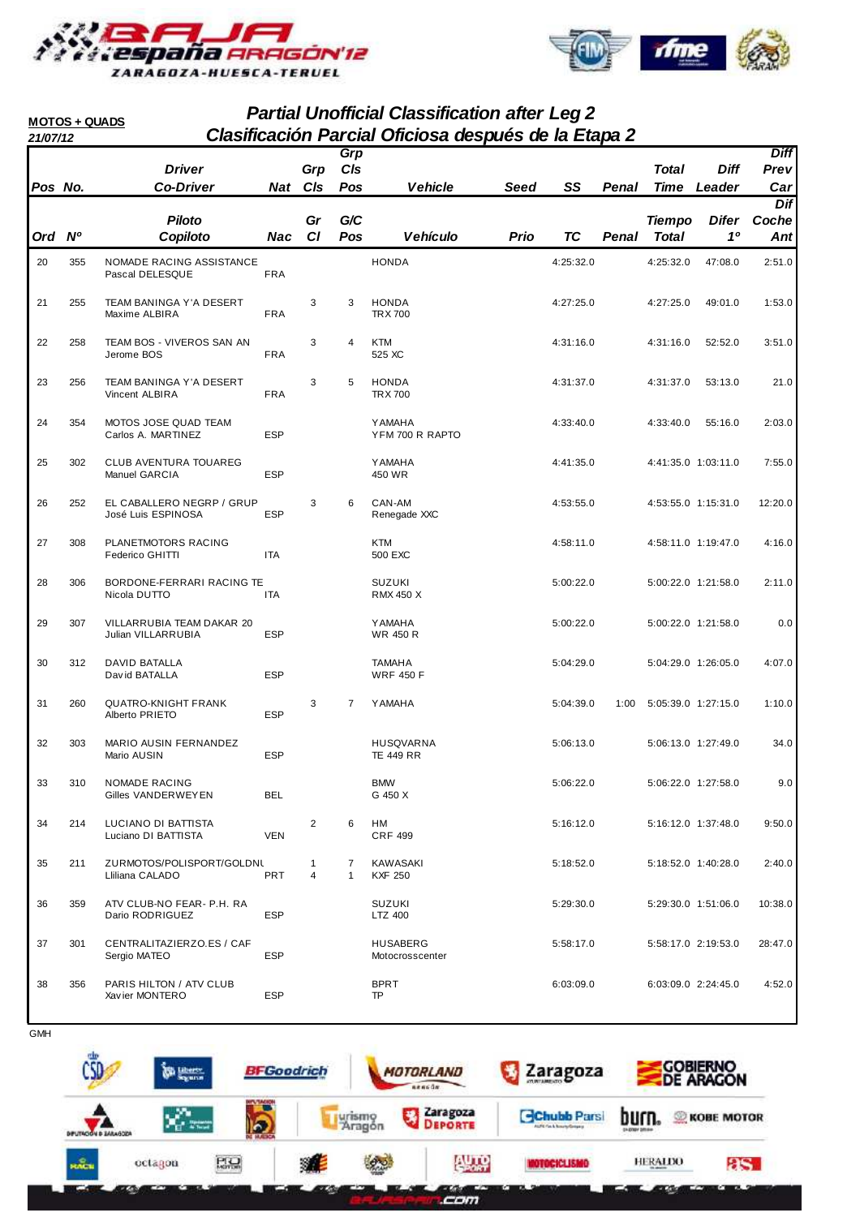**MOTOS + QUADS**

*21/07/12*

## *Partial Unofficial Classification after Leg 2*
## *Clasificación Parcial Oficiosa después de la Etapa 2*

| Pos / Ord | No. / Nº | Driver / Co-Driver (Piloto / Copiloto) | Nat / Nac | Grp Cls / Gr Cl | Grp Cls Pos / G/C Pos | Vehicle / Vehículo | Seed / Prio | SS / TC | Penal | Total Time / Tiempo Total | Diff Leader / Difer 1º | Diff Prev Car / Dif Coche Ant |
|---|---|---|---|---|---|---|---|---|---|---|---|---|
| 20 | 355 | NOMADE RACING ASSISTANCE<br>Pascal DELESQUE | FRA | | | HONDA | | 4:25:32.0 | | 4:25:32.0 | 47:08.0 | 2:51.0 |
| 21 | 255 | TEAM BANINGA Y'A DESERT<br>Maxime ALBIRA | FRA | 3 | 3 | HONDA<br>TRX 700 | | 4:27:25.0 | | 4:27:25.0 | 49:01.0 | 1:53.0 |
| 22 | 258 | TEAM BOS - VIVEROS SAN AN<br>Jerome BOS | FRA | 3 | 4 | KTM<br>525 XC | | 4:31:16.0 | | 4:31:16.0 | 52:52.0 | 3:51.0 |
| 23 | 256 | TEAM BANINGA Y'A DESERT<br>Vincent ALBIRA | FRA | 3 | 5 | HONDA<br>TRX 700 | | 4:31:37.0 | | 4:31:37.0 | 53:13.0 | 21.0 |
| 24 | 354 | MOTOS JOSE QUAD TEAM<br>Carlos A. MARTINEZ | ESP | | | YAMAHA<br>YFM 700 R RAPTO | | 4:33:40.0 | | 4:33:40.0 | 55:16.0 | 2:03.0 |
| 25 | 302 | CLUB AVENTURA TOUAREG<br>Manuel GARCIA | ESP | | | YAMAHA<br>450 WR | | 4:41:35.0 | | 4:41:35.0 | 1:03:11.0 | 7:55.0 |
| 26 | 252 | EL CABALLERO NEGRP / GRUP<br>José Luis ESPINOSA | ESP | 3 | 6 | CAN-AM<br>Renegade XXC | | 4:53:55.0 | | 4:53:55.0 | 1:15:31.0 | 12:20.0 |
| 27 | 308 | PLANETMOTORS RACING<br>Federico GHITTI | ITA | | | KTM<br>500 EXC | | 4:58:11.0 | | 4:58:11.0 | 1:19:47.0 | 4:16.0 |
| 28 | 306 | BORDONE-FERRARI RACING TE<br>Nicola DUTTO | ITA | | | SUZUKI<br>RMX 450 X | | 5:00:22.0 | | 5:00:22.0 | 1:21:58.0 | 2:11.0 |
| 29 | 307 | VILLARRUBIA TEAM DAKAR 20<br>Julian VILLARRUBIA | ESP | | | YAMAHA<br>WR 450 R | | 5:00:22.0 | | 5:00:22.0 | 1:21:58.0 | 0.0 |
| 30 | 312 | DAVID BATALLA<br>David BATALLA | ESP | | | TAMAHA<br>WRF 450 F | | 5:04:29.0 | | 5:04:29.0 | 1:26:05.0 | 4:07.0 |
| 31 | 260 | QUATRO-KNIGHT FRANK<br>Alberto PRIETO | ESP | 3 | 7 | YAMAHA | | 5:04:39.0 | 1:00 | 5:05:39.0 | 1:27:15.0 | 1:10.0 |
| 32 | 303 | MARIO AUSIN FERNANDEZ<br>Mario AUSIN | ESP | | | HUSQVARNA<br>TE 449 RR | | 5:06:13.0 | | 5:06:13.0 | 1:27:49.0 | 34.0 |
| 33 | 310 | NOMADE RACING<br>Gilles VANDERWEYEN | BEL | | | BMW<br>G 450 X | | 5:06:22.0 | | 5:06:22.0 | 1:27:58.0 | 9.0 |
| 34 | 214 | LUCIANO DI BATTISTA<br>Luciano DI BATTISTA | VEN | 2 | 6 | HM<br>CRF 499 | | 5:16:12.0 | | 5:16:12.0 | 1:37:48.0 | 9:50.0 |
| 35 | 211 | ZURMOTOS/POLISPORT/GOLDNU<br>Lliliana CALADO | PRT | 1<br>4 | 7<br>1 | KAWASAKI<br>KXF 250 | | 5:18:52.0 | | 5:18:52.0 | 1:40:28.0 | 2:40.0 |
| 36 | 359 | ATV CLUB-NO FEAR- P.H. RA<br>Dario RODRIGUEZ | ESP | | | SUZUKI<br>LTZ 400 | | 5:29:30.0 | | 5:29:30.0 | 1:51:06.0 | 10:38.0 |
| 37 | 301 | CENTRALITAZIERZO.ES / CAF<br>Sergio MATEO | ESP | | | HUSABERG<br>Motocrosscenter | | 5:58:17.0 | | 5:58:17.0 | 2:19:53.0 | 28:47.0 |
| 38 | 356 | PARIS HILTON / ATV CLUB<br>Xavier MONTERO | ESP | | | BPRT<br>TP | | 6:03:09.0 | | 6:03:09.0 | 2:24:45.0 | 4:52.0 |

GMH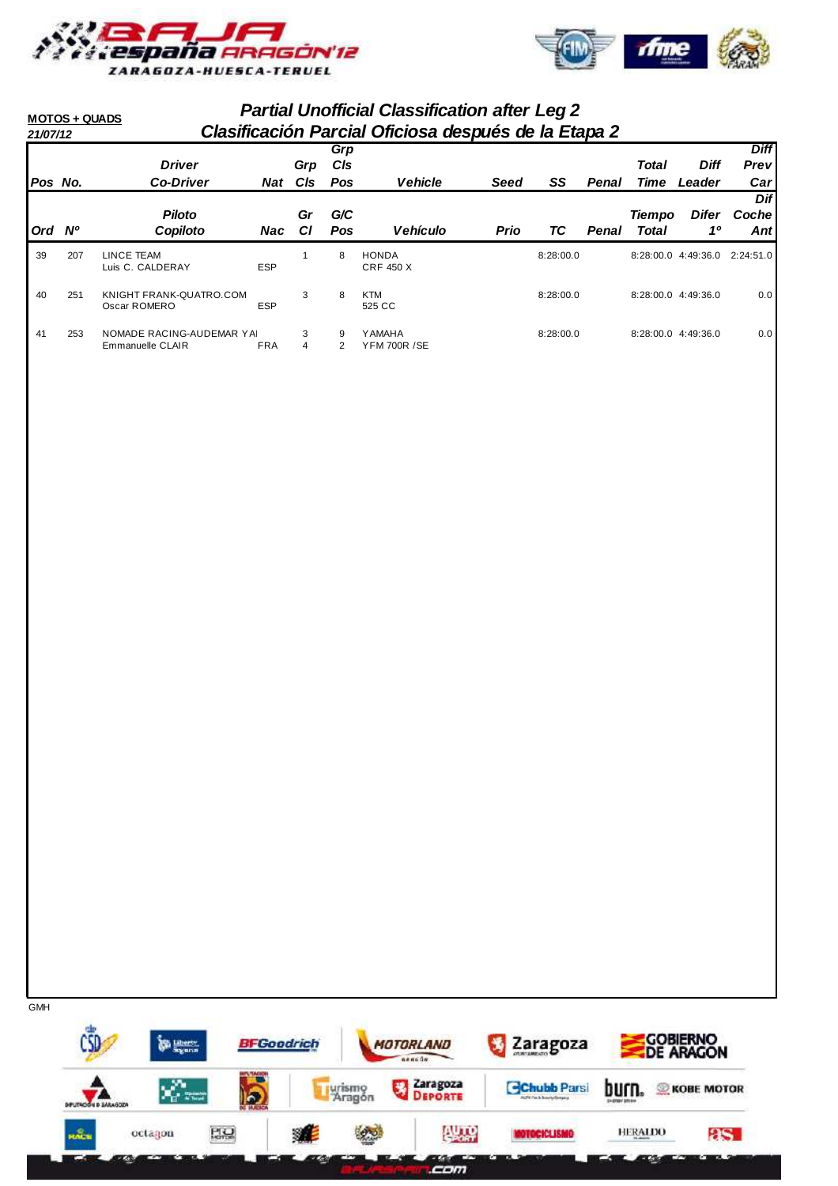**MOTOS + QUADS**

*21/07/12*

## *Partial Unofficial Classification after Leg 2*
## *Clasificación Parcial Oficiosa después de la Etapa 2*

| Pos Ord | No. Nº | Driver / Co-Driver Piloto / Copiloto | Nat Nac | Grp Gr Cls Cl | Grp Cls Pos G/C Pos | Vehicle Vehículo | Seed Prio | SS TC | Penal | Total Time Tiempo Total | Diff Leader Difer 1º | Diff Prev Car Dif Coche Ant |
|---|---|---|---|---|---|---|---|---|---|---|---|---|
| 39 | 207 | LINCE TEAM<br>Luis C. CALDERAY | ESP | 1 | 8 | HONDA<br>CRF 450 X | | 8:28:00.0 | | 8:28:00.0 | 4:49:36.0 | 2:24:51.0 |
| 40 | 251 | KNIGHT FRANK-QUATRO.COM<br>Oscar ROMERO | ESP | 3 | 8 | KTM<br>525 CC | | 8:28:00.0 | | 8:28:00.0 | 4:49:36.0 | 0.0 |
| 41 | 253 | NOMADE RACING-AUDEMAR YAI<br>Emmanuelle CLAIR | FRA | 3<br>4 | 9<br>2 | YAMAHA<br>YFM 700R /SE | | 8:28:00.0 | | 8:28:00.0 | 4:49:36.0 | 0.0 |

GMH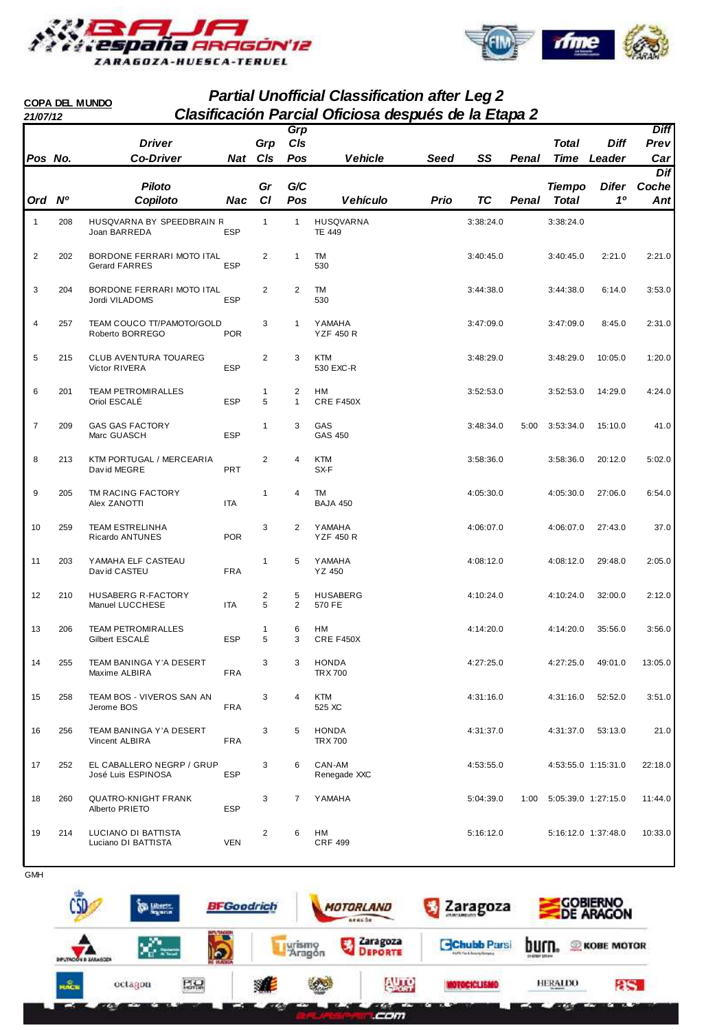**COPA DEL MUNDO**

*21/07/12*

## *Partial Unofficial Classification after Leg 2*
## *Clasificación Parcial Oficiosa después de la Etapa 2*

| Pos / Ord | No. / Nº | Driver / Co-Driver — Piloto / Copiloto | Nat / Nac | Grp Cls / Gr Cl | Grp Cls Pos / G/C Pos | Vehicle / Vehículo | Seed / Prio | SS / TC | Penal | Total Time / Tiempo Total | Diff Leader / Difer 1º | Diff Prev Car / Dif Coche Ant |
|---|---|---|---|---|---|---|---|---|---|---|---|---|
| 1 | 208 | HUSQVARNA BY SPEEDBRAIN R<br>Joan BARREDA | ESP | 1 | 1 | HUSQVARNA<br>TE 449 | | 3:38:24.0 | | 3:38:24.0 | | |
| 2 | 202 | BORDONE FERRARI MOTO ITAL<br>Gerard FARRES | ESP | 2 | 1 | TM<br>530 | | 3:40:45.0 | | 3:40:45.0 | 2:21.0 | 2:21.0 |
| 3 | 204 | BORDONE FERRARI MOTO ITAL<br>Jordi VILADOMS | ESP | 2 | 2 | TM<br>530 | | 3:44:38.0 | | 3:44:38.0 | 6:14.0 | 3:53.0 |
| 4 | 257 | TEAM COUCO TT/PAMOTO/GOLD<br>Roberto BORREGO | POR | 3 | 1 | YAMAHA<br>YZF 450 R | | 3:47:09.0 | | 3:47:09.0 | 8:45.0 | 2:31.0 |
| 5 | 215 | CLUB AVENTURA TOUAREG<br>Victor RIVERA | ESP | 2 | 3 | KTM<br>530 EXC-R | | 3:48:29.0 | | 3:48:29.0 | 10:05.0 | 1:20.0 |
| 6 | 201 | TEAM PETROMIRALLES<br>Oriol ESCALÉ | ESP | 1<br>5 | 2<br>1 | HM<br>CRE F450X | | 3:52:53.0 | | 3:52:53.0 | 14:29.0 | 4:24.0 |
| 7 | 209 | GAS GAS FACTORY<br>Marc GUASCH | ESP | 1 | 3 | GAS<br>GAS 450 | | 3:48:34.0 | 5:00 | 3:53:34.0 | 15:10.0 | 41.0 |
| 8 | 213 | KTM PORTUGAL / MERCEARIA<br>David MEGRE | PRT | 2 | 4 | KTM<br>SX-F | | 3:58:36.0 | | 3:58:36.0 | 20:12.0 | 5:02.0 |
| 9 | 205 | TM RACING FACTORY<br>Alex ZANOTTI | ITA | 1 | 4 | TM<br>BAJA 450 | | 4:05:30.0 | | 4:05:30.0 | 27:06.0 | 6:54.0 |
| 10 | 259 | TEAM ESTRELINHA<br>Ricardo ANTUNES | POR | 3 | 2 | YAMAHA<br>YZF 450 R | | 4:06:07.0 | | 4:06:07.0 | 27:43.0 | 37.0 |
| 11 | 203 | YAMAHA ELF CASTEAU<br>David CASTEU | FRA | 1 | 5 | YAMAHA<br>YZ 450 | | 4:08:12.0 | | 4:08:12.0 | 29:48.0 | 2:05.0 |
| 12 | 210 | HUSABERG R-FACTORY<br>Manuel LUCCHESE | ITA | 2<br>5 | 5<br>2 | HUSABERG<br>570 FE | | 4:10:24.0 | | 4:10:24.0 | 32:00.0 | 2:12.0 |
| 13 | 206 | TEAM PETROMIRALLES<br>Gilbert ESCALÉ | ESP | 1<br>5 | 6<br>3 | HM<br>CRE F450X | | 4:14:20.0 | | 4:14:20.0 | 35:56.0 | 3:56.0 |
| 14 | 255 | TEAM BANINGA Y'A DESERT<br>Maxime ALBIRA | FRA | 3 | 3 | HONDA<br>TRX 700 | | 4:27:25.0 | | 4:27:25.0 | 49:01.0 | 13:05.0 |
| 15 | 258 | TEAM BOS - VIVEROS SAN AN<br>Jerome BOS | FRA | 3 | 4 | KTM<br>525 XC | | 4:31:16.0 | | 4:31:16.0 | 52:52.0 | 3:51.0 |
| 16 | 256 | TEAM BANINGA Y'A DESERT<br>Vincent ALBIRA | FRA | 3 | 5 | HONDA<br>TRX 700 | | 4:31:37.0 | | 4:31:37.0 | 53:13.0 | 21.0 |
| 17 | 252 | EL CABALLERO NEGRP / GRUP<br>José Luis ESPINOSA | ESP | 3 | 6 | CAN-AM<br>Renegade XXC | | 4:53:55.0 | | 4:53:55.0 | 1:15:31.0 | 22:18.0 |
| 18 | 260 | QUATRO-KNIGHT FRANK<br>Alberto PRIETO | ESP | 3 | 7 | YAMAHA | | 5:04:39.0 | 1:00 | 5:05:39.0 | 1:27:15.0 | 11:44.0 |
| 19 | 214 | LUCIANO DI BATTISTA<br>Luciano DI BATTISTA | VEN | 2 | 6 | HM<br>CRF 499 | | 5:16:12.0 | | 5:16:12.0 | 1:37:48.0 | 10:33.0 |

GMH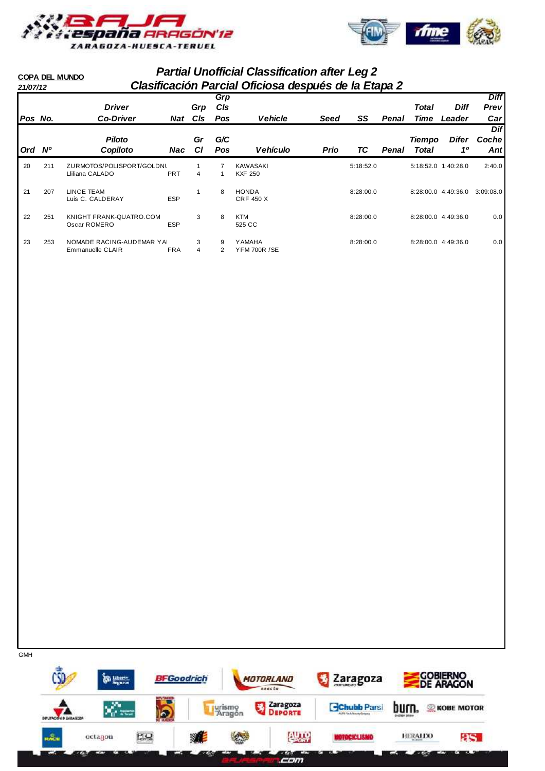**COPA DEL MUNDO**

21/07/12

## Partial Unofficial Classification after Leg 2
## Clasificación Parcial Oficiosa después de la Etapa 2

| Pos / Ord | No. / Nº | Driver / Co-Driver — Piloto / Copiloto | Nat / Nac | Grp Cls / Gr Cl | Grp Cls Pos / G/C Pos | Vehicle / Vehículo | Seed / Prio | SS / TC | Penal | Total Time / Tiempo Total | Diff Leader / Difer 1º | Diff Prev Car / Dif Coche Ant |
|---|---|---|---|---|---|---|---|---|---|---|---|---|
| 20 | 211 | ZURMOTOS/POLISPORT/GOLDNU<br>Lliliana CALADO | PRT | 1<br>4 | 7<br>1 | KAWASAKI<br>KXF 250 | | 5:18:52.0 | | 5:18:52.0 | 1:40:28.0 | 2:40.0 |
| 21 | 207 | LINCE TEAM<br>Luis C. CALDERAY | ESP | 1 | 8 | HONDA<br>CRF 450 X | | 8:28:00.0 | | 8:28:00.0 | 4:49:36.0 | 3:09:08.0 |
| 22 | 251 | KNIGHT FRANK-QUATRO.COM<br>Oscar ROMERO | ESP | 3 | 8 | KTM<br>525 CC | | 8:28:00.0 | | 8:28:00.0 | 4:49:36.0 | 0.0 |
| 23 | 253 | NOMADE RACING-AUDEMAR YAI<br>Emmanuelle CLAIR | FRA | 3<br>4 | 9<br>2 | YAMAHA<br>YFM 700R /SE | | 8:28:00.0 | | 8:28:00.0 | 4:49:36.0 | 0.0 |

GMH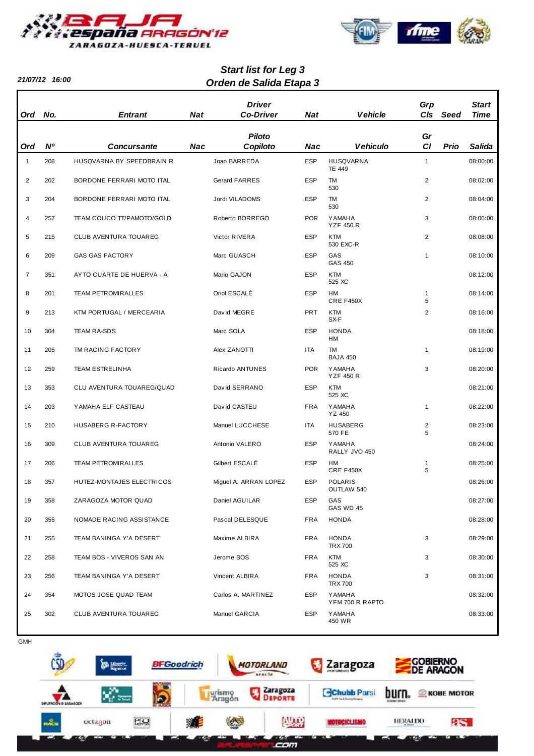21/07/12 16:00

## Start list for Leg 3
## Orden de Salida Etapa 3

| Ord | No. | Entrant | Nat | Driver Co-Driver | Nat | Vehicle | Grp Cls | Seed | Start Time |
|---|---|---|---|---|---|---|---|---|---|
| Ord | Nº | Concursante | Nac | Piloto Copiloto | Nac | Vehiculo | Gr Cl | Prio | Salida |
| 1 | 208 | HUSQVARNA BY SPEEDBRAIN R | | Joan BARREDA | ESP | HUSQVARNA TE 449 | 1 | | 08:00:00 |
| 2 | 202 | BORDONE FERRARI MOTO ITAL | | Gerard FARRES | ESP | TM 530 | 2 | | 08:02:00 |
| 3 | 204 | BORDONE FERRARI MOTO ITAL | | Jordi VILADOMS | ESP | TM 530 | 2 | | 08:04:00 |
| 4 | 257 | TEAM COUCO TT/PAMOTO/GOLD | | Roberto BORREGO | POR | YAMAHA YZF 450 R | 3 | | 08:06:00 |
| 5 | 215 | CLUB AVENTURA TOUAREG | | Victor RIVERA | ESP | KTM 530 EXC-R | 2 | | 08:08:00 |
| 6 | 209 | GAS GAS FACTORY | | Marc GUASCH | ESP | GAS GAS 450 | 1 | | 08:10:00 |
| 7 | 351 | AYTO CUARTE DE HUERVA - A | | Mario GAJON | ESP | KTM 525 XC | | | 08:12:00 |
| 8 | 201 | TEAM PETROMIRALLES | | Oriol ESCALÉ | ESP | HM CRE F450X | 1 5 | | 08:14:00 |
| 9 | 213 | KTM PORTUGAL / MERCEARIA | | David MEGRE | PRT | KTM SX-F | 2 | | 08:16:00 |
| 10 | 304 | TEAM RA-SDS | | Marc SOLA | ESP | HONDA HM | | | 08:18:00 |
| 11 | 205 | TM RACING FACTORY | | Alex ZANOTTI | ITA | TM BAJA 450 | 1 | | 08:19:00 |
| 12 | 259 | TEAM ESTRELINHA | | Ricardo ANTUNES | POR | YAMAHA YZF 450 R | 3 | | 08:20:00 |
| 13 | 353 | CLU AVENTURA TOUAREG/QUAD | | David SERRANO | ESP | KTM 525 XC | | | 08:21:00 |
| 14 | 203 | YAMAHA ELF CASTEAU | | David CASTEU | FRA | YAMAHA YZ 450 | 1 | | 08:22:00 |
| 15 | 210 | HUSABERG R-FACTORY | | Manuel LUCCHESE | ITA | HUSABERG 570 FE | 2 5 | | 08:23:00 |
| 16 | 309 | CLUB AVENTURA TOUAREG | | Antonio VALERO | ESP | YAMAHA RALLY JVO 450 | | | 08:24:00 |
| 17 | 206 | TEAM PETROMIRALLES | | Gilbert ESCALÉ | ESP | HM CRE F450X | 1 5 | | 08:25:00 |
| 18 | 357 | HUTEZ-MONTAJES ELECTRICOS | | Miguel A. ARRAN LOPEZ | ESP | POLARIS OUTLAW 540 | | | 08:26:00 |
| 19 | 358 | ZARAGOZA MOTOR QUAD | | Daniel AGUILAR | ESP | GAS GAS WD 45 | | | 08:27:00 |
| 20 | 355 | NOMADE RACING ASSISTANCE | | Pascal DELESQUE | FRA | HONDA | | | 08:28:00 |
| 21 | 255 | TEAM BANINGA Y'A DESERT | | Maxime ALBIRA | FRA | HONDA TRX 700 | 3 | | 08:29:00 |
| 22 | 258 | TEAM BOS - VIVEROS SAN AN | | Jerome BOS | FRA | KTM 525 XC | 3 | | 08:30:00 |
| 23 | 256 | TEAM BANINGA Y'A DESERT | | Vincent ALBIRA | FRA | HONDA TRX 700 | 3 | | 08:31:00 |
| 24 | 354 | MOTOS JOSE QUAD TEAM | | Carlos A. MARTINEZ | ESP | YAMAHA YFM 700 R RAPTO | | | 08:32:00 |
| 25 | 302 | CLUB AVENTURA TOUAREG | | Manuel GARCIA | ESP | YAMAHA 450 WR | | | 08:33:00 |

GMH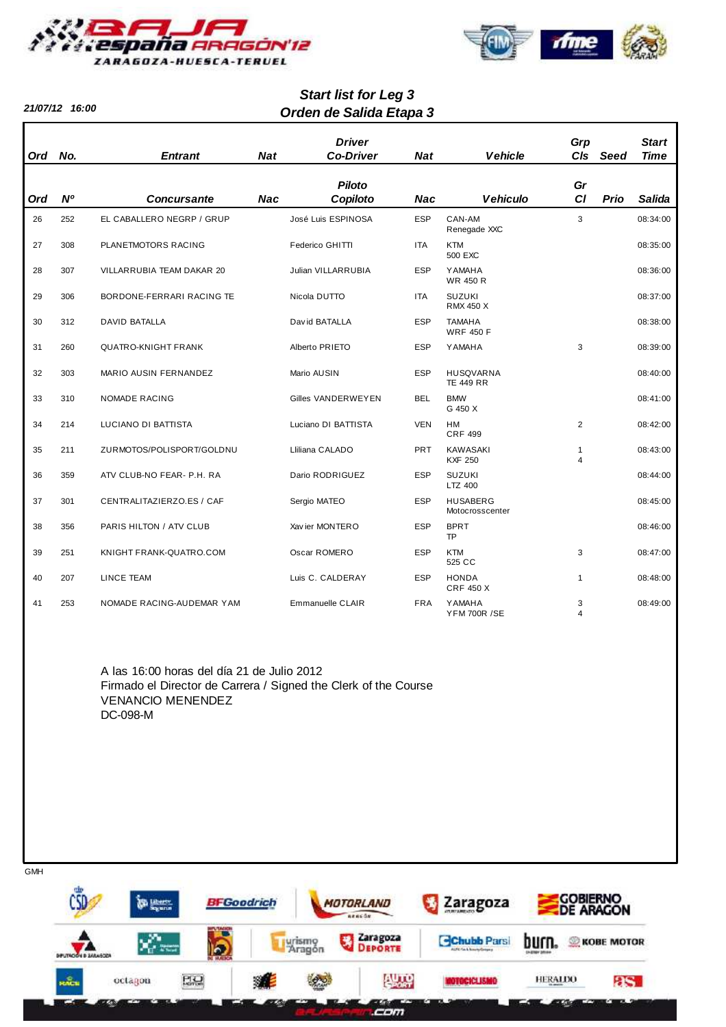21/07/12 16:00

## Start list for Leg 3
## Orden de Salida Etapa 3

| Ord | No. | Entrant | Nat | Driver Co-Driver | Nat | Vehicle | Grp Cls | Seed | Start Time |
|---|---|---|---|---|---|---|---|---|---|
| Ord | Nº | Concursante | Nac | Piloto Copiloto | Nac | Vehiculo | Gr Cl | Prio | Salida |
| 26 | 252 | EL CABALLERO NEGRP / GRUP | | José Luis ESPINOSA | ESP | CAN-AM Renegade XXC | 3 | | 08:34:00 |
| 27 | 308 | PLANETMOTORS RACING | | Federico GHITTI | ITA | KTM 500 EXC | | | 08:35:00 |
| 28 | 307 | VILLARRUBIA TEAM DAKAR 20 | | Julian VILLARRUBIA | ESP | YAMAHA WR 450 R | | | 08:36:00 |
| 29 | 306 | BORDONE-FERRARI RACING TE | | Nicola DUTTO | ITA | SUZUKI RMX 450 X | | | 08:37:00 |
| 30 | 312 | DAVID BATALLA | | David BATALLA | ESP | TAMAHA WRF 450 F | | | 08:38:00 |
| 31 | 260 | QUATRO-KNIGHT FRANK | | Alberto PRIETO | ESP | YAMAHA | 3 | | 08:39:00 |
| 32 | 303 | MARIO AUSIN FERNANDEZ | | Mario AUSIN | ESP | HUSQVARNA TE 449 RR | | | 08:40:00 |
| 33 | 310 | NOMADE RACING | | Gilles VANDERWEYEN | BEL | BMW G 450 X | | | 08:41:00 |
| 34 | 214 | LUCIANO DI BATTISTA | | Luciano DI BATTISTA | VEN | HM CRF 499 | 2 | | 08:42:00 |
| 35 | 211 | ZURMOTOS/POLISPORT/GOLDNU | | Lliliana CALADO | PRT | KAWASAKI KXF 250 | 1 4 | | 08:43:00 |
| 36 | 359 | ATV CLUB-NO FEAR- P.H. RA | | Dario RODRIGUEZ | ESP | SUZUKI LTZ 400 | | | 08:44:00 |
| 37 | 301 | CENTRALITAZIERZO.ES / CAF | | Sergio MATEO | ESP | HUSABERG Motocrosscenter | | | 08:45:00 |
| 38 | 356 | PARIS HILTON / ATV CLUB | | Xavier MONTERO | ESP | BPRT TP | | | 08:46:00 |
| 39 | 251 | KNIGHT FRANK-QUATRO.COM | | Oscar ROMERO | ESP | KTM 525 CC | 3 | | 08:47:00 |
| 40 | 207 | LINCE TEAM | | Luis C. CALDERAY | ESP | HONDA CRF 450 X | 1 | | 08:48:00 |
| 41 | 253 | NOMADE RACING-AUDEMAR YAM | | Emmanuelle CLAIR | FRA | YAMAHA YFM 700R /SE | 3 4 | | 08:49:00 |

A las 16:00 horas del día 21 de Julio 2012
Firmado el Director de Carrera / Signed the Clerk of the Course
VENANCIO MENENDEZ
DC-098-M

GMH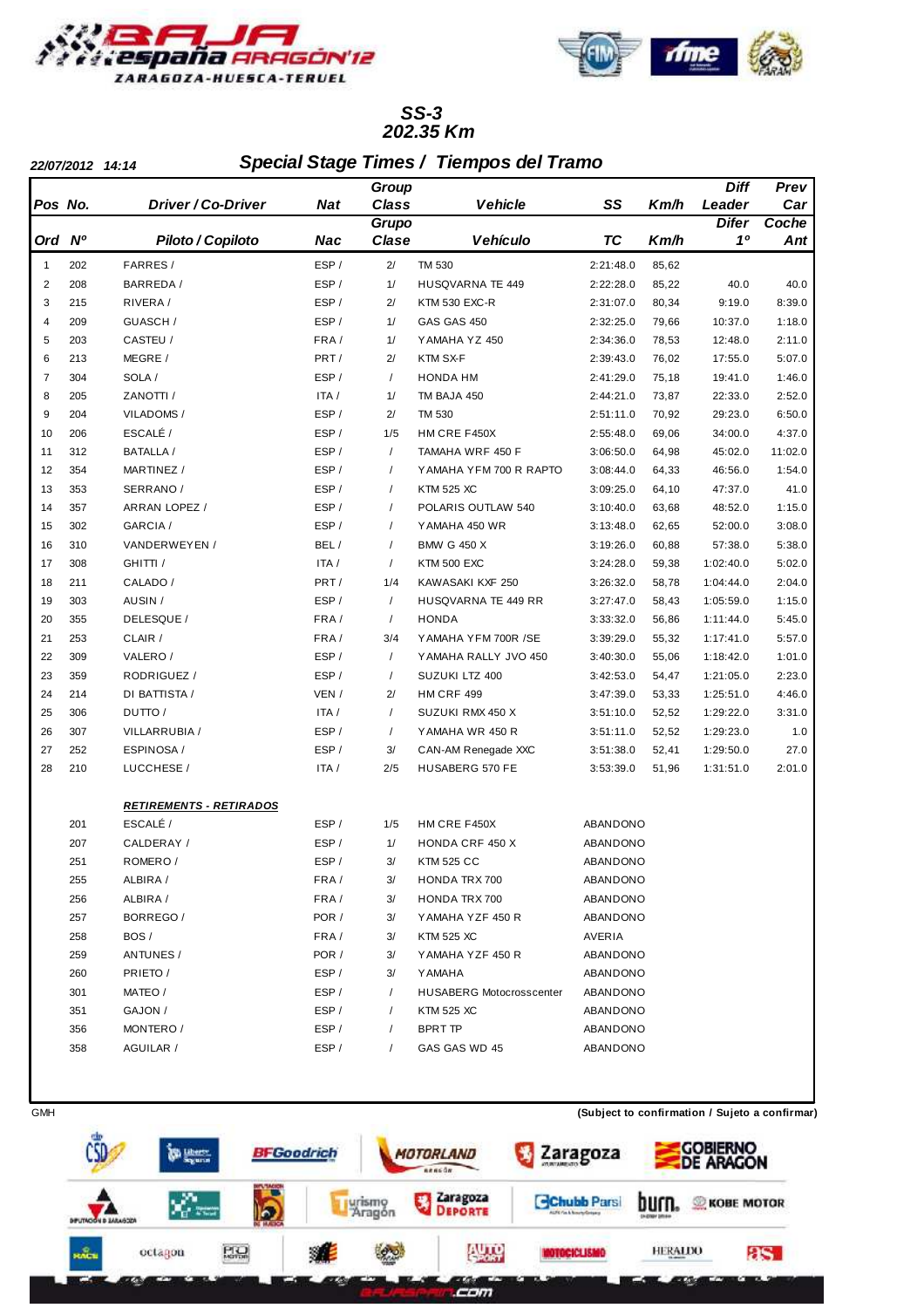## SS-3
## 202.35 Km

**22/07/2012 14:14** — ***Special Stage Times / Tiempos del Tramo***

| Pos / Ord | No. / Nº | Driver / Co-Driver / Piloto / Copiloto | Nat / Nac | Group Class / Grupo Clase | Vehicle / Vehículo | SS / TC | Km/h | Diff Leader / Difer 1º | Prev Car / Coche Ant |
|---|---|---|---|---|---|---|---|---|---|
| 1 | 202 | FARRES / | ESP / | 2/ | TM 530 | 2:21:48.0 | 85,62 | | |
| 2 | 208 | BARREDA / | ESP / | 1/ | HUSQVARNA TE 449 | 2:22:28.0 | 85,22 | 40.0 | 40.0 |
| 3 | 215 | RIVERA / | ESP / | 2/ | KTM 530 EXC-R | 2:31:07.0 | 80,34 | 9:19.0 | 8:39.0 |
| 4 | 209 | GUASCH / | ESP / | 1/ | GAS GAS 450 | 2:32:25.0 | 79,66 | 10:37.0 | 1:18.0 |
| 5 | 203 | CASTEU / | FRA / | 1/ | YAMAHA YZ 450 | 2:34:36.0 | 78,53 | 12:48.0 | 2:11.0 |
| 6 | 213 | MEGRE / | PRT / | 2/ | KTM SX-F | 2:39:43.0 | 76,02 | 17:55.0 | 5:07.0 |
| 7 | 304 | SOLA / | ESP / | / | HONDA HM | 2:41:29.0 | 75,18 | 19:41.0 | 1:46.0 |
| 8 | 205 | ZANOTTI / | ITA / | 1/ | TM BAJA 450 | 2:44:21.0 | 73,87 | 22:33.0 | 2:52.0 |
| 9 | 204 | VILADOMS / | ESP / | 2/ | TM 530 | 2:51:11.0 | 70,92 | 29:23.0 | 6:50.0 |
| 10 | 206 | ESCALÉ / | ESP / | 1/5 | HM CRE F450X | 2:55:48.0 | 69,06 | 34:00.0 | 4:37.0 |
| 11 | 312 | BATALLA / | ESP / | / | TAMAHA WRF 450 F | 3:06:50.0 | 64,98 | 45:02.0 | 11:02.0 |
| 12 | 354 | MARTINEZ / | ESP / | / | YAMAHA YFM 700 R RAPTO | 3:08:44.0 | 64,33 | 46:56.0 | 1:54.0 |
| 13 | 353 | SERRANO / | ESP / | / | KTM 525 XC | 3:09:25.0 | 64,10 | 47:37.0 | 41.0 |
| 14 | 357 | ARRAN LOPEZ / | ESP / | / | POLARIS OUTLAW 540 | 3:10:40.0 | 63,68 | 48:52.0 | 1:15.0 |
| 15 | 302 | GARCIA / | ESP / | / | YAMAHA 450 WR | 3:13:48.0 | 62,65 | 52:00.0 | 3:08.0 |
| 16 | 310 | VANDERWEYEN / | BEL / | / | BMW G 450 X | 3:19:26.0 | 60,88 | 57:38.0 | 5:38.0 |
| 17 | 308 | GHITTI / | ITA / | / | KTM 500 EXC | 3:24:28.0 | 59,38 | 1:02:40.0 | 5:02.0 |
| 18 | 211 | CALADO / | PRT / | 1/4 | KAWASAKI KXF 250 | 3:26:32.0 | 58,78 | 1:04:44.0 | 2:04.0 |
| 19 | 303 | AUSIN / | ESP / | / | HUSQVARNA TE 449 RR | 3:27:47.0 | 58,43 | 1:05:59.0 | 1:15.0 |
| 20 | 355 | DELESQUE / | FRA / | / | HONDA | 3:33:32.0 | 56,86 | 1:11:44.0 | 5:45.0 |
| 21 | 253 | CLAIR / | FRA / | 3/4 | YAMAHA YFM 700R /SE | 3:39:29.0 | 55,32 | 1:17:41.0 | 5:57.0 |
| 22 | 309 | VALERO / | ESP / | / | YAMAHA RALLY JVO 450 | 3:40:30.0 | 55,06 | 1:18:42.0 | 1:01.0 |
| 23 | 359 | RODRIGUEZ / | ESP / | / | SUZUKI LTZ 400 | 3:42:53.0 | 54,47 | 1:21:05.0 | 2:23.0 |
| 24 | 214 | DI BATTISTA / | VEN / | 2/ | HM CRF 499 | 3:47:39.0 | 53,33 | 1:25:51.0 | 4:46.0 |
| 25 | 306 | DUTTO / | ITA / | / | SUZUKI RMX 450 X | 3:51:10.0 | 52,52 | 1:29:22.0 | 3:31.0 |
| 26 | 307 | VILLARRUBIA / | ESP / | / | YAMAHA WR 450 R | 3:51:11.0 | 52,52 | 1:29:23.0 | 1.0 |
| 27 | 252 | ESPINOSA / | ESP / | 3/ | CAN-AM Renegade XXC | 3:51:38.0 | 52,41 | 1:29:50.0 | 27.0 |
| 28 | 210 | LUCCHESE / | ITA / | 2/5 | HUSABERG 570 FE | 3:53:39.0 | 51,96 | 1:31:51.0 | 2:01.0 |

***RETIREMENTS - RETIRADOS***

| No. / Nº | Driver / Co-Driver / Piloto / Copiloto | Nat / Nac | Group Class / Grupo Clase | Vehicle / Vehículo | SS / TC |
|---|---|---|---|---|---|
| 201 | ESCALÉ / | ESP / | 1/5 | HM CRE F450X | ABANDONO |
| 207 | CALDERAY / | ESP / | 1/ | HONDA CRF 450 X | ABANDONO |
| 251 | ROMERO / | ESP / | 3/ | KTM 525 CC | ABANDONO |
| 255 | ALBIRA / | FRA / | 3/ | HONDA TRX 700 | ABANDONO |
| 256 | ALBIRA / | FRA / | 3/ | HONDA TRX 700 | ABANDONO |
| 257 | BORREGO / | POR / | 3/ | YAMAHA YZF 450 R | ABANDONO |
| 258 | BOS / | FRA / | 3/ | KTM 525 XC | AVERIA |
| 259 | ANTUNES / | POR / | 3/ | YAMAHA YZF 450 R | ABANDONO |
| 260 | PRIETO / | ESP / | 3/ | YAMAHA | ABANDONO |
| 301 | MATEO / | ESP / | / | HUSABERG Motocrosscenter | ABANDONO |
| 351 | GAJON / | ESP / | / | KTM 525 XC | ABANDONO |
| 356 | MONTERO / | ESP / | / | BPRT TP | ABANDONO |
| 358 | AGUILAR / | ESP / | / | GAS GAS WD 45 | ABANDONO |

GMH

**(Subject to confirmation / Sujeto a confirmar)**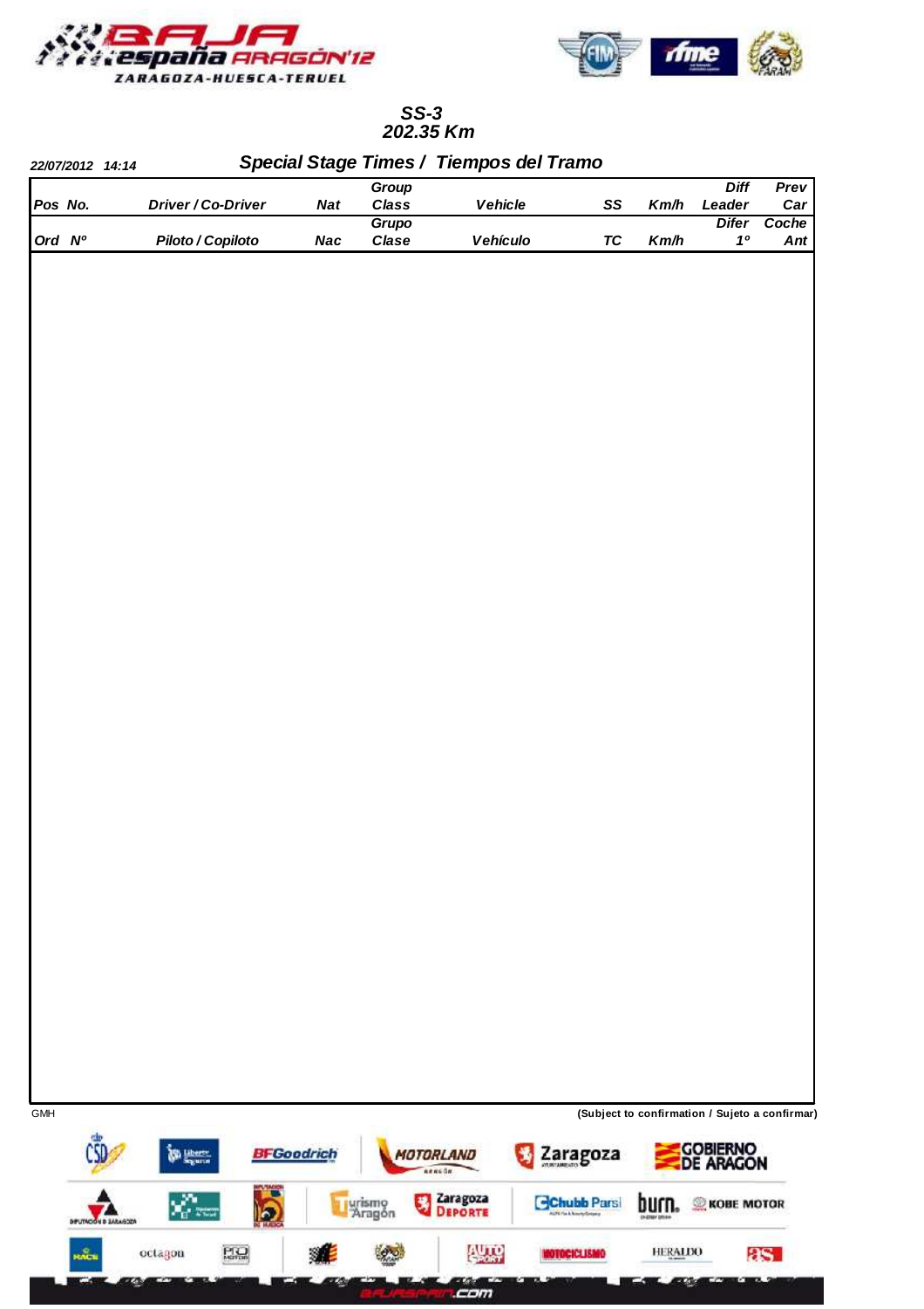## SS-3
## 202.35 Km

22/07/2012 14:14

### Special Stage Times / Tiempos del Tramo

| Pos No. | Driver / Co-Driver | Nat | Group Class | Vehicle | SS | Km/h | Diff Leader | Prev Car |
|---|---|---|---|---|---|---|---|---|
| Ord Nº | Piloto / Copiloto | Nac | Grupo Clase | Vehículo | TC | Km/h | Difer 1º | Coche Ant |

GMH

(Subject to confirmation / Sujeto a confirmar)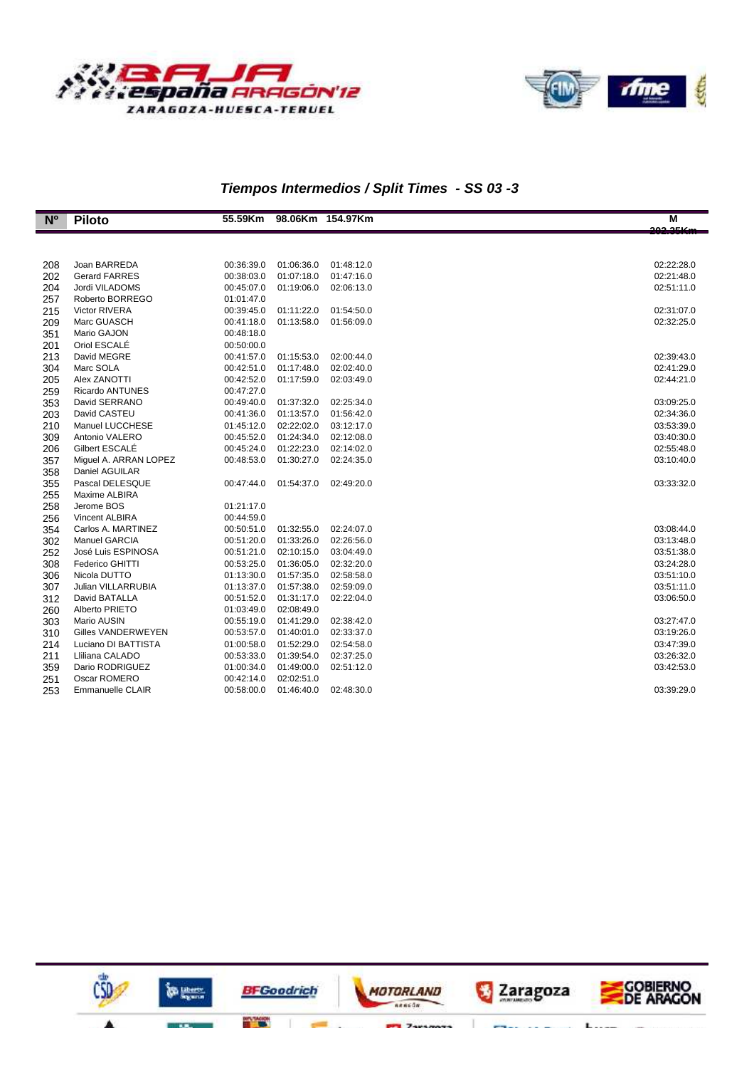## *Tiempos Intermedios / Split Times - SS 03 -3*

| Nº | Piloto | 55.59Km | 98.06Km | 154.97Km | M 202.35Km |
|---|---|---|---|---|---|
| 208 | Joan BARREDA | 00:36:39.0 | 01:06:36.0 | 01:48:12.0 | 02:22:28.0 |
| 202 | Gerard FARRES | 00:38:03.0 | 01:07:18.0 | 01:47:16.0 | 02:21:48.0 |
| 204 | Jordi VILADOMS | 00:45:07.0 | 01:19:06.0 | 02:06:13.0 | 02:51:11.0 |
| 257 | Roberto BORREGO | 01:01:47.0 | | | |
| 215 | Victor RIVERA | 00:39:45.0 | 01:11:22.0 | 01:54:50.0 | 02:31:07.0 |
| 209 | Marc GUASCH | 00:41:18.0 | 01:13:58.0 | 01:56:09.0 | 02:32:25.0 |
| 351 | Mario GAJON | 00:48:18.0 | | | |
| 201 | Oriol ESCALÉ | 00:50:00.0 | | | |
| 213 | David MEGRE | 00:41:57.0 | 01:15:53.0 | 02:00:44.0 | 02:39:43.0 |
| 304 | Marc SOLA | 00:42:51.0 | 01:17:48.0 | 02:02:40.0 | 02:41:29.0 |
| 205 | Alex ZANOTTI | 00:42:52.0 | 01:17:59.0 | 02:03:49.0 | 02:44:21.0 |
| 259 | Ricardo ANTUNES | 00:47:27.0 | | | |
| 353 | David SERRANO | 00:49:40.0 | 01:37:32.0 | 02:25:34.0 | 03:09:25.0 |
| 203 | David CASTEU | 00:41:36.0 | 01:13:57.0 | 01:56:42.0 | 02:34:36.0 |
| 210 | Manuel LUCCHESE | 01:45:12.0 | 02:22:02.0 | 03:12:17.0 | 03:53:39.0 |
| 309 | Antonio VALERO | 00:45:52.0 | 01:24:34.0 | 02:12:08.0 | 03:40:30.0 |
| 206 | Gilbert ESCALÉ | 00:45:24.0 | 01:22:23.0 | 02:14:02.0 | 02:55:48.0 |
| 357 | Miguel A. ARRAN LOPEZ | 00:48:53.0 | 01:30:27.0 | 02:24:35.0 | 03:10:40.0 |
| 358 | Daniel AGUILAR | | | | |
| 355 | Pascal DELESQUE | 00:47:44.0 | 01:54:37.0 | 02:49:20.0 | 03:33:32.0 |
| 255 | Maxime ALBIRA | | | | |
| 258 | Jerome BOS | 01:21:17.0 | | | |
| 256 | Vincent ALBIRA | 00:44:59.0 | | | |
| 354 | Carlos A. MARTINEZ | 00:50:51.0 | 01:32:55.0 | 02:24:07.0 | 03:08:44.0 |
| 302 | Manuel GARCIA | 00:51:20.0 | 01:33:26.0 | 02:26:56.0 | 03:13:48.0 |
| 252 | José Luis ESPINOSA | 00:51:21.0 | 02:10:15.0 | 03:04:49.0 | 03:51:38.0 |
| 308 | Federico GHITTI | 00:53:25.0 | 01:36:05.0 | 02:32:20.0 | 03:24:28.0 |
| 306 | Nicola DUTTO | 01:13:30.0 | 01:57:35.0 | 02:58:58.0 | 03:51:10.0 |
| 307 | Julian VILLARRUBIA | 01:13:37.0 | 01:57:38.0 | 02:59:09.0 | 03:51:11.0 |
| 312 | David BATALLA | 00:51:52.0 | 01:31:17.0 | 02:22:04.0 | 03:06:50.0 |
| 260 | Alberto PRIETO | 01:03:49.0 | 02:08:49.0 | | |
| 303 | Mario AUSIN | 00:55:19.0 | 01:41:29.0 | 02:38:42.0 | 03:27:47.0 |
| 310 | Gilles VANDERWEYEN | 00:53:57.0 | 01:40:01.0 | 02:33:37.0 | 03:19:26.0 |
| 214 | Luciano DI BATTISTA | 01:00:58.0 | 01:52:29.0 | 02:54:58.0 | 03:47:39.0 |
| 211 | Lliliana CALADO | 00:53:33.0 | 01:39:54.0 | 02:37:25.0 | 03:26:32.0 |
| 359 | Dario RODRIGUEZ | 01:00:34.0 | 01:49:00.0 | 02:51:12.0 | 03:42:53.0 |
| 251 | Oscar ROMERO | 00:42:14.0 | 02:02:51.0 | | |
| 253 | Emmanuelle CLAIR | 00:58:00.0 | 01:46:40.0 | 02:48:30.0 | 03:39:29.0 |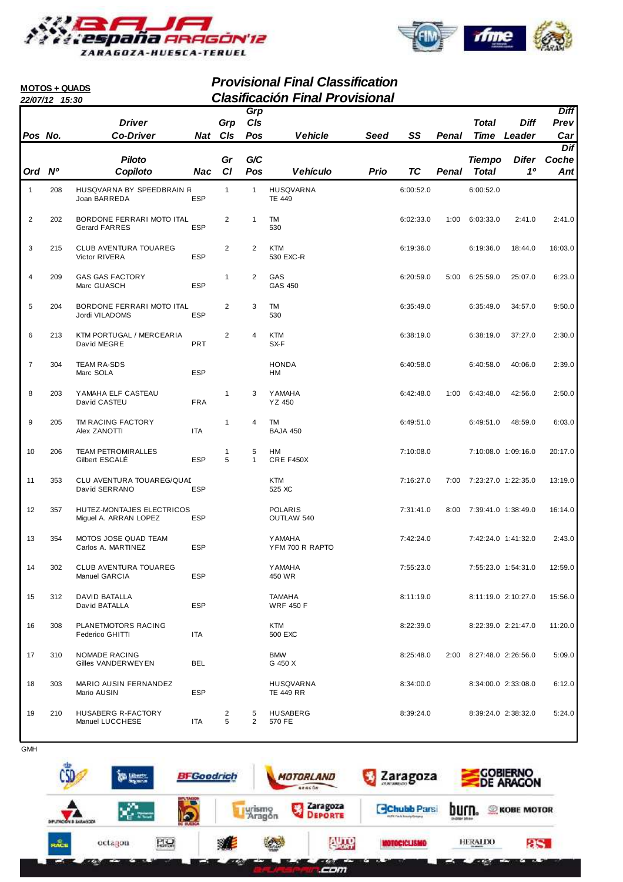**MOTOS + QUADS**

*22/07/12 15:30*

## *Provisional Final Classification*
## *Clasificación Final Provisional*

| Pos / Ord | No. / Nº | Driver / Piloto<br>Co-Driver / Copiloto | Nat / Nac | Grp Cls / Gr Cl | Grp Cls Pos / G/C Pos | Vehicle / Vehículo | Seed / Prio | SS / TC | Penal / Penal | Total Time / Tiempo Total | Diff Leader / Difer 1º | Diff Prev Car / Dif Coche Ant |
|---|---|---|---|---|---|---|---|---|---|---|---|---|
| 1 | 208 | HUSQVARNA BY SPEEDBRAIN R<br>Joan BARREDA | ESP | 1 | 1 | HUSQVARNA<br>TE 449 | | 6:00:52.0 | | 6:00:52.0 | | |
| 2 | 202 | BORDONE FERRARI MOTO ITAL<br>Gerard FARRES | ESP | 2 | 1 | TM<br>530 | | 6:02:33.0 | 1:00 | 6:03:33.0 | 2:41.0 | 2:41.0 |
| 3 | 215 | CLUB AVENTURA TOUAREG<br>Victor RIVERA | ESP | 2 | 2 | KTM<br>530 EXC-R | | 6:19:36.0 | | 6:19:36.0 | 18:44.0 | 16:03.0 |
| 4 | 209 | GAS GAS FACTORY<br>Marc GUASCH | ESP | 1 | 2 | GAS<br>GAS 450 | | 6:20:59.0 | 5:00 | 6:25:59.0 | 25:07.0 | 6:23.0 |
| 5 | 204 | BORDONE FERRARI MOTO ITAL<br>Jordi VILADOMS | ESP | 2 | 3 | TM<br>530 | | 6:35:49.0 | | 6:35:49.0 | 34:57.0 | 9:50.0 |
| 6 | 213 | KTM PORTUGAL / MERCEARIA<br>David MEGRE | PRT | 2 | 4 | KTM<br>SX-F | | 6:38:19.0 | | 6:38:19.0 | 37:27.0 | 2:30.0 |
| 7 | 304 | TEAM RA-SDS<br>Marc SOLA | ESP | | | HONDA<br>HM | | 6:40:58.0 | | 6:40:58.0 | 40:06.0 | 2:39.0 |
| 8 | 203 | YAMAHA ELF CASTEAU<br>David CASTEU | FRA | 1 | 3 | YAMAHA<br>YZ 450 | | 6:42:48.0 | 1:00 | 6:43:48.0 | 42:56.0 | 2:50.0 |
| 9 | 205 | TM RACING FACTORY<br>Alex ZANOTTI | ITA | 1 | 4 | TM<br>BAJA 450 | | 6:49:51.0 | | 6:49:51.0 | 48:59.0 | 6:03.0 |
| 10 | 206 | TEAM PETROMIRALLES<br>Gilbert ESCALÉ | ESP | 1<br>5 | 5<br>1 | HM<br>CRE F450X | | 7:10:08.0 | | 7:10:08.0 | 1:09:16.0 | 20:17.0 |
| 11 | 353 | CLU AVENTURA TOUAREG/QUAD<br>David SERRANO | ESP | | | KTM<br>525 XC | | 7:16:27.0 | 7:00 | 7:23:27.0 | 1:22:35.0 | 13:19.0 |
| 12 | 357 | HUTEZ-MONTAJES ELECTRICOS<br>Miguel A. ARRAN LOPEZ | ESP | | | POLARIS<br>OUTLAW 540 | | 7:31:41.0 | 8:00 | 7:39:41.0 | 1:38:49.0 | 16:14.0 |
| 13 | 354 | MOTOS JOSE QUAD TEAM<br>Carlos A. MARTINEZ | ESP | | | YAMAHA<br>YFM 700 R RAPTO | | 7:42:24.0 | | 7:42:24.0 | 1:41:32.0 | 2:43.0 |
| 14 | 302 | CLUB AVENTURA TOUAREG<br>Manuel GARCIA | ESP | | | YAMAHA<br>450 WR | | 7:55:23.0 | | 7:55:23.0 | 1:54:31.0 | 12:59.0 |
| 15 | 312 | DAVID BATALLA<br>David BATALLA | ESP | | | TAMAHA<br>WRF 450 F | | 8:11:19.0 | | 8:11:19.0 | 2:10:27.0 | 15:56.0 |
| 16 | 308 | PLANETMOTORS RACING<br>Federico GHITTI | ITA | | | KTM<br>500 EXC | | 8:22:39.0 | | 8:22:39.0 | 2:21:47.0 | 11:20.0 |
| 17 | 310 | NOMADE RACING<br>Gilles VANDERWEYEN | BEL | | | BMW<br>G 450 X | | 8:25:48.0 | 2:00 | 8:27:48.0 | 2:26:56.0 | 5:09.0 |
| 18 | 303 | MARIO AUSIN FERNANDEZ<br>Mario AUSIN | ESP | | | HUSQVARNA<br>TE 449 RR | | 8:34:00.0 | | 8:34:00.0 | 2:33:08.0 | 6:12.0 |
| 19 | 210 | HUSABERG R-FACTORY<br>Manuel LUCCHESE | ITA | 2<br>5 | 5<br>2 | HUSABERG<br>570 FE | | 8:39:24.0 | | 8:39:24.0 | 2:38:32.0 | 5:24.0 |

GMH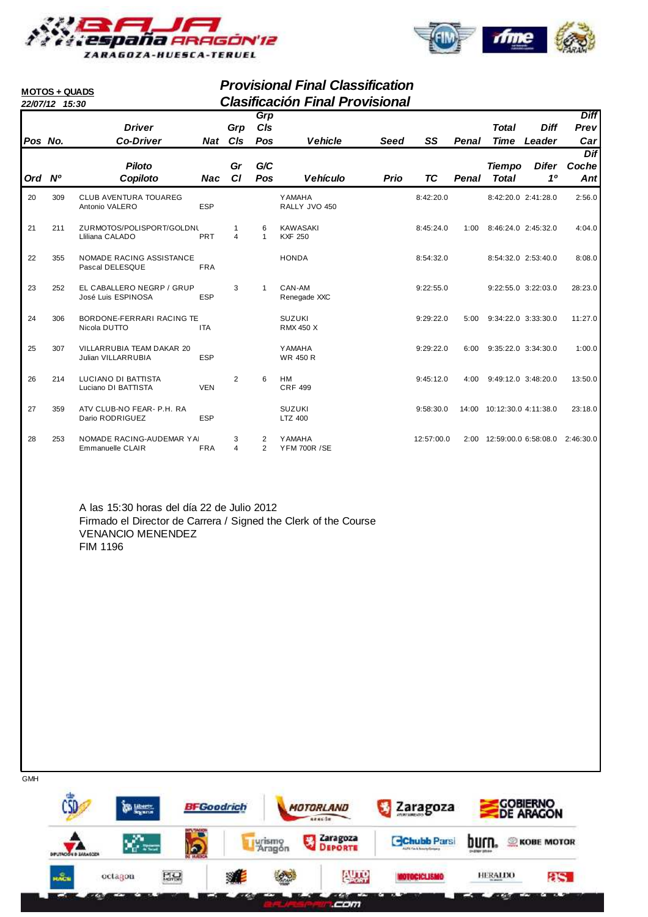**MOTOS + QUADS**

*22/07/12 15:30*

## *Provisional Final Classification*
## *Clasificación Final Provisional*

| Pos / Ord | No. / Nº | Driver / Co-Driver — Piloto / Copiloto | Nat / Nac | Grp Cls / Gr Cl | Grp Cls Pos / G/C Pos | Vehicle / Vehículo | Seed / Prio | SS / TC | Penal | Total Time / Tiempo Total | Diff Leader / Difer 1º | Diff Prev Car / Dif Coche Ant |
|---|---|---|---|---|---|---|---|---|---|---|---|---|
| 20 | 309 | CLUB AVENTURA TOUAREG<br>Antonio VALERO | ESP | | | YAMAHA<br>RALLY JVO 450 | | 8:42:20.0 | | 8:42:20.0 | 2:41:28.0 | 2:56.0 |
| 21 | 211 | ZURMOTOS/POLISPORT/GOLDNU<br>Lliliana CALADO | PRT | 1<br>4 | 6<br>1 | KAWASAKI<br>KXF 250 | | 8:45:24.0 | 1:00 | 8:46:24.0 | 2:45:32.0 | 4:04.0 |
| 22 | 355 | NOMADE RACING ASSISTANCE<br>Pascal DELESQUE | FRA | | | HONDA | | 8:54:32.0 | | 8:54:32.0 | 2:53:40.0 | 8:08.0 |
| 23 | 252 | EL CABALLERO NEGRP / GRUP<br>José Luis ESPINOSA | ESP | 3 | 1 | CAN-AM<br>Renegade XXC | | 9:22:55.0 | | 9:22:55.0 | 3:22:03.0 | 28:23.0 |
| 24 | 306 | BORDONE-FERRARI RACING TE<br>Nicola DUTTO | ITA | | | SUZUKI<br>RMX 450 X | | 9:29:22.0 | 5:00 | 9:34:22.0 | 3:33:30.0 | 11:27.0 |
| 25 | 307 | VILLARRUBIA TEAM DAKAR 20<br>Julian VILLARRUBIA | ESP | | | YAMAHA<br>WR 450 R | | 9:29:22.0 | 6:00 | 9:35:22.0 | 3:34:30.0 | 1:00.0 |
| 26 | 214 | LUCIANO DI BATTISTA<br>Luciano DI BATTISTA | VEN | 2 | 6 | HM<br>CRF 499 | | 9:45:12.0 | 4:00 | 9:49:12.0 | 3:48:20.0 | 13:50.0 |
| 27 | 359 | ATV CLUB-NO FEAR- P.H. RA<br>Dario RODRIGUEZ | ESP | | | SUZUKI<br>LTZ 400 | | 9:58:30.0 | 14:00 | 10:12:30.0 | 4:11:38.0 | 23:18.0 |
| 28 | 253 | NOMADE RACING-AUDEMAR YAI<br>Emmanuelle CLAIR | FRA | 3<br>4 | 2<br>2 | YAMAHA<br>YFM 700R /SE | | 12:57:00.0 | 2:00 | 12:59:00.0 | 6:58:08.0 | 2:46:30.0 |

A las 15:30 horas del día 22 de Julio 2012
Firmado el Director de Carrera / Signed the Clerk of the Course
VENANCIO MENENDEZ
FIM 1196

GMH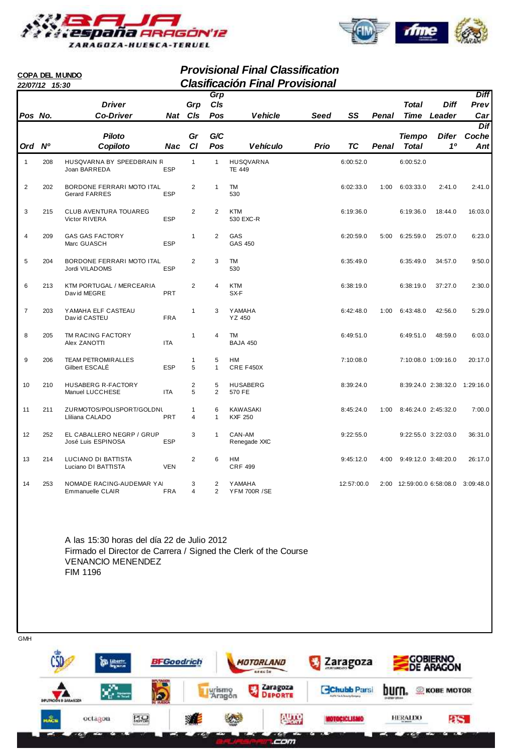**COPA DEL MUNDO**

*22/07/12 15:30*

## *Provisional Final Classification*
## *Clasificación Final Provisional*

| Pos / Ord | No. / Nº | Driver / Co-Driver (Piloto / Copiloto) | Nat / Nac | Grp Cls / Gr Cl | Grp Cls Pos / G/C Pos | Vehicle / Vehículo | Seed / Prio | SS / TC | Penal | Total Time / Tiempo Total | Diff Leader / Difer 1º | Diff Prev Car / Dif Coche Ant |
|---|---|---|---|---|---|---|---|---|---|---|---|---|
| 1 | 208 | HUSQVARNA BY SPEEDBRAIN R<br>Joan BARREDA | ESP | 1 | 1 | HUSQVARNA<br>TE 449 | | 6:00:52.0 | | 6:00:52.0 | | |
| 2 | 202 | BORDONE FERRARI MOTO ITAL<br>Gerard FARRES | ESP | 2 | 1 | TM<br>530 | | 6:02:33.0 | 1:00 | 6:03:33.0 | 2:41.0 | 2:41.0 |
| 3 | 215 | CLUB AVENTURA TOUAREG<br>Victor RIVERA | ESP | 2 | 2 | KTM<br>530 EXC-R | | 6:19:36.0 | | 6:19:36.0 | 18:44.0 | 16:03.0 |
| 4 | 209 | GAS GAS FACTORY<br>Marc GUASCH | ESP | 1 | 2 | GAS<br>GAS 450 | | 6:20:59.0 | 5:00 | 6:25:59.0 | 25:07.0 | 6:23.0 |
| 5 | 204 | BORDONE FERRARI MOTO ITAL<br>Jordi VILADOMS | ESP | 2 | 3 | TM<br>530 | | 6:35:49.0 | | 6:35:49.0 | 34:57.0 | 9:50.0 |
| 6 | 213 | KTM PORTUGAL / MERCEARIA<br>David MEGRE | PRT | 2 | 4 | KTM<br>SX-F | | 6:38:19.0 | | 6:38:19.0 | 37:27.0 | 2:30.0 |
| 7 | 203 | YAMAHA ELF CASTEAU<br>David CASTEU | FRA | 1 | 3 | YAMAHA<br>YZ 450 | | 6:42:48.0 | 1:00 | 6:43:48.0 | 42:56.0 | 5:29.0 |
| 8 | 205 | TM RACING FACTORY<br>Alex ZANOTTI | ITA | 1 | 4 | TM<br>BAJA 450 | | 6:49:51.0 | | 6:49:51.0 | 48:59.0 | 6:03.0 |
| 9 | 206 | TEAM PETROMIRALLES<br>Gilbert ESCALÉ | ESP | 1<br>5 | 5<br>1 | HM<br>CRE F450X | | 7:10:08.0 | | 7:10:08.0 | 1:09:16.0 | 20:17.0 |
| 10 | 210 | HUSABERG R-FACTORY<br>Manuel LUCCHESE | ITA | 2<br>5 | 5<br>2 | HUSABERG<br>570 FE | | 8:39:24.0 | | 8:39:24.0 | 2:38:32.0 | 1:29:16.0 |
| 11 | 211 | ZURMOTOS/POLISPORT/GOLDNU<br>Lliliana CALADO | PRT | 1<br>4 | 6<br>1 | KAWASAKI<br>KXF 250 | | 8:45:24.0 | 1:00 | 8:46:24.0 | 2:45:32.0 | 7:00.0 |
| 12 | 252 | EL CABALLERO NEGRP / GRUP<br>José Luis ESPINOSA | ESP | 3 | 1 | CAN-AM<br>Renegade XXC | | 9:22:55.0 | | 9:22:55.0 | 3:22:03.0 | 36:31.0 |
| 13 | 214 | LUCIANO DI BATTISTA<br>Luciano DI BATTISTA | VEN | 2 | 6 | HM<br>CRF 499 | | 9:45:12.0 | 4:00 | 9:49:12.0 | 3:48:20.0 | 26:17.0 |
| 14 | 253 | NOMADE RACING-AUDEMAR YAI<br>Emmanuelle CLAIR | FRA | 3<br>4 | 2<br>2 | YAMAHA<br>YFM 700R /SE | | 12:57:00.0 | 2:00 | 12:59:00.0 | 6:58:08.0 | 3:09:48.0 |

A las 15:30 horas del día 22 de Julio 2012
Firmado el Director de Carrera / Signed the Clerk of the Course
VENANCIO MENENDEZ
FIM 1196

GMH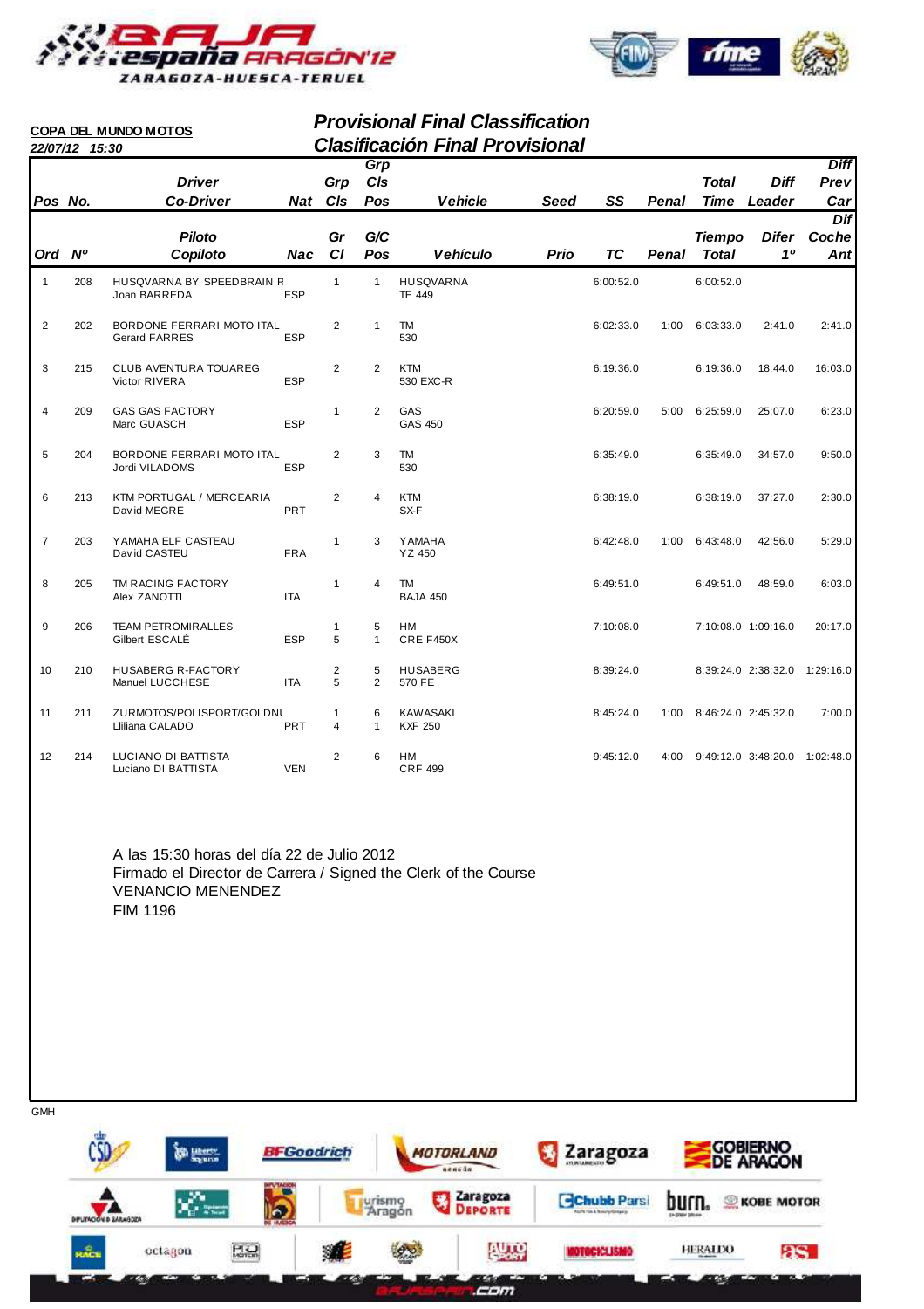**COPA DEL MUNDO MOTOS**

*22/07/12 15:30*

## *Provisional Final Classification*
## *Clasificación Final Provisional*

| Pos / Ord | No. / Nº | Driver / Co-Driver — Piloto / Copiloto | Nat / Nac | Grp Cls / Gr Cl | Grp Cls Pos / G/C Pos | Vehicle / Vehículo | Seed / Prio | SS / TC | Penal | Total Time / Tiempo Total | Diff Leader / Difer 1º | Diff Prev Car / Dif Coche Ant |
|---|---|---|---|---|---|---|---|---|---|---|---|---|
| 1 | 208 | HUSQVARNA BY SPEEDBRAIN R<br>Joan BARREDA | ESP | 1 | 1 | HUSQVARNA<br>TE 449 | | 6:00:52.0 | | 6:00:52.0 | | |
| 2 | 202 | BORDONE FERRARI MOTO ITAL<br>Gerard FARRES | ESP | 2 | 1 | TM<br>530 | | 6:02:33.0 | 1:00 | 6:03:33.0 | 2:41.0 | 2:41.0 |
| 3 | 215 | CLUB AVENTURA TOUAREG<br>Victor RIVERA | ESP | 2 | 2 | KTM<br>530 EXC-R | | 6:19:36.0 | | 6:19:36.0 | 18:44.0 | 16:03.0 |
| 4 | 209 | GAS GAS FACTORY<br>Marc GUASCH | ESP | 1 | 2 | GAS<br>GAS 450 | | 6:20:59.0 | 5:00 | 6:25:59.0 | 25:07.0 | 6:23.0 |
| 5 | 204 | BORDONE FERRARI MOTO ITAL<br>Jordi VILADOMS | ESP | 2 | 3 | TM<br>530 | | 6:35:49.0 | | 6:35:49.0 | 34:57.0 | 9:50.0 |
| 6 | 213 | KTM PORTUGAL / MERCEARIA<br>David MEGRE | PRT | 2 | 4 | KTM<br>SX-F | | 6:38:19.0 | | 6:38:19.0 | 37:27.0 | 2:30.0 |
| 7 | 203 | YAMAHA ELF CASTEAU<br>David CASTEU | FRA | 1 | 3 | YAMAHA<br>YZ 450 | | 6:42:48.0 | 1:00 | 6:43:48.0 | 42:56.0 | 5:29.0 |
| 8 | 205 | TM RACING FACTORY<br>Alex ZANOTTI | ITA | 1 | 4 | TM<br>BAJA 450 | | 6:49:51.0 | | 6:49:51.0 | 48:59.0 | 6:03.0 |
| 9 | 206 | TEAM PETROMIRALLES<br>Gilbert ESCALÉ | ESP | 1<br>5 | 5<br>1 | HM<br>CRE F450X | | 7:10:08.0 | | 7:10:08.0 | 1:09:16.0 | 20:17.0 |
| 10 | 210 | HUSABERG R-FACTORY<br>Manuel LUCCHESE | ITA | 2<br>5 | 5<br>2 | HUSABERG<br>570 FE | | 8:39:24.0 | | 8:39:24.0 | 2:38:32.0 | 1:29:16.0 |
| 11 | 211 | ZURMOTOS/POLISPORT/GOLDNU<br>Lliliana CALADO | PRT | 1<br>4 | 6<br>1 | KAWASAKI<br>KXF 250 | | 8:45:24.0 | 1:00 | 8:46:24.0 | 2:45:32.0 | 7:00.0 |
| 12 | 214 | LUCIANO DI BATTISTA<br>Luciano DI BATTISTA | VEN | 2 | 6 | HM<br>CRF 499 | | 9:45:12.0 | 4:00 | 9:49:12.0 | 3:48:20.0 | 1:02:48.0 |

A las 15:30 horas del día 22 de Julio 2012
Firmado el Director de Carrera / Signed the Clerk of the Course
VENANCIO MENENDEZ
FIM 1196

GMH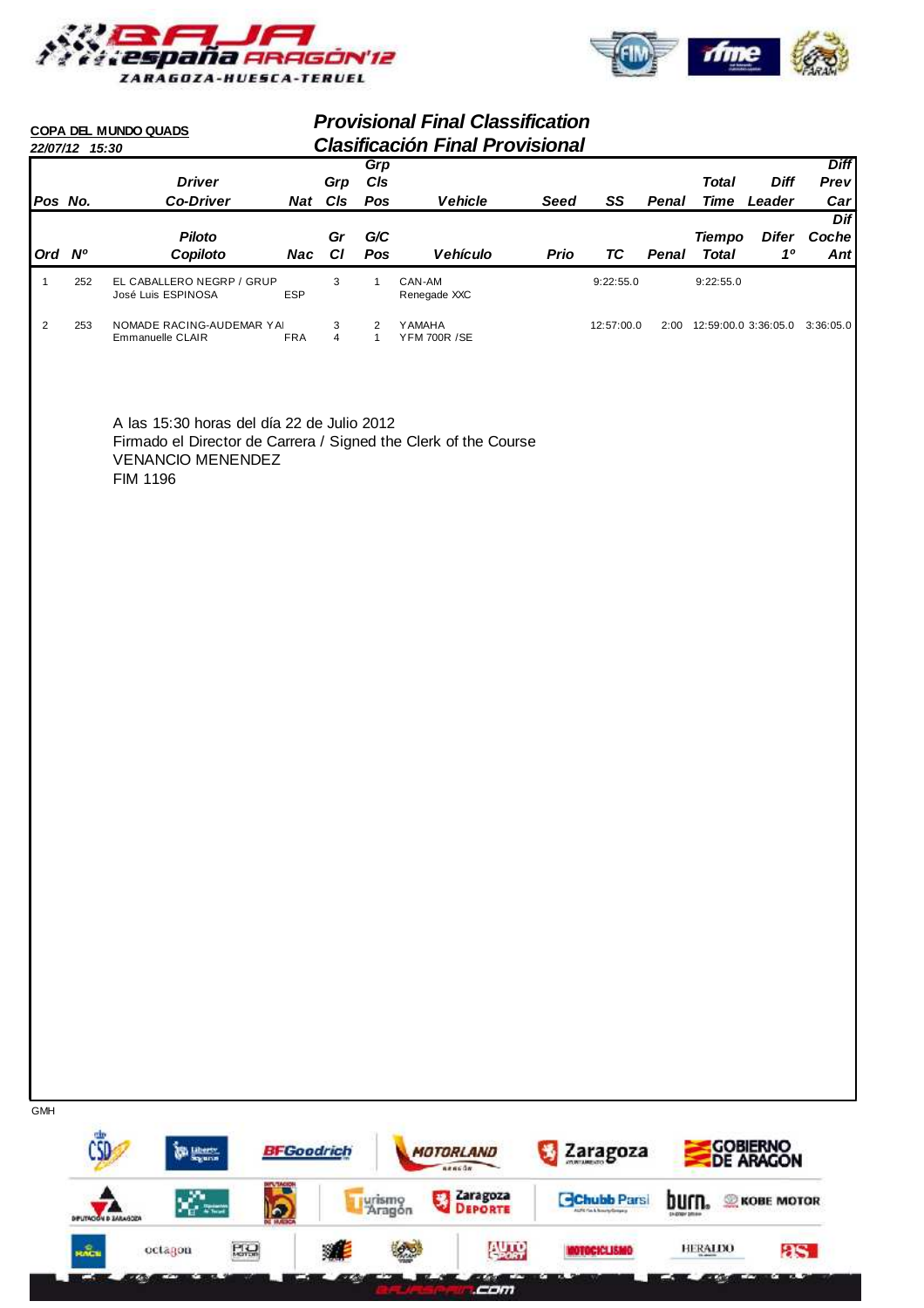**COPA DEL MUNDO QUADS**

*22/07/12 15:30*

## *Provisional Final Classification*
## *Clasificación Final Provisional*

| Pos No. | | Driver / Co-Driver | Nat | Grp Cls | Grp Cls Pos | Vehicle | Seed | SS | Penal | Total Time | Diff Leader | Diff Prev Car |
|---|---|---|---|---|---|---|---|---|---|---|---|---|
| Ord | Nº | Piloto / Copiloto | Nac | Gr Cl | G/C Pos | Vehículo | Prio | TC | Penal | Tiempo Total | Difer 1º | Dif Coche Ant |
| 1 | 252 | EL CABALLERO NEGRP / GRUP<br>José Luis ESPINOSA | ESP | 3 | 1 | CAN-AM<br>Renegade XXC | | 9:22:55.0 | | 9:22:55.0 | | |
| 2 | 253 | NOMADE RACING-AUDEMAR YAI<br>Emmanuelle CLAIR | FRA | 3<br>4 | 2<br>1 | YAMAHA<br>YFM 700R /SE | | 12:57:00.0 | 2:00 | 12:59:00.0 | 3:36:05.0 | 3:36:05.0 |

A las 15:30 horas del día 22 de Julio 2012
Firmado el Director de Carrera / Signed the Clerk of the Course
VENANCIO MENENDEZ
FIM 1196

GMH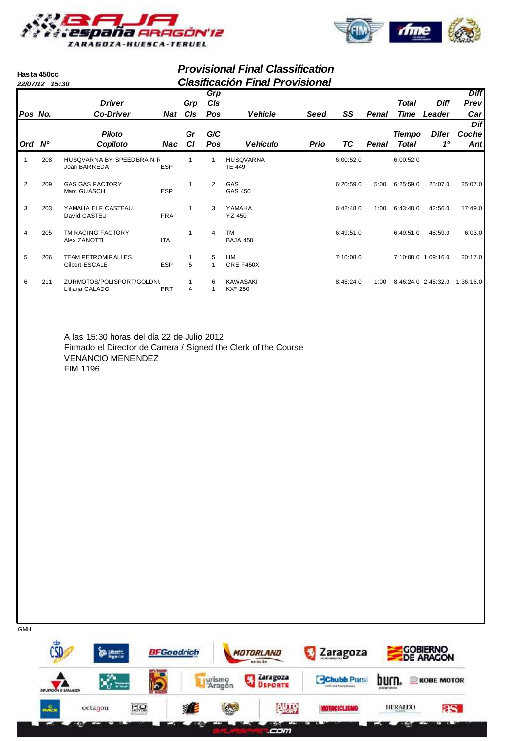**Hasta 450cc**
*22/07/12 15:30*

## *Provisional Final Classification*
## *Clasificación Final Provisional*

| Pos No. | | Driver / Co-Driver | Nat | Grp Cls | Grp Cls Pos | Vehicle | Seed | SS | Penal | Total Time | Diff Leader | Diff Prev Car |
|---|---|---|---|---|---|---|---|---|---|---|---|---|
| Ord | Nº | Piloto / Copiloto | Nac | Gr Cl | G/C Pos | Vehículo | Prio | TC | Penal | Tiempo Total | Difer 1º | Dif Coche Ant |
| 1 | 208 | HUSQVARNA BY SPEEDBRAIN R / Joan BARREDA | ESP | 1 | 1 | HUSQVARNA TE 449 | | 6:00:52.0 | | 6:00:52.0 | | |
| 2 | 209 | GAS GAS FACTORY / Marc GUASCH | ESP | 1 | 2 | GAS GAS 450 | | 6:20:59.0 | 5:00 | 6:25:59.0 | 25:07.0 | 25:07.0 |
| 3 | 203 | YAMAHA ELF CASTEAU / David CASTEU | FRA | 1 | 3 | YAMAHA YZ 450 | | 6:42:48.0 | 1:00 | 6:43:48.0 | 42:56.0 | 17:49.0 |
| 4 | 205 | TM RACING FACTORY / Alex ZANOTTI | ITA | 1 | 4 | TM BAJA 450 | | 6:49:51.0 | | 6:49:51.0 | 48:59.0 | 6:03.0 |
| 5 | 206 | TEAM PETROMIRALLES / Gilbert ESCALÉ | ESP | 1 / 5 | 5 / 1 | HM CRE F450X | | 7:10:08.0 | | 7:10:08.0 | 1:09:16.0 | 20:17.0 |
| 6 | 211 | ZURMOTOS/POLISPORT/GOLDNI / Lliliana CALADO | PRT | 1 / 4 | 6 / 1 | KAWASAKI KXF 250 | | 8:45:24.0 | 1:00 | 8:46:24.0 | 2:45:32.0 | 1:36:16.0 |

A las 15:30 horas del día 22 de Julio 2012
Firmado el Director de Carrera / Signed the Clerk of the Course
VENANCIO MENENDEZ
FIM 1196

GMH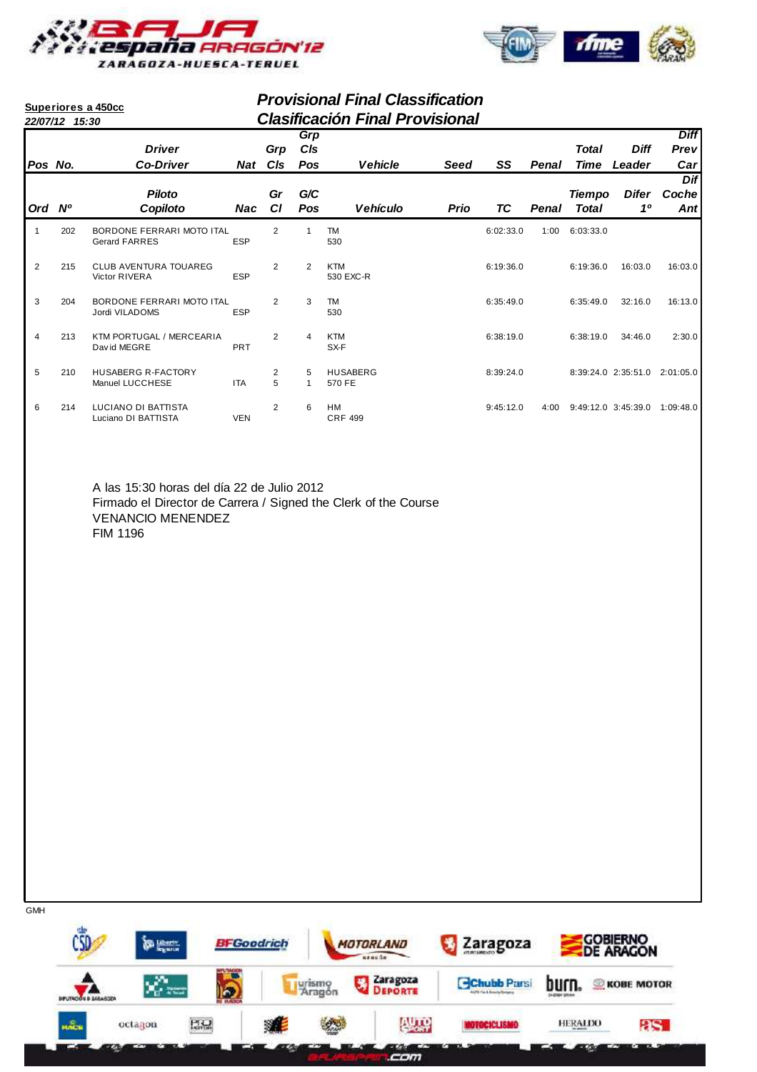**Superiores a 450cc**

*22/07/12 15:30*

## Provisional Final Classification
## Clasificación Final Provisional

| Pos / Ord | No. / Nº | Driver / Co-Driver (Piloto / Copiloto) | Nat / Nac | Grp Cls / Gr Cl | Grp Cls Pos / G/C Pos | Vehicle / Vehículo | Seed / Prio | SS / TC | Penal | Total Time / Tiempo Total | Diff Leader / Difer 1º | Diff Prev Car / Dif Coche Ant |
|---|---|---|---|---|---|---|---|---|---|---|---|---|
| 1 | 202 | BORDONE FERRARI MOTO ITAL<br>Gerard FARRES | ESP | 2 | 1 | TM<br>530 | | 6:02:33.0 | 1:00 | 6:03:33.0 | | |
| 2 | 215 | CLUB AVENTURA TOUAREG<br>Victor RIVERA | ESP | 2 | 2 | KTM<br>530 EXC-R | | 6:19:36.0 | | 6:19:36.0 | 16:03.0 | 16:03.0 |
| 3 | 204 | BORDONE FERRARI MOTO ITAL<br>Jordi VILADOMS | ESP | 2 | 3 | TM<br>530 | | 6:35:49.0 | | 6:35:49.0 | 32:16.0 | 16:13.0 |
| 4 | 213 | KTM PORTUGAL / MERCEARIA<br>David MEGRE | PRT | 2 | 4 | KTM<br>SX-F | | 6:38:19.0 | | 6:38:19.0 | 34:46.0 | 2:30.0 |
| 5 | 210 | HUSABERG R-FACTORY<br>Manuel LUCCHESE | ITA | 2<br>5 | 5<br>1 | HUSABERG<br>570 FE | | 8:39:24.0 | | 8:39:24.0 | 2:35:51.0 | 2:01:05.0 |
| 6 | 214 | LUCIANO DI BATTISTA<br>Luciano DI BATTISTA | VEN | 2 | 6 | HM<br>CRF 499 | | 9:45:12.0 | 4:00 | 9:49:12.0 | 3:45:39.0 | 1:09:48.0 |

A las 15:30 horas del día 22 de Julio 2012
Firmado el Director de Carrera / Signed the Clerk of the Course
VENANCIO MENENDEZ
FIM 1196

GMH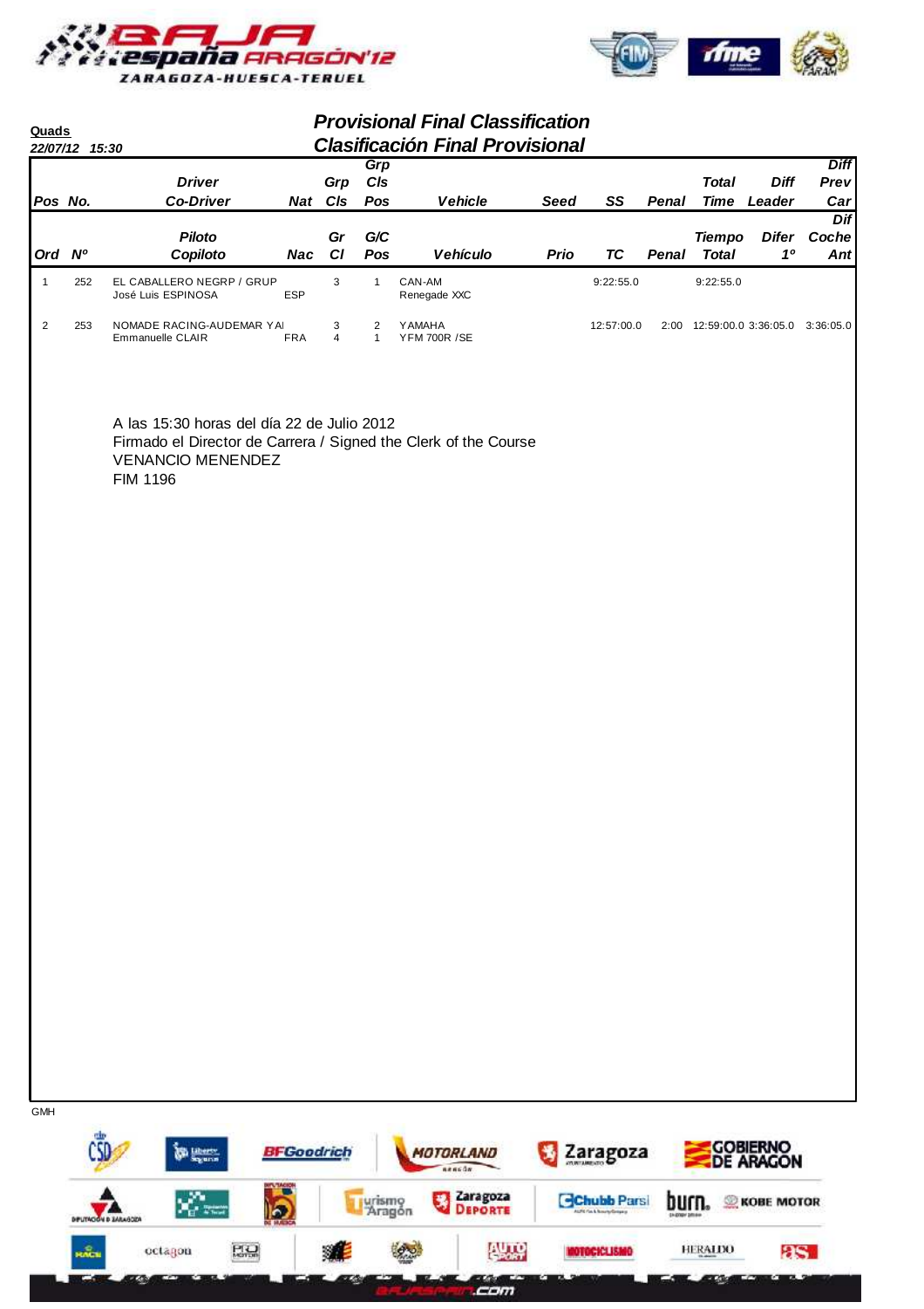**Quads**

*22/07/12 15:30*

## *Provisional Final Classification*
## *Clasificación Final Provisional*

| Pos / Ord | No. / Nº | Driver / Co-Driver (Piloto / Copiloto) | Nat / Nac | Grp Cls / Gr Cl | Grp Cls Pos / G/C Pos | Vehicle / Vehículo | Seed / Prio | SS / TC | Penal | Total Time / Tiempo Total | Diff Leader / Difer 1º | Diff Prev Car / Dif Coche Ant |
|---|---|---|---|---|---|---|---|---|---|---|---|---|
| 1 | 252 | EL CABALLERO NEGRP / GRUP<br>José Luis ESPINOSA | ESP | 3 | 1 | CAN-AM<br>Renegade XXC | | 9:22:55.0 | | 9:22:55.0 | | |
| 2 | 253 | NOMADE RACING-AUDEMAR YAI<br>Emmanuelle CLAIR | FRA | 3<br>4 | 2<br>1 | YAMAHA<br>YFM 700R /SE | | 12:57:00.0 | 2:00 | 12:59:00.0 | 3:36:05.0 | 3:36:05.0 |

A las 15:30 horas del día 22 de Julio 2012
Firmado el Director de Carrera / Signed the Clerk of the Course
VENANCIO MENENDEZ
FIM 1196

GMH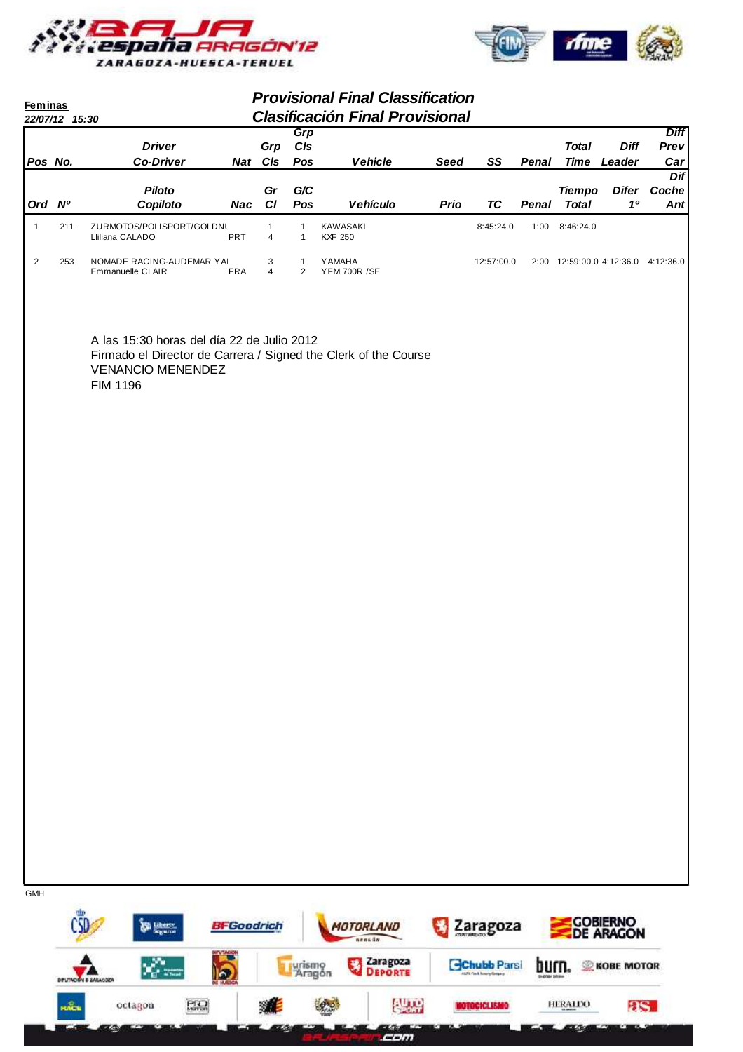**Feminas**
*22/07/12 15:30*

## *Provisional Final Classification*
## *Clasificación Final Provisional*

| Pos No. | | Driver / Co-Driver | Nat | Grp Cls | Grp Cls Pos | Vehicle | Seed | SS | Penal | Total Time | Diff Leader | Diff Prev Car |
|---|---|---|---|---|---|---|---|---|---|---|---|---|
| Ord | Nº | Piloto / Copiloto | Nac | Gr Cl | G/C Pos | Vehículo | Prio | TC | Penal | Tiempo Total | Difer 1º | Dif Coche Ant |
| 1 | 211 | ZURMOTOS/POLISPORT/GOLDNU<br>Lliliana CALADO | PRT | 1<br>4 | 1<br>1 | KAWASAKI<br>KXF 250 | | 8:45:24.0 | 1:00 | 8:46:24.0 | | |
| 2 | 253 | NOMADE RACING-AUDEMAR YAI<br>Emmanuelle CLAIR | FRA | 3<br>4 | 1<br>2 | YAMAHA<br>YFM 700R /SE | | 12:57:00.0 | 2:00 | 12:59:00.0 | 4:12:36.0 | 4:12:36.0 |

A las 15:30 horas del día 22 de Julio 2012
Firmado el Director de Carrera / Signed the Clerk of the Course
VENANCIO MENENDEZ
FIM 1196

GMH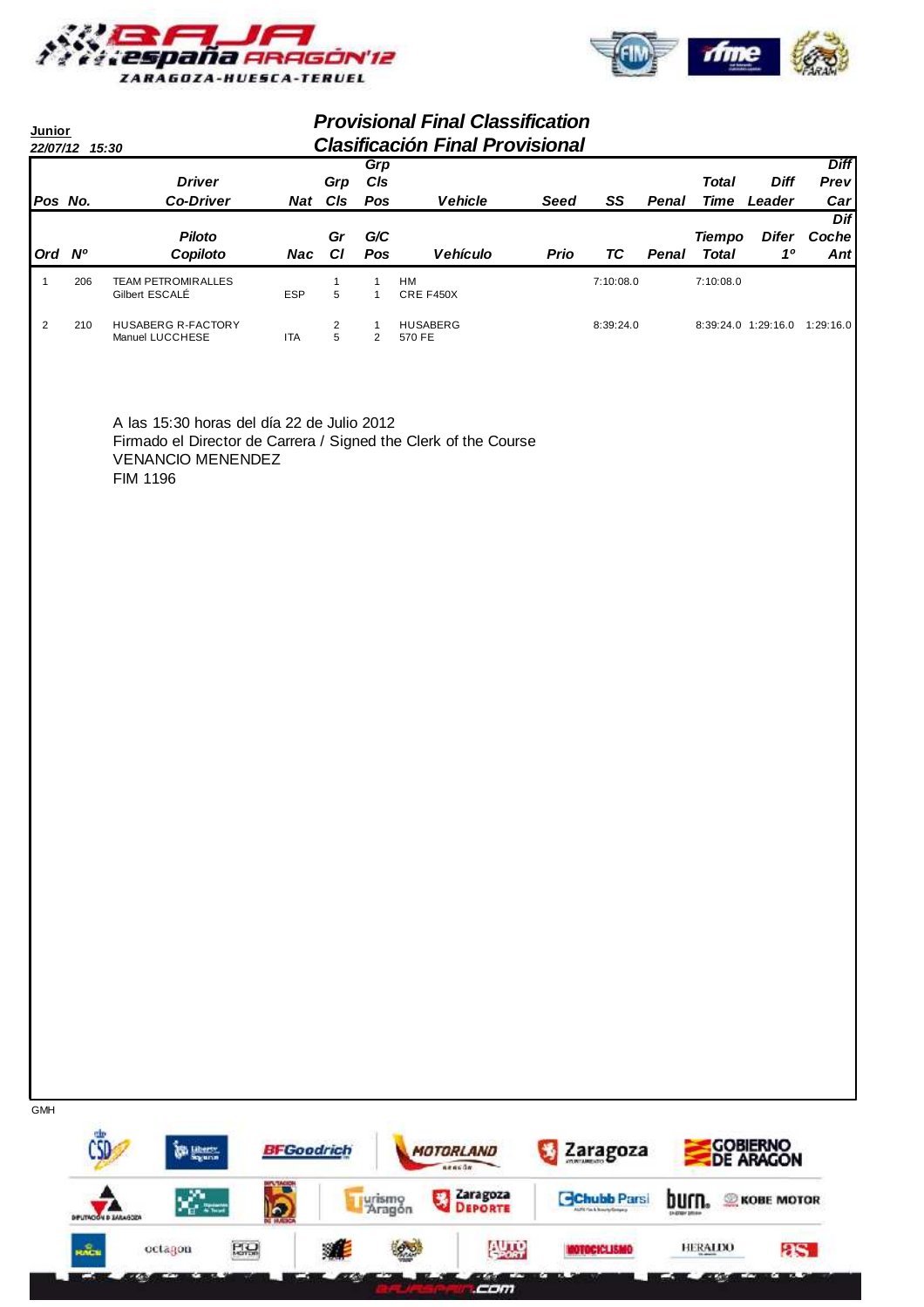**Junior**

*22/07/12 15:30*

## *Provisional Final Classification*
## *Clasificación Final Provisional*

| Pos No. | | Driver / Co-Driver | Nat | Grp Cls | Grp Cls Pos | Vehicle | Seed | SS | Penal | Total Time | Diff Leader | Diff Prev Car |
|---|---|---|---|---|---|---|---|---|---|---|---|
| Ord | Nº | Piloto / Copiloto | Nac | Gr Cl | G/C Pos | Vehículo | Prio | TC | Penal | Tiempo Total | Difer 1º | Dif Coche Ant |
| 1 | 206 | TEAM PETROMIRALLES<br>Gilbert ESCALÉ | ESP | 1<br>5 | 1<br>1 | HM<br>CRE F450X | | 7:10:08.0 | | 7:10:08.0 | | |
| 2 | 210 | HUSABERG R-FACTORY<br>Manuel LUCCHESE | ITA | 2<br>5 | 1<br>2 | HUSABERG<br>570 FE | | 8:39:24.0 | | 8:39:24.0 | 1:29:16.0 | 1:29:16.0 |

A las 15:30 horas del día 22 de Julio 2012
Firmado el Director de Carrera / Signed the Clerk of the Course
VENANCIO MENENDEZ
FIM 1196

GMH